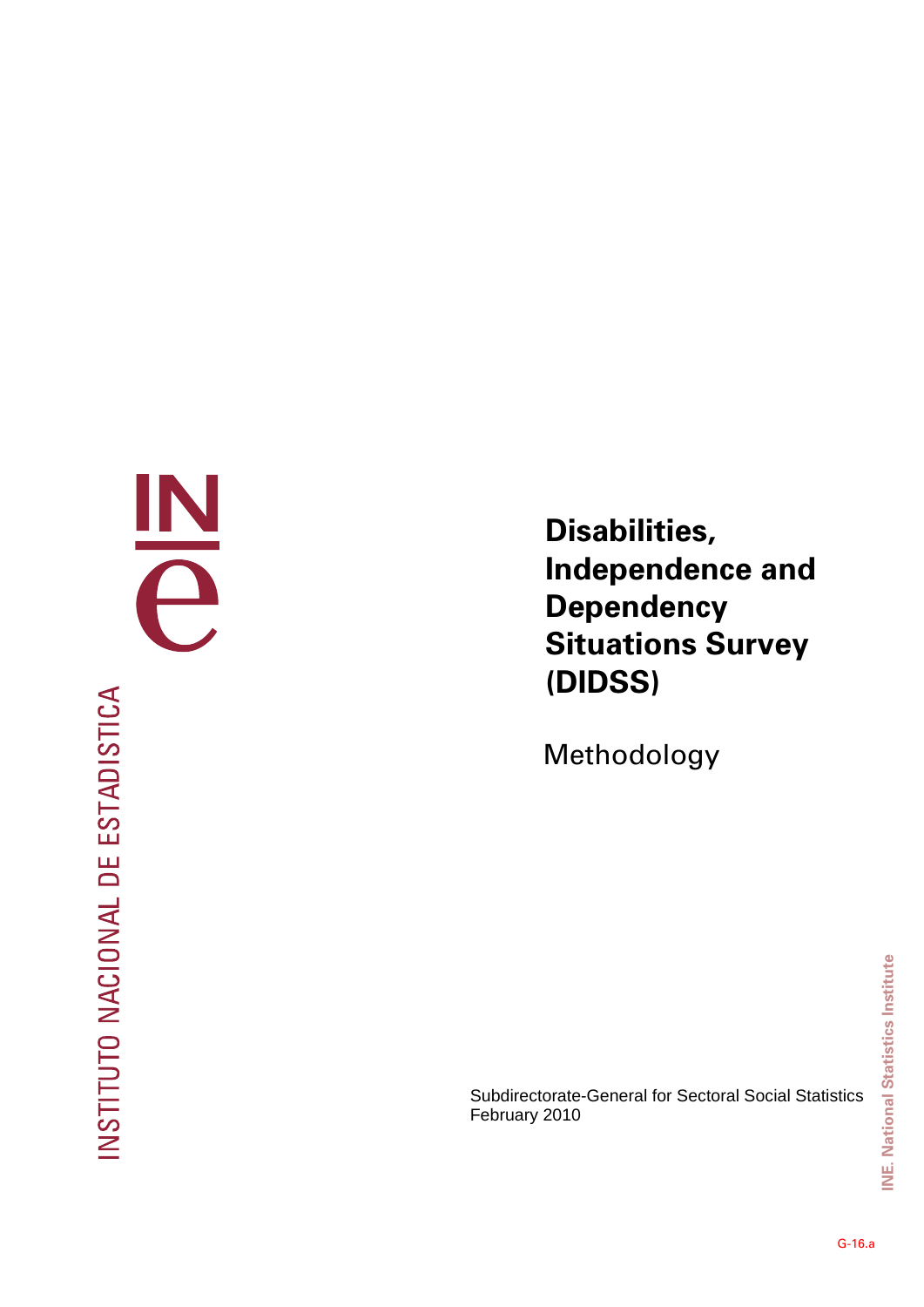# Disabilities, Independence and Dependency Situations Survey (DIDSS)

## Methodology

Subdirectorate-General for Sectoral Social Statistics
February 2010

G-16.a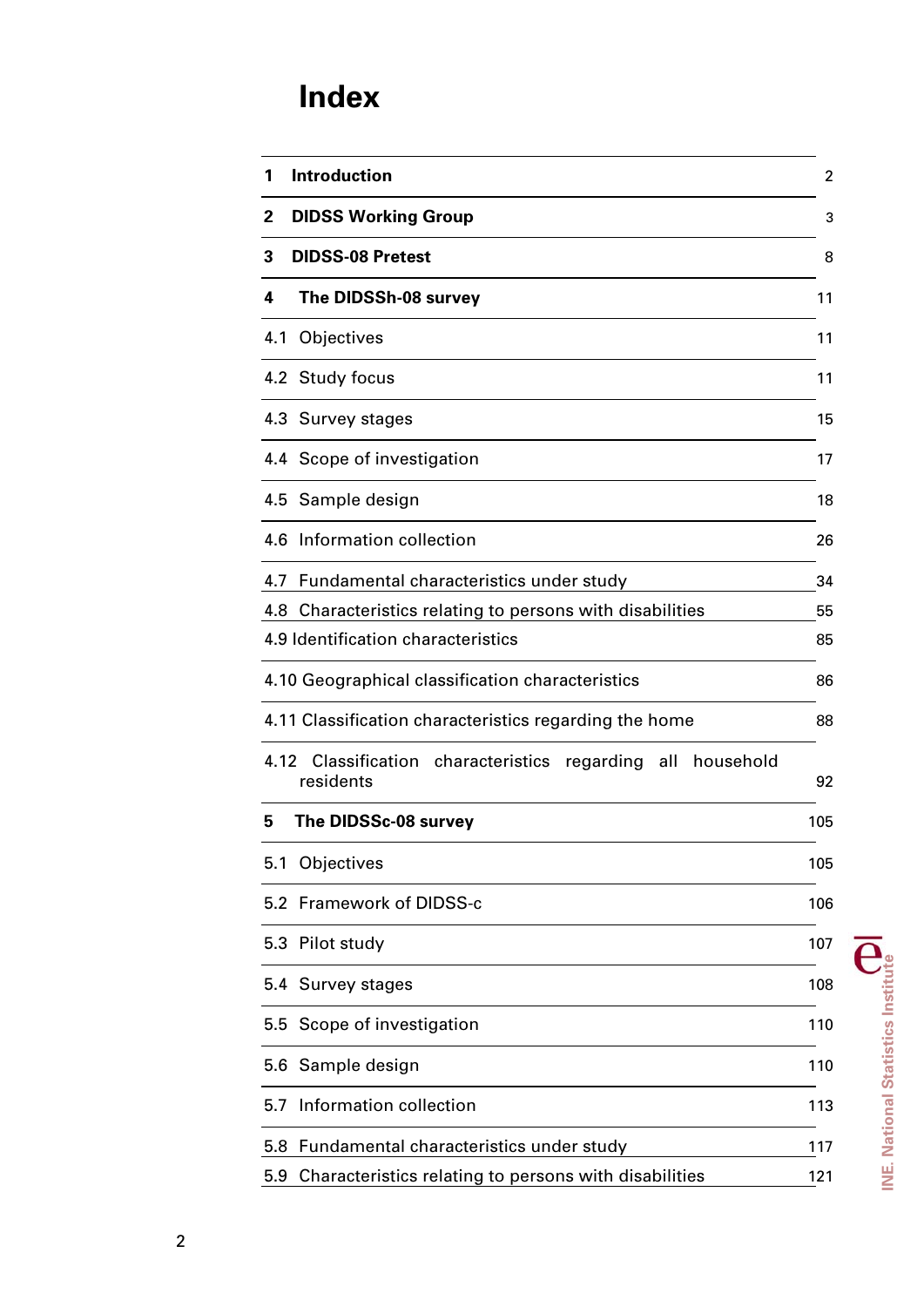# Index

| | |
|---|---|
| **1 Introduction** | 2 |
| **2 DIDSS Working Group** | 3 |
| **3 DIDSS-08 Pretest** | 8 |
| **4 The DIDSSh-08 survey** | 11 |
| 4.1 Objectives | 11 |
| 4.2 Study focus | 11 |
| 4.3 Survey stages | 15 |
| 4.4 Scope of investigation | 17 |
| 4.5 Sample design | 18 |
| 4.6 Information collection | 26 |
| 4.7 Fundamental characteristics under study | 34 |
| 4.8 Characteristics relating to persons with disabilities | 55 |
| 4.9 Identification characteristics | 85 |
| 4.10 Geographical classification characteristics | 86 |
| 4.11 Classification characteristics regarding the home | 88 |
| 4.12 Classification characteristics regarding all household residents | 92 |
| **5 The DIDSSc-08 survey** | 105 |
| 5.1 Objectives | 105 |
| 5.2 Framework of DIDSS-c | 106 |
| 5.3 Pilot study | 107 |
| 5.4 Survey stages | 108 |
| 5.5 Scope of investigation | 110 |
| 5.6 Sample design | 110 |
| 5.7 Information collection | 113 |
| 5.8 Fundamental characteristics under study | 117 |
| 5.9 Characteristics relating to persons with disabilities | 121 |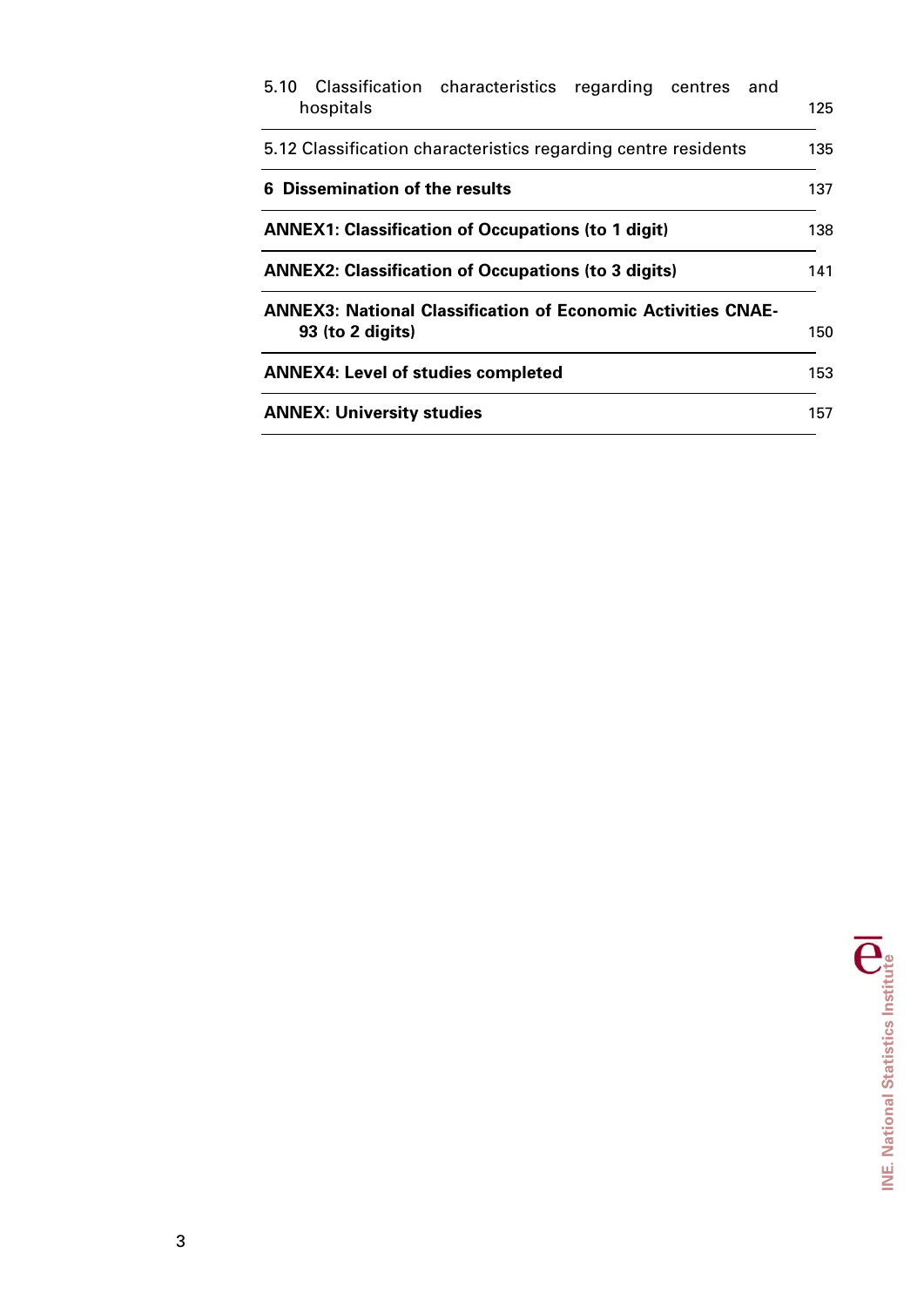| | |
|---|---|
| 5.10 Classification characteristics regarding centres and hospitals | 125 |
| 5.12 Classification characteristics regarding centre residents | 135 |
| **6 Dissemination of the results** | 137 |
| **ANNEX1: Classification of Occupations (to 1 digit)** | 138 |
| **ANNEX2: Classification of Occupations (to 3 digits)** | 141 |
| **ANNEX3: National Classification of Economic Activities CNAE-93 (to 2 digits)** | 150 |
| **ANNEX4: Level of studies completed** | 153 |
| **ANNEX: University studies** | 157 |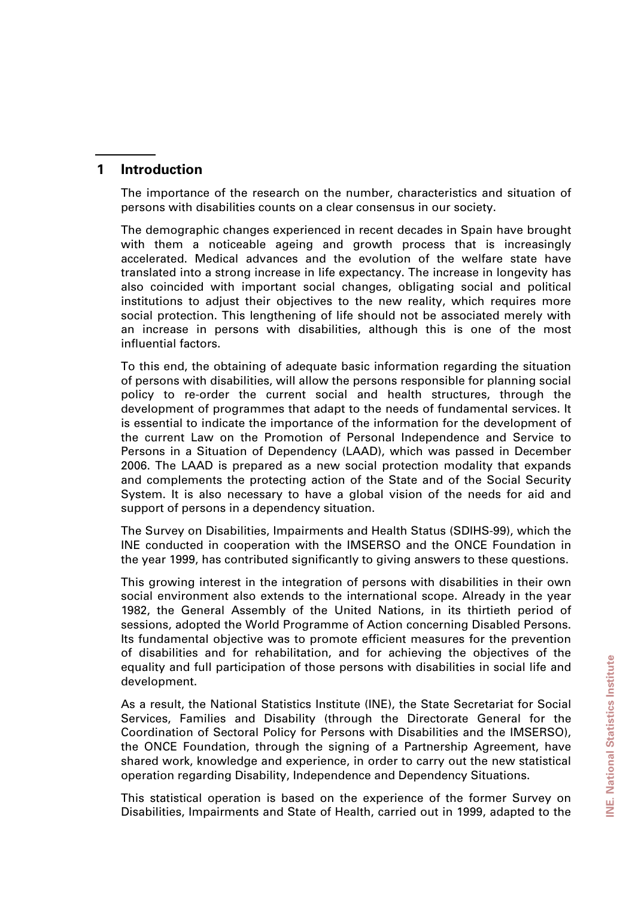# 1 Introduction

The importance of the research on the number, characteristics and situation of persons with disabilities counts on a clear consensus in our society.

The demographic changes experienced in recent decades in Spain have brought with them a noticeable ageing and growth process that is increasingly accelerated. Medical advances and the evolution of the welfare state have translated into a strong increase in life expectancy. The increase in longevity has also coincided with important social changes, obligating social and political institutions to adjust their objectives to the new reality, which requires more social protection. This lengthening of life should not be associated merely with an increase in persons with disabilities, although this is one of the most influential factors.

To this end, the obtaining of adequate basic information regarding the situation of persons with disabilities, will allow the persons responsible for planning social policy to re-order the current social and health structures, through the development of programmes that adapt to the needs of fundamental services. It is essential to indicate the importance of the information for the development of the current Law on the Promotion of Personal Independence and Service to Persons in a Situation of Dependency (LAAD), which was passed in December 2006. The LAAD is prepared as a new social protection modality that expands and complements the protecting action of the State and of the Social Security System. It is also necessary to have a global vision of the needs for aid and support of persons in a dependency situation.

The Survey on Disabilities, Impairments and Health Status (SDIHS-99), which the INE conducted in cooperation with the IMSERSO and the ONCE Foundation in the year 1999, has contributed significantly to giving answers to these questions.

This growing interest in the integration of persons with disabilities in their own social environment also extends to the international scope. Already in the year 1982, the General Assembly of the United Nations, in its thirtieth period of sessions, adopted the World Programme of Action concerning Disabled Persons. Its fundamental objective was to promote efficient measures for the prevention of disabilities and for rehabilitation, and for achieving the objectives of the equality and full participation of those persons with disabilities in social life and development.

As a result, the National Statistics Institute (INE), the State Secretariat for Social Services, Families and Disability (through the Directorate General for the Coordination of Sectoral Policy for Persons with Disabilities and the IMSERSO), the ONCE Foundation, through the signing of a Partnership Agreement, have shared work, knowledge and experience, in order to carry out the new statistical operation regarding Disability, Independence and Dependency Situations.

This statistical operation is based on the experience of the former Survey on Disabilities, Impairments and State of Health, carried out in 1999, adapted to the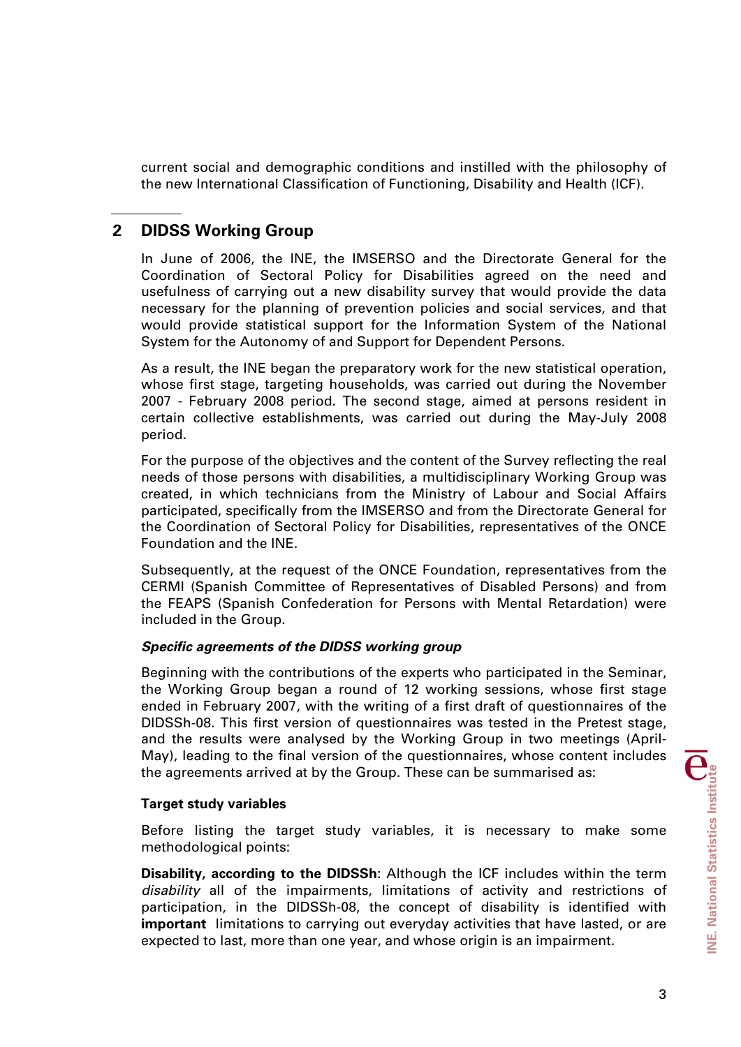current social and demographic conditions and instilled with the philosophy of the new International Classification of Functioning, Disability and Health (ICF).

## 2 DIDSS Working Group

In June of 2006, the INE, the IMSERSO and the Directorate General for the Coordination of Sectoral Policy for Disabilities agreed on the need and usefulness of carrying out a new disability survey that would provide the data necessary for the planning of prevention policies and social services, and that would provide statistical support for the Information System of the National System for the Autonomy of and Support for Dependent Persons.

As a result, the INE began the preparatory work for the new statistical operation, whose first stage, targeting households, was carried out during the November 2007 - February 2008 period. The second stage, aimed at persons resident in certain collective establishments, was carried out during the May-July 2008 period.

For the purpose of the objectives and the content of the Survey reflecting the real needs of those persons with disabilities, a multidisciplinary Working Group was created, in which technicians from the Ministry of Labour and Social Affairs participated, specifically from the IMSERSO and from the Directorate General for the Coordination of Sectoral Policy for Disabilities, representatives of the ONCE Foundation and the INE.

Subsequently, at the request of the ONCE Foundation, representatives from the CERMI (Spanish Committee of Representatives of Disabled Persons) and from the FEAPS (Spanish Confederation for Persons with Mental Retardation) were included in the Group.

***Specific agreements of the DIDSS working group***

Beginning with the contributions of the experts who participated in the Seminar, the Working Group began a round of 12 working sessions, whose first stage ended in February 2007, with the writing of a first draft of questionnaires of the DIDSSh-08. This first version of questionnaires was tested in the Pretest stage, and the results were analysed by the Working Group in two meetings (April-May), leading to the final version of the questionnaires, whose content includes the agreements arrived at by the Group. These can be summarised as:

**Target study variables**

Before listing the target study variables, it is necessary to make some methodological points:

**Disability, according to the DIDSSh**: Although the ICF includes within the term *disability* all of the impairments, limitations of activity and restrictions of participation, in the DIDSSh-08, the concept of disability is identified with **important** limitations to carrying out everyday activities that have lasted, or are expected to last, more than one year, and whose origin is an impairment.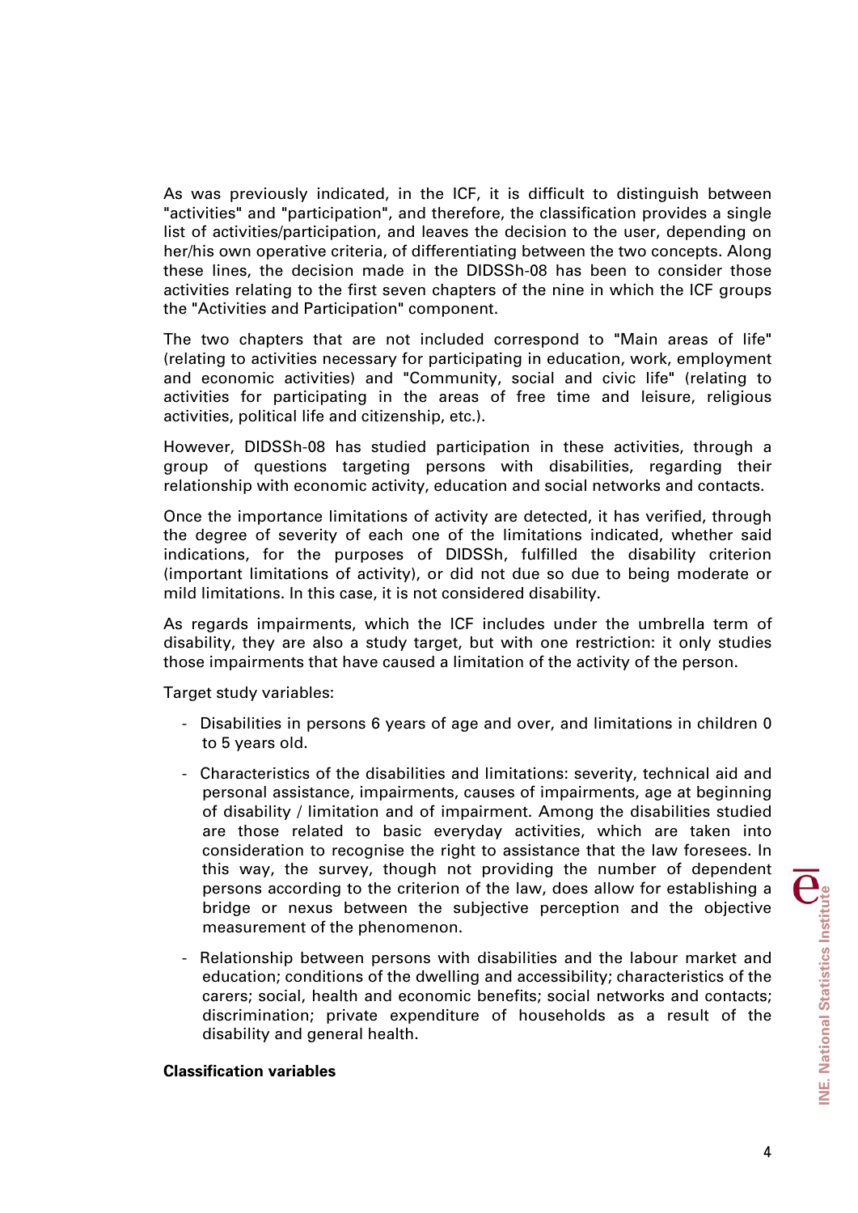As was previously indicated, in the ICF, it is difficult to distinguish between "activities" and "participation", and therefore, the classification provides a single list of activities/participation, and leaves the decision to the user, depending on her/his own operative criteria, of differentiating between the two concepts. Along these lines, the decision made in the DIDSSh-08 has been to consider those activities relating to the first seven chapters of the nine in which the ICF groups the "Activities and Participation" component.

The two chapters that are not included correspond to "Main areas of life" (relating to activities necessary for participating in education, work, employment and economic activities) and "Community, social and civic life" (relating to activities for participating in the areas of free time and leisure, religious activities, political life and citizenship, etc.).

However, DIDSSh-08 has studied participation in these activities, through a group of questions targeting persons with disabilities, regarding their relationship with economic activity, education and social networks and contacts.

Once the importance limitations of activity are detected, it has verified, through the degree of severity of each one of the limitations indicated, whether said indications, for the purposes of DIDSSh, fulfilled the disability criterion (important limitations of activity), or did not due so due to being moderate or mild limitations. In this case, it is not considered disability.

As regards impairments, which the ICF includes under the umbrella term of disability, they are also a study target, but with one restriction: it only studies those impairments that have caused a limitation of the activity of the person.

Target study variables:

- Disabilities in persons 6 years of age and over, and limitations in children 0 to 5 years old.
- Characteristics of the disabilities and limitations: severity, technical aid and personal assistance, impairments, causes of impairments, age at beginning of disability / limitation and of impairment. Among the disabilities studied are those related to basic everyday activities, which are taken into consideration to recognise the right to assistance that the law foresees. In this way, the survey, though not providing the number of dependent persons according to the criterion of the law, does allow for establishing a bridge or nexus between the subjective perception and the objective measurement of the phenomenon.
- Relationship between persons with disabilities and the labour market and education; conditions of the dwelling and accessibility; characteristics of the carers; social, health and economic benefits; social networks and contacts; discrimination; private expenditure of households as a result of the disability and general health.

**Classification variables**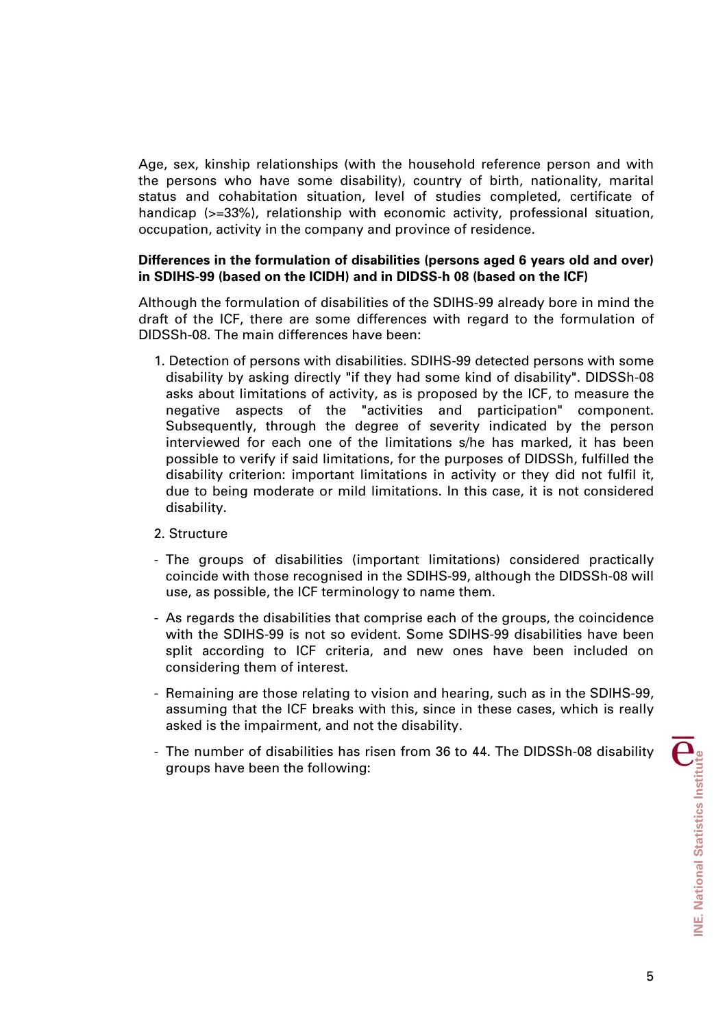Age, sex, kinship relationships (with the household reference person and with the persons who have some disability), country of birth, nationality, marital status and cohabitation situation, level of studies completed, certificate of handicap (>=33%), relationship with economic activity, professional situation, occupation, activity in the company and province of residence.

**Differences in the formulation of disabilities (persons aged 6 years old and over) in SDIHS-99 (based on the ICIDH) and in DIDSS-h 08 (based on the ICF)**

Although the formulation of disabilities of the SDIHS-99 already bore in mind the draft of the ICF, there are some differences with regard to the formulation of DIDSSh-08. The main differences have been:

1. Detection of persons with disabilities. SDIHS-99 detected persons with some disability by asking directly "if they had some kind of disability". DIDSSh-08 asks about limitations of activity, as is proposed by the ICF, to measure the negative aspects of the "activities and participation" component. Subsequently, through the degree of severity indicated by the person interviewed for each one of the limitations s/he has marked, it has been possible to verify if said limitations, for the purposes of DIDSSh, fulfilled the disability criterion: important limitations in activity or they did not fulfil it, due to being moderate or mild limitations. In this case, it is not considered disability.

2. Structure

- The groups of disabilities (important limitations) considered practically coincide with those recognised in the SDIHS-99, although the DIDSSh-08 will use, as possible, the ICF terminology to name them.
- As regards the disabilities that comprise each of the groups, the coincidence with the SDIHS-99 is not so evident. Some SDIHS-99 disabilities have been split according to ICF criteria, and new ones have been included on considering them of interest.
- Remaining are those relating to vision and hearing, such as in the SDIHS-99, assuming that the ICF breaks with this, since in these cases, which is really asked is the impairment, and not the disability.
- The number of disabilities has risen from 36 to 44. The DIDSSh-08 disability groups have been the following: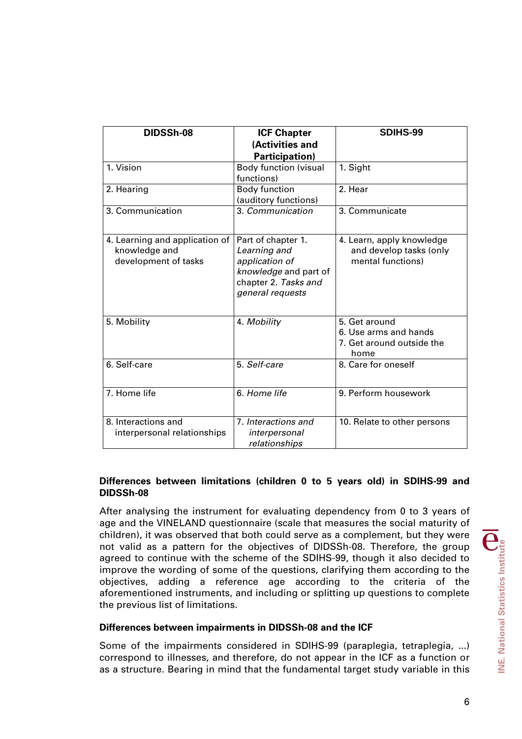| DIDSSh-08 | ICF Chapter (Activities and Participation) | SDIHS-99 |
|---|---|---|
| 1. Vision | Body function (visual functions) | 1. Sight |
| 2. Hearing | Body function (auditory functions) | 2. Hear |
| 3. Communication | 3. *Communication* | 3. Communicate |
| 4. Learning and application of knowledge and development of tasks | Part of chapter 1. *Learning and application of knowledge* and part of chapter 2. *Tasks and general requests* | 4. Learn, apply knowledge and develop tasks (only mental functions) |
| 5. Mobility | 4. *Mobility* | 5. Get around<br>6. Use arms and hands<br>7. Get around outside the home |
| 6. Self-care | 5. *Self-care* | 8. Care for oneself |
| 7. Home life | 6. *Home life* | 9. Perform housework |
| 8. Interactions and interpersonal relationships | 7. *Interactions and interpersonal relationships* | 10. Relate to other persons |

**Differences between limitations (children 0 to 5 years old) in SDIHS-99 and DIDSSh-08**

After analysing the instrument for evaluating dependency from 0 to 3 years of age and the VINELAND questionnaire (scale that measures the social maturity of children), it was observed that both could serve as a complement, but they were not valid as a pattern for the objectives of DIDSSh-08. Therefore, the group agreed to continue with the scheme of the SDIHS-99, though it also decided to improve the wording of some of the questions, clarifying them according to the objectives, adding a reference age according to the criteria of the aforementioned instruments, and including or splitting up questions to complete the previous list of limitations.

**Differences between impairments in DIDSSh-08 and the ICF**

Some of the impairments considered in SDIHS-99 (paraplegia, tetraplegia, ...) correspond to illnesses, and therefore, do not appear in the ICF as a function or as a structure. Bearing in mind that the fundamental target study variable in this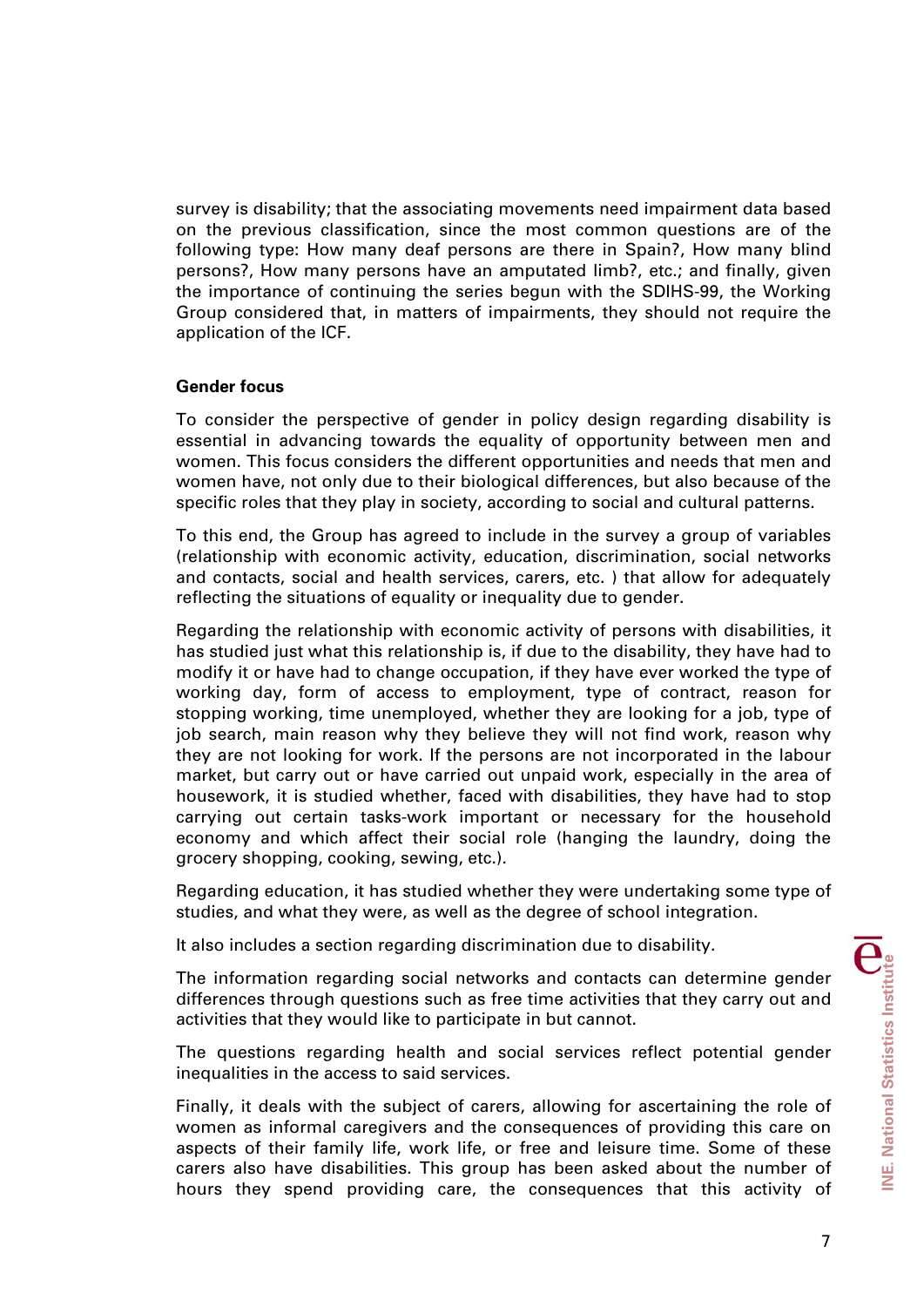survey is disability; that the associating movements need impairment data based on the previous classification, since the most common questions are of the following type: How many deaf persons are there in Spain?, How many blind persons?, How many persons have an amputated limb?, etc.; and finally, given the importance of continuing the series begun with the SDIHS-99, the Working Group considered that, in matters of impairments, they should not require the application of the ICF.

**Gender focus**

To consider the perspective of gender in policy design regarding disability is essential in advancing towards the equality of opportunity between men and women. This focus considers the different opportunities and needs that men and women have, not only due to their biological differences, but also because of the specific roles that they play in society, according to social and cultural patterns.

To this end, the Group has agreed to include in the survey a group of variables (relationship with economic activity, education, discrimination, social networks and contacts, social and health services, carers, etc. ) that allow for adequately reflecting the situations of equality or inequality due to gender.

Regarding the relationship with economic activity of persons with disabilities, it has studied just what this relationship is, if due to the disability, they have had to modify it or have had to change occupation, if they have ever worked the type of working day, form of access to employment, type of contract, reason for stopping working, time unemployed, whether they are looking for a job, type of job search, main reason why they believe they will not find work, reason why they are not looking for work. If the persons are not incorporated in the labour market, but carry out or have carried out unpaid work, especially in the area of housework, it is studied whether, faced with disabilities, they have had to stop carrying out certain tasks-work important or necessary for the household economy and which affect their social role (hanging the laundry, doing the grocery shopping, cooking, sewing, etc.).

Regarding education, it has studied whether they were undertaking some type of studies, and what they were, as well as the degree of school integration.

It also includes a section regarding discrimination due to disability.

The information regarding social networks and contacts can determine gender differences through questions such as free time activities that they carry out and activities that they would like to participate in but cannot.

The questions regarding health and social services reflect potential gender inequalities in the access to said services.

Finally, it deals with the subject of carers, allowing for ascertaining the role of women as informal caregivers and the consequences of providing this care on aspects of their family life, work life, or free and leisure time. Some of these carers also have disabilities. This group has been asked about the number of hours they spend providing care, the consequences that this activity of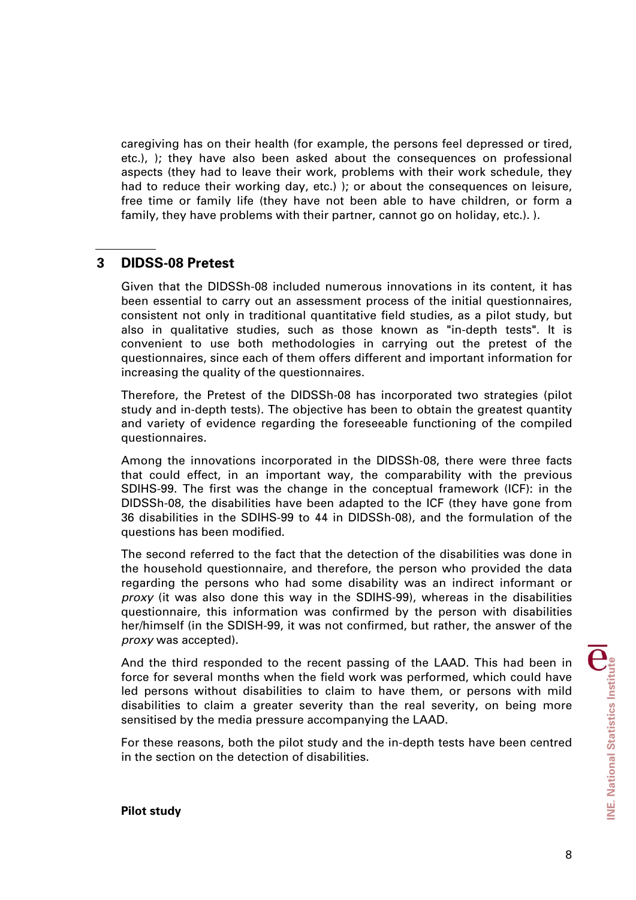caregiving has on their health (for example, the persons feel depressed or tired, etc.), ); they have also been asked about the consequences on professional aspects (they had to leave their work, problems with their work schedule, they had to reduce their working day, etc.) ); or about the consequences on leisure, free time or family life (they have not been able to have children, or form a family, they have problems with their partner, cannot go on holiday, etc.). ).

## 3 DIDSS-08 Pretest

Given that the DIDSSh-08 included numerous innovations in its content, it has been essential to carry out an assessment process of the initial questionnaires, consistent not only in traditional quantitative field studies, as a pilot study, but also in qualitative studies, such as those known as "in-depth tests". It is convenient to use both methodologies in carrying out the pretest of the questionnaires, since each of them offers different and important information for increasing the quality of the questionnaires.

Therefore, the Pretest of the DIDSSh-08 has incorporated two strategies (pilot study and in-depth tests). The objective has been to obtain the greatest quantity and variety of evidence regarding the foreseeable functioning of the compiled questionnaires.

Among the innovations incorporated in the DIDSSh-08, there were three facts that could effect, in an important way, the comparability with the previous SDIHS-99. The first was the change in the conceptual framework (ICF): in the DIDSSh-08, the disabilities have been adapted to the ICF (they have gone from 36 disabilities in the SDIHS-99 to 44 in DIDSSh-08), and the formulation of the questions has been modified.

The second referred to the fact that the detection of the disabilities was done in the household questionnaire, and therefore, the person who provided the data regarding the persons who had some disability was an indirect informant or *proxy* (it was also done this way in the SDIHS-99), whereas in the disabilities questionnaire, this information was confirmed by the person with disabilities her/himself (in the SDISH-99, it was not confirmed, but rather, the answer of the *proxy* was accepted).

And the third responded to the recent passing of the LAAD. This had been in force for several months when the field work was performed, which could have led persons without disabilities to claim to have them, or persons with mild disabilities to claim a greater severity than the real severity, on being more sensitised by the media pressure accompanying the LAAD.

For these reasons, both the pilot study and the in-depth tests have been centred in the section on the detection of disabilities.

**Pilot study**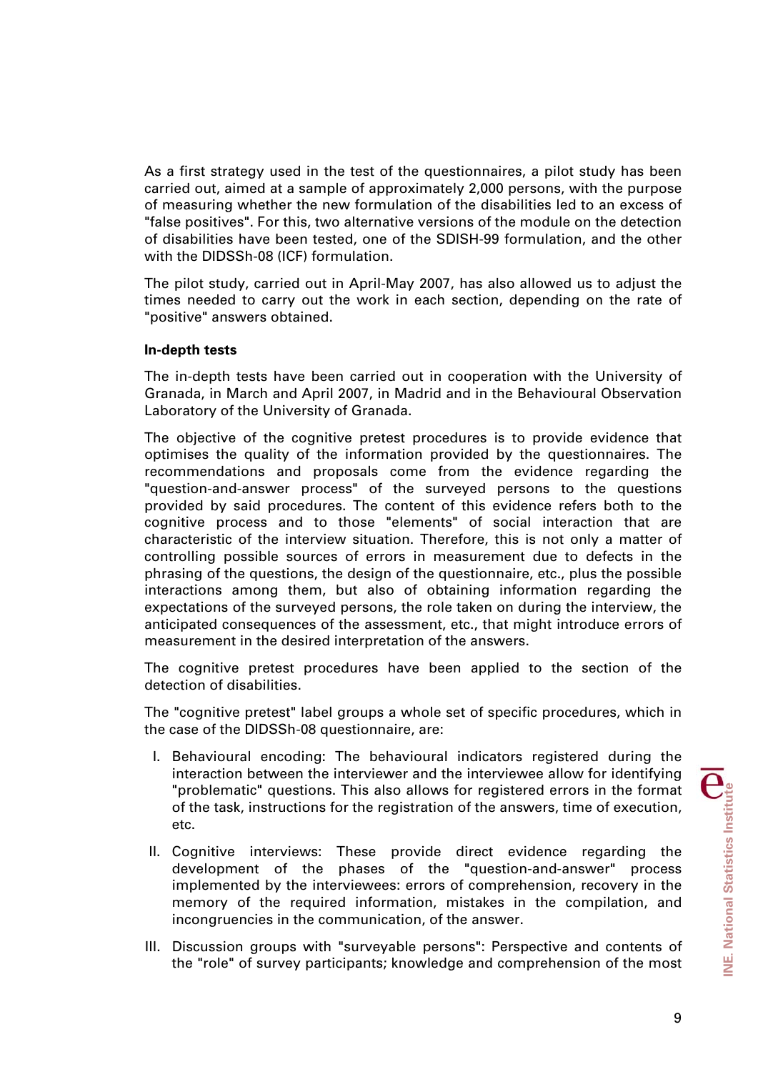As a first strategy used in the test of the questionnaires, a pilot study has been carried out, aimed at a sample of approximately 2,000 persons, with the purpose of measuring whether the new formulation of the disabilities led to an excess of "false positives". For this, two alternative versions of the module on the detection of disabilities have been tested, one of the SDISH-99 formulation, and the other with the DIDSSh-08 (ICF) formulation.

The pilot study, carried out in April-May 2007, has also allowed us to adjust the times needed to carry out the work in each section, depending on the rate of "positive" answers obtained.

**In-depth tests**

The in-depth tests have been carried out in cooperation with the University of Granada, in March and April 2007, in Madrid and in the Behavioural Observation Laboratory of the University of Granada.

The objective of the cognitive pretest procedures is to provide evidence that optimises the quality of the information provided by the questionnaires. The recommendations and proposals come from the evidence regarding the "question-and-answer process" of the surveyed persons to the questions provided by said procedures. The content of this evidence refers both to the cognitive process and to those "elements" of social interaction that are characteristic of the interview situation. Therefore, this is not only a matter of controlling possible sources of errors in measurement due to defects in the phrasing of the questions, the design of the questionnaire, etc., plus the possible interactions among them, but also of obtaining information regarding the expectations of the surveyed persons, the role taken on during the interview, the anticipated consequences of the assessment, etc., that might introduce errors of measurement in the desired interpretation of the answers.

The cognitive pretest procedures have been applied to the section of the detection of disabilities.

The "cognitive pretest" label groups a whole set of specific procedures, which in the case of the DIDSSh-08 questionnaire, are:

I. Behavioural encoding: The behavioural indicators registered during the interaction between the interviewer and the interviewee allow for identifying "problematic" questions. This also allows for registered errors in the format of the task, instructions for the registration of the answers, time of execution, etc.

II. Cognitive interviews: These provide direct evidence regarding the development of the phases of the "question-and-answer" process implemented by the interviewees: errors of comprehension, recovery in the memory of the required information, mistakes in the compilation, and incongruencies in the communication, of the answer.

III. Discussion groups with "surveyable persons": Perspective and contents of the "role" of survey participants; knowledge and comprehension of the most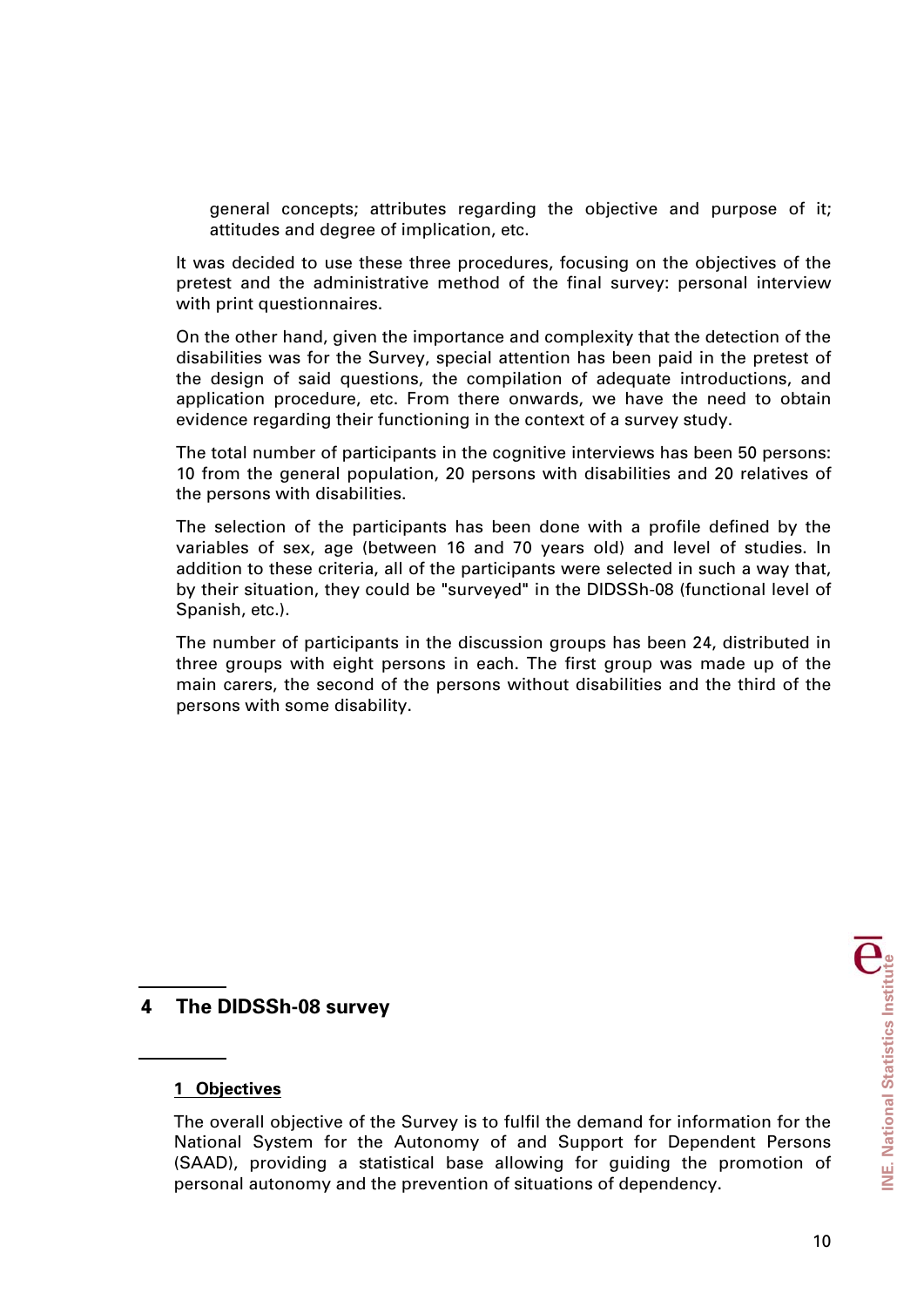general concepts; attributes regarding the objective and purpose of it; attitudes and degree of implication, etc.

It was decided to use these three procedures, focusing on the objectives of the pretest and the administrative method of the final survey: personal interview with print questionnaires.

On the other hand, given the importance and complexity that the detection of the disabilities was for the Survey, special attention has been paid in the pretest of the design of said questions, the compilation of adequate introductions, and application procedure, etc. From there onwards, we have the need to obtain evidence regarding their functioning in the context of a survey study.

The total number of participants in the cognitive interviews has been 50 persons: 10 from the general population, 20 persons with disabilities and 20 relatives of the persons with disabilities.

The selection of the participants has been done with a profile defined by the variables of sex, age (between 16 and 70 years old) and level of studies. In addition to these criteria, all of the participants were selected in such a way that, by their situation, they could be "surveyed" in the DIDSSh-08 (functional level of Spanish, etc.).

The number of participants in the discussion groups has been 24, distributed in three groups with eight persons in each. The first group was made up of the main carers, the second of the persons without disabilities and the third of the persons with some disability.

# 4 The DIDSSh-08 survey

## 1 Objectives

The overall objective of the Survey is to fulfil the demand for information for the National System for the Autonomy of and Support for Dependent Persons (SAAD), providing a statistical base allowing for guiding the promotion of personal autonomy and the prevention of situations of dependency.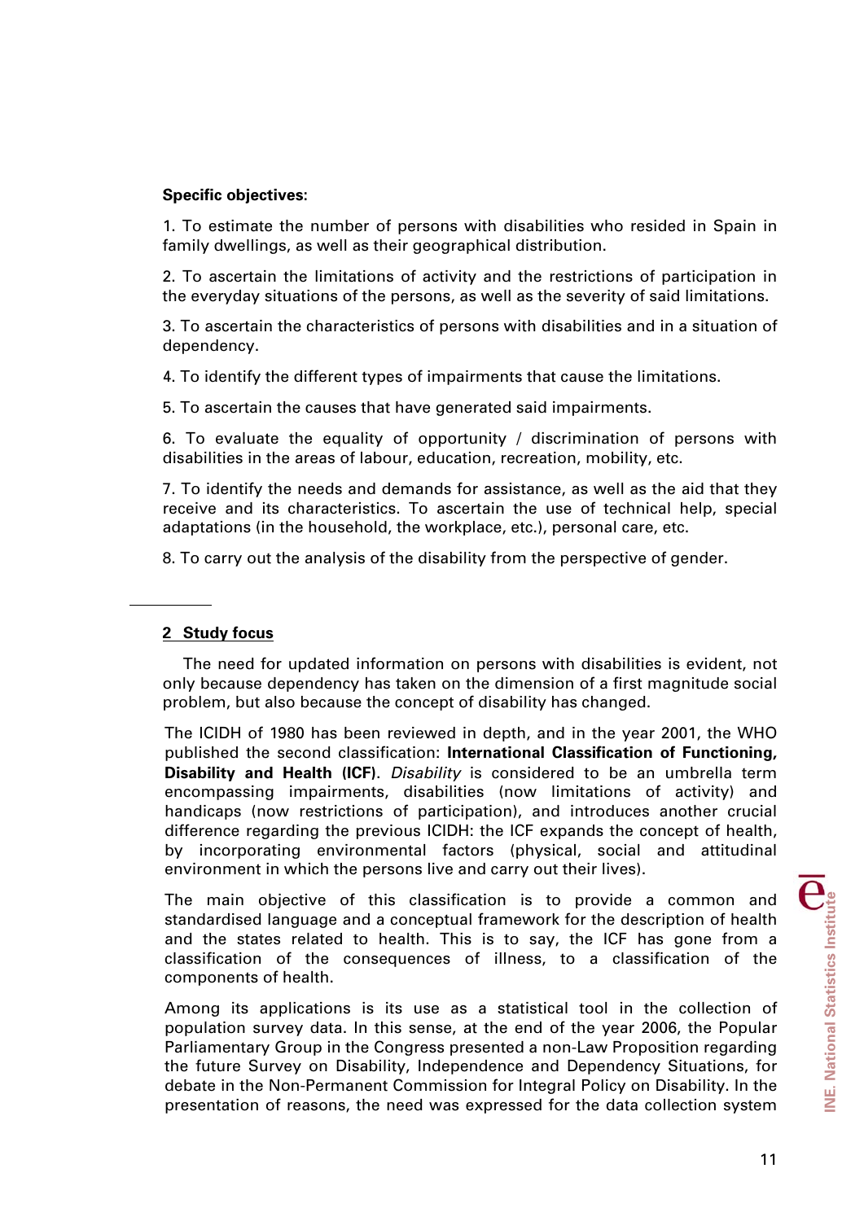**Specific objectives:**

1. To estimate the number of persons with disabilities who resided in Spain in family dwellings, as well as their geographical distribution.

2. To ascertain the limitations of activity and the restrictions of participation in the everyday situations of the persons, as well as the severity of said limitations.

3. To ascertain the characteristics of persons with disabilities and in a situation of dependency.

4. To identify the different types of impairments that cause the limitations.

5. To ascertain the causes that have generated said impairments.

6. To evaluate the equality of opportunity / discrimination of persons with disabilities in the areas of labour, education, recreation, mobility, etc.

7. To identify the needs and demands for assistance, as well as the aid that they receive and its characteristics. To ascertain the use of technical help, special adaptations (in the household, the workplace, etc.), personal care, etc.

8. To carry out the analysis of the disability from the perspective of gender.

## 2 Study focus

The need for updated information on persons with disabilities is evident, not only because dependency has taken on the dimension of a first magnitude social problem, but also because the concept of disability has changed.

The ICIDH of 1980 has been reviewed in depth, and in the year 2001, the WHO published the second classification: **International Classification of Functioning, Disability and Health (ICF)**. *Disability* is considered to be an umbrella term encompassing impairments, disabilities (now limitations of activity) and handicaps (now restrictions of participation), and introduces another crucial difference regarding the previous ICIDH: the ICF expands the concept of health, by incorporating environmental factors (physical, social and attitudinal environment in which the persons live and carry out their lives).

The main objective of this classification is to provide a common and standardised language and a conceptual framework for the description of health and the states related to health. This is to say, the ICF has gone from a classification of the consequences of illness, to a classification of the components of health.

Among its applications is its use as a statistical tool in the collection of population survey data. In this sense, at the end of the year 2006, the Popular Parliamentary Group in the Congress presented a non-Law Proposition regarding the future Survey on Disability, Independence and Dependency Situations, for debate in the Non-Permanent Commission for Integral Policy on Disability. In the presentation of reasons, the need was expressed for the data collection system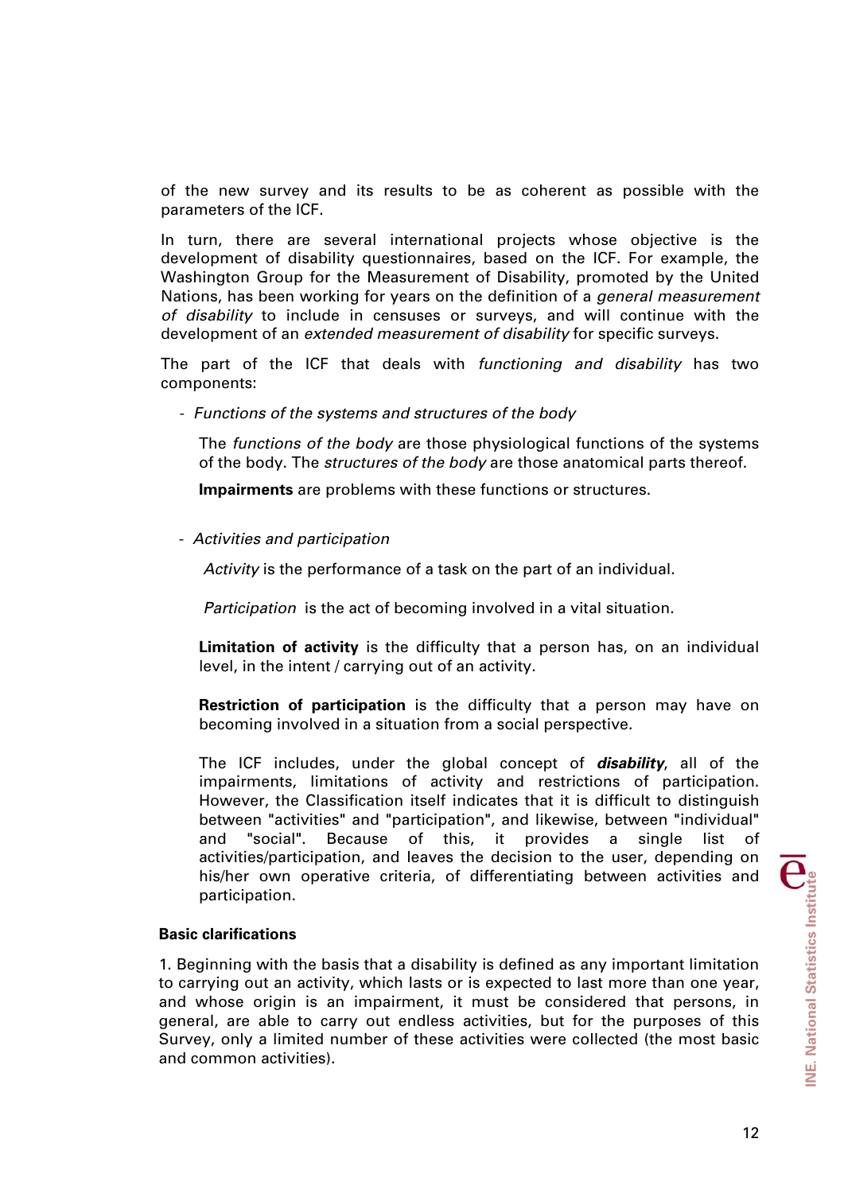of the new survey and its results to be as coherent as possible with the parameters of the ICF.

In turn, there are several international projects whose objective is the development of disability questionnaires, based on the ICF. For example, the Washington Group for the Measurement of Disability, promoted by the United Nations, has been working for years on the definition of a *general measurement of disability* to include in censuses or surveys, and will continue with the development of an *extended measurement of disability* for specific surveys.

The part of the ICF that deals with *functioning and disability* has two components:

- *Functions of the systems and structures of the body*

  The *functions of the body* are those physiological functions of the systems of the body. The *structures of the body* are those anatomical parts thereof.

  **Impairments** are problems with these functions or structures.

- *Activities and participation*

  *Activity* is the performance of a task on the part of an individual.

  *Participation* is the act of becoming involved in a vital situation.

  **Limitation of activity** is the difficulty that a person has, on an individual level, in the intent / carrying out of an activity.

  **Restriction of participation** is the difficulty that a person may have on becoming involved in a situation from a social perspective.

  The ICF includes, under the global concept of ***disability***, all of the impairments, limitations of activity and restrictions of participation. However, the Classification itself indicates that it is difficult to distinguish between "activities" and "participation", and likewise, between "individual" and "social". Because of this, it provides a single list of activities/participation, and leaves the decision to the user, depending on his/her own operative criteria, of differentiating between activities and participation.

**Basic clarifications**

1. Beginning with the basis that a disability is defined as any important limitation to carrying out an activity, which lasts or is expected to last more than one year, and whose origin is an impairment, it must be considered that persons, in general, are able to carry out endless activities, but for the purposes of this Survey, only a limited number of these activities were collected (the most basic and common activities).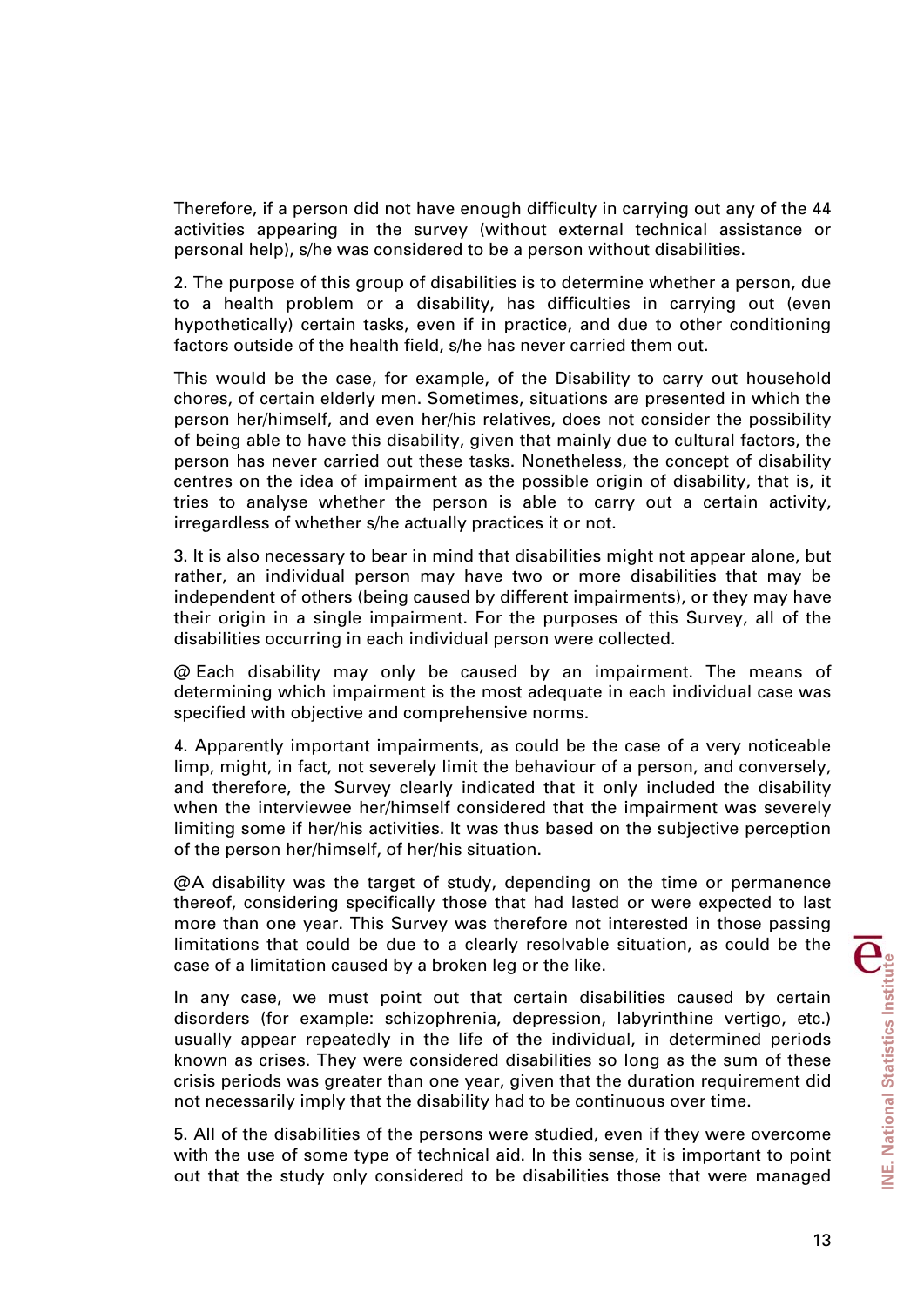Therefore, if a person did not have enough difficulty in carrying out any of the 44 activities appearing in the survey (without external technical assistance or personal help), s/he was considered to be a person without disabilities.

2. The purpose of this group of disabilities is to determine whether a person, due to a health problem or a disability, has difficulties in carrying out (even hypothetically) certain tasks, even if in practice, and due to other conditioning factors outside of the health field, s/he has never carried them out.

This would be the case, for example, of the Disability to carry out household chores, of certain elderly men. Sometimes, situations are presented in which the person her/himself, and even her/his relatives, does not consider the possibility of being able to have this disability, given that mainly due to cultural factors, the person has never carried out these tasks. Nonetheless, the concept of disability centres on the idea of impairment as the possible origin of disability, that is, it tries to analyse whether the person is able to carry out a certain activity, irregardless of whether s/he actually practices it or not.

3. It is also necessary to bear in mind that disabilities might not appear alone, but rather, an individual person may have two or more disabilities that may be independent of others (being caused by different impairments), or they may have their origin in a single impairment. For the purposes of this Survey, all of the disabilities occurring in each individual person were collected.

@ Each disability may only be caused by an impairment. The means of determining which impairment is the most adequate in each individual case was specified with objective and comprehensive norms.

4. Apparently important impairments, as could be the case of a very noticeable limp, might, in fact, not severely limit the behaviour of a person, and conversely, and therefore, the Survey clearly indicated that it only included the disability when the interviewee her/himself considered that the impairment was severely limiting some if her/his activities. It was thus based on the subjective perception of the person her/himself, of her/his situation.

@A disability was the target of study, depending on the time or permanence thereof, considering specifically those that had lasted or were expected to last more than one year. This Survey was therefore not interested in those passing limitations that could be due to a clearly resolvable situation, as could be the case of a limitation caused by a broken leg or the like.

In any case, we must point out that certain disabilities caused by certain disorders (for example: schizophrenia, depression, labyrinthine vertigo, etc.) usually appear repeatedly in the life of the individual, in determined periods known as crises. They were considered disabilities so long as the sum of these crisis periods was greater than one year, given that the duration requirement did not necessarily imply that the disability had to be continuous over time.

5. All of the disabilities of the persons were studied, even if they were overcome with the use of some type of technical aid. In this sense, it is important to point out that the study only considered to be disabilities those that were managed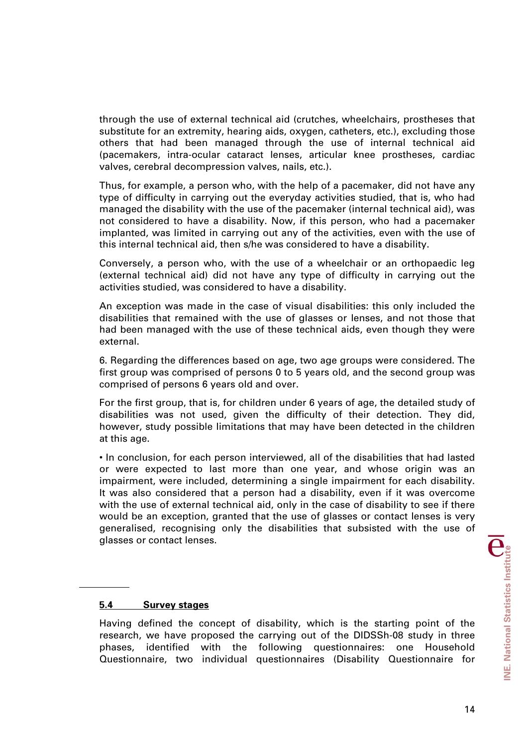through the use of external technical aid (crutches, wheelchairs, prostheses that substitute for an extremity, hearing aids, oxygen, catheters, etc.), excluding those others that had been managed through the use of internal technical aid (pacemakers, intra-ocular cataract lenses, articular knee prostheses, cardiac valves, cerebral decompression valves, nails, etc.).

Thus, for example, a person who, with the help of a pacemaker, did not have any type of difficulty in carrying out the everyday activities studied, that is, who had managed the disability with the use of the pacemaker (internal technical aid), was not considered to have a disability. Now, if this person, who had a pacemaker implanted, was limited in carrying out any of the activities, even with the use of this internal technical aid, then s/he was considered to have a disability.

Conversely, a person who, with the use of a wheelchair or an orthopaedic leg (external technical aid) did not have any type of difficulty in carrying out the activities studied, was considered to have a disability.

An exception was made in the case of visual disabilities: this only included the disabilities that remained with the use of glasses or lenses, and not those that had been managed with the use of these technical aids, even though they were external.

6. Regarding the differences based on age, two age groups were considered. The first group was comprised of persons 0 to 5 years old, and the second group was comprised of persons 6 years old and over.

For the first group, that is, for children under 6 years of age, the detailed study of disabilities was not used, given the difficulty of their detection. They did, however, study possible limitations that may have been detected in the children at this age.

- In conclusion, for each person interviewed, all of the disabilities that had lasted or were expected to last more than one year, and whose origin was an impairment, were included, determining a single impairment for each disability. It was also considered that a person had a disability, even if it was overcome with the use of external technical aid, only in the case of disability to see if there would be an exception, granted that the use of glasses or contact lenses is very generalised, recognising only the disabilities that subsisted with the use of glasses or contact lenses.

## 5.4 Survey stages

Having defined the concept of disability, which is the starting point of the research, we have proposed the carrying out of the DIDSSh-08 study in three phases, identified with the following questionnaires: one Household Questionnaire, two individual questionnaires (Disability Questionnaire for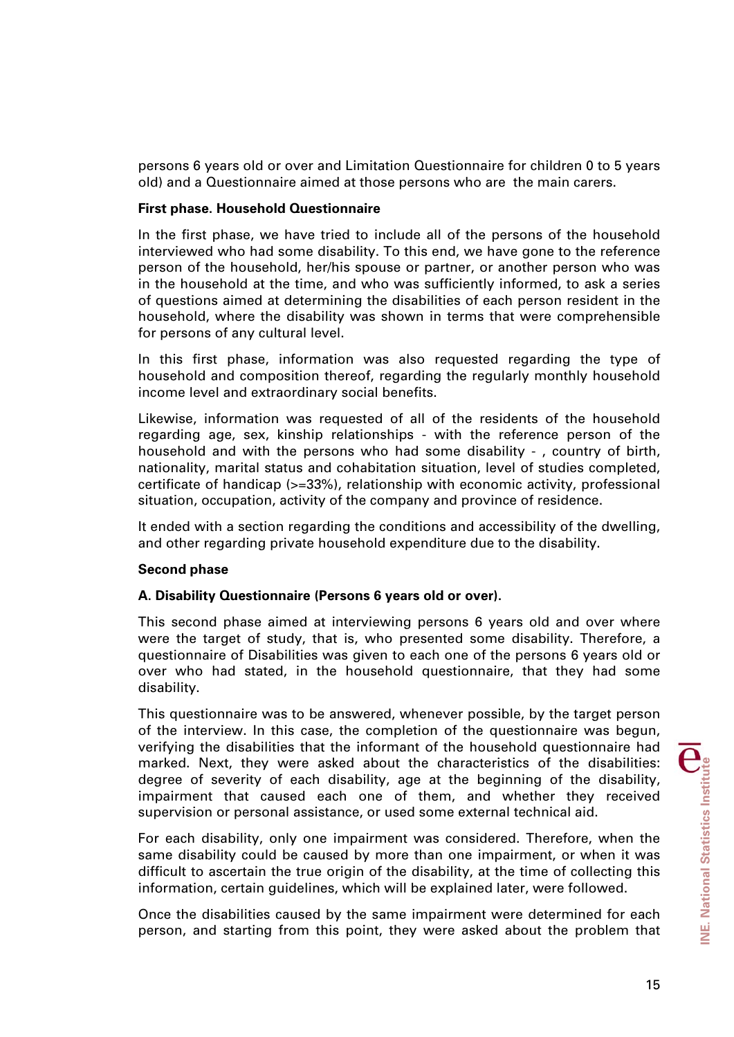persons 6 years old or over and Limitation Questionnaire for children 0 to 5 years old) and a Questionnaire aimed at those persons who are the main carers.

**First phase. Household Questionnaire**

In the first phase, we have tried to include all of the persons of the household interviewed who had some disability. To this end, we have gone to the reference person of the household, her/his spouse or partner, or another person who was in the household at the time, and who was sufficiently informed, to ask a series of questions aimed at determining the disabilities of each person resident in the household, where the disability was shown in terms that were comprehensible for persons of any cultural level.

In this first phase, information was also requested regarding the type of household and composition thereof, regarding the regularly monthly household income level and extraordinary social benefits.

Likewise, information was requested of all of the residents of the household regarding age, sex, kinship relationships - with the reference person of the household and with the persons who had some disability - , country of birth, nationality, marital status and cohabitation situation, level of studies completed, certificate of handicap (>=33%), relationship with economic activity, professional situation, occupation, activity of the company and province of residence.

It ended with a section regarding the conditions and accessibility of the dwelling, and other regarding private household expenditure due to the disability.

**Second phase**

**A. Disability Questionnaire (Persons 6 years old or over).**

This second phase aimed at interviewing persons 6 years old and over where were the target of study, that is, who presented some disability. Therefore, a questionnaire of Disabilities was given to each one of the persons 6 years old or over who had stated, in the household questionnaire, that they had some disability.

This questionnaire was to be answered, whenever possible, by the target person of the interview. In this case, the completion of the questionnaire was begun, verifying the disabilities that the informant of the household questionnaire had marked. Next, they were asked about the characteristics of the disabilities: degree of severity of each disability, age at the beginning of the disability, impairment that caused each one of them, and whether they received supervision or personal assistance, or used some external technical aid.

For each disability, only one impairment was considered. Therefore, when the same disability could be caused by more than one impairment, or when it was difficult to ascertain the true origin of the disability, at the time of collecting this information, certain guidelines, which will be explained later, were followed.

Once the disabilities caused by the same impairment were determined for each person, and starting from this point, they were asked about the problem that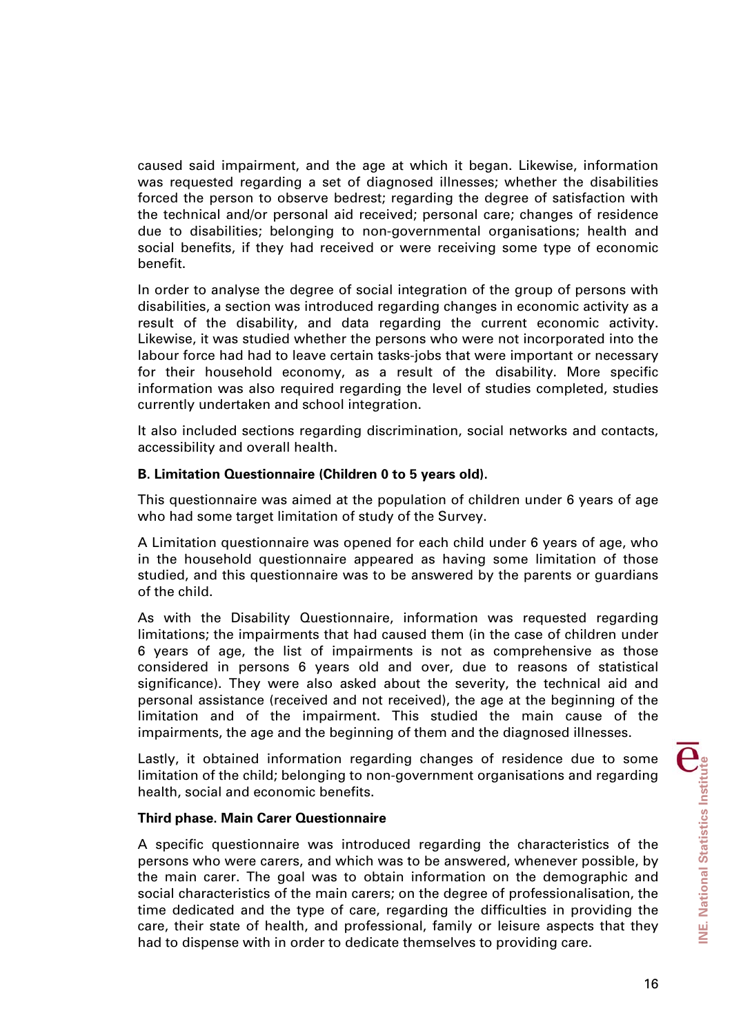caused said impairment, and the age at which it began. Likewise, information was requested regarding a set of diagnosed illnesses; whether the disabilities forced the person to observe bedrest; regarding the degree of satisfaction with the technical and/or personal aid received; personal care; changes of residence due to disabilities; belonging to non-governmental organisations; health and social benefits, if they had received or were receiving some type of economic benefit.

In order to analyse the degree of social integration of the group of persons with disabilities, a section was introduced regarding changes in economic activity as a result of the disability, and data regarding the current economic activity. Likewise, it was studied whether the persons who were not incorporated into the labour force had had to leave certain tasks-jobs that were important or necessary for their household economy, as a result of the disability. More specific information was also required regarding the level of studies completed, studies currently undertaken and school integration.

It also included sections regarding discrimination, social networks and contacts, accessibility and overall health.

**B. Limitation Questionnaire (Children 0 to 5 years old).**

This questionnaire was aimed at the population of children under 6 years of age who had some target limitation of study of the Survey.

A Limitation questionnaire was opened for each child under 6 years of age, who in the household questionnaire appeared as having some limitation of those studied, and this questionnaire was to be answered by the parents or guardians of the child.

As with the Disability Questionnaire, information was requested regarding limitations; the impairments that had caused them (in the case of children under 6 years of age, the list of impairments is not as comprehensive as those considered in persons 6 years old and over, due to reasons of statistical significance). They were also asked about the severity, the technical aid and personal assistance (received and not received), the age at the beginning of the limitation and of the impairment. This studied the main cause of the impairments, the age and the beginning of them and the diagnosed illnesses.

Lastly, it obtained information regarding changes of residence due to some limitation of the child; belonging to non-government organisations and regarding health, social and economic benefits.

**Third phase. Main Carer Questionnaire**

A specific questionnaire was introduced regarding the characteristics of the persons who were carers, and which was to be answered, whenever possible, by the main carer. The goal was to obtain information on the demographic and social characteristics of the main carers; on the degree of professionalisation, the time dedicated and the type of care, regarding the difficulties in providing the care, their state of health, and professional, family or leisure aspects that they had to dispense with in order to dedicate themselves to providing care.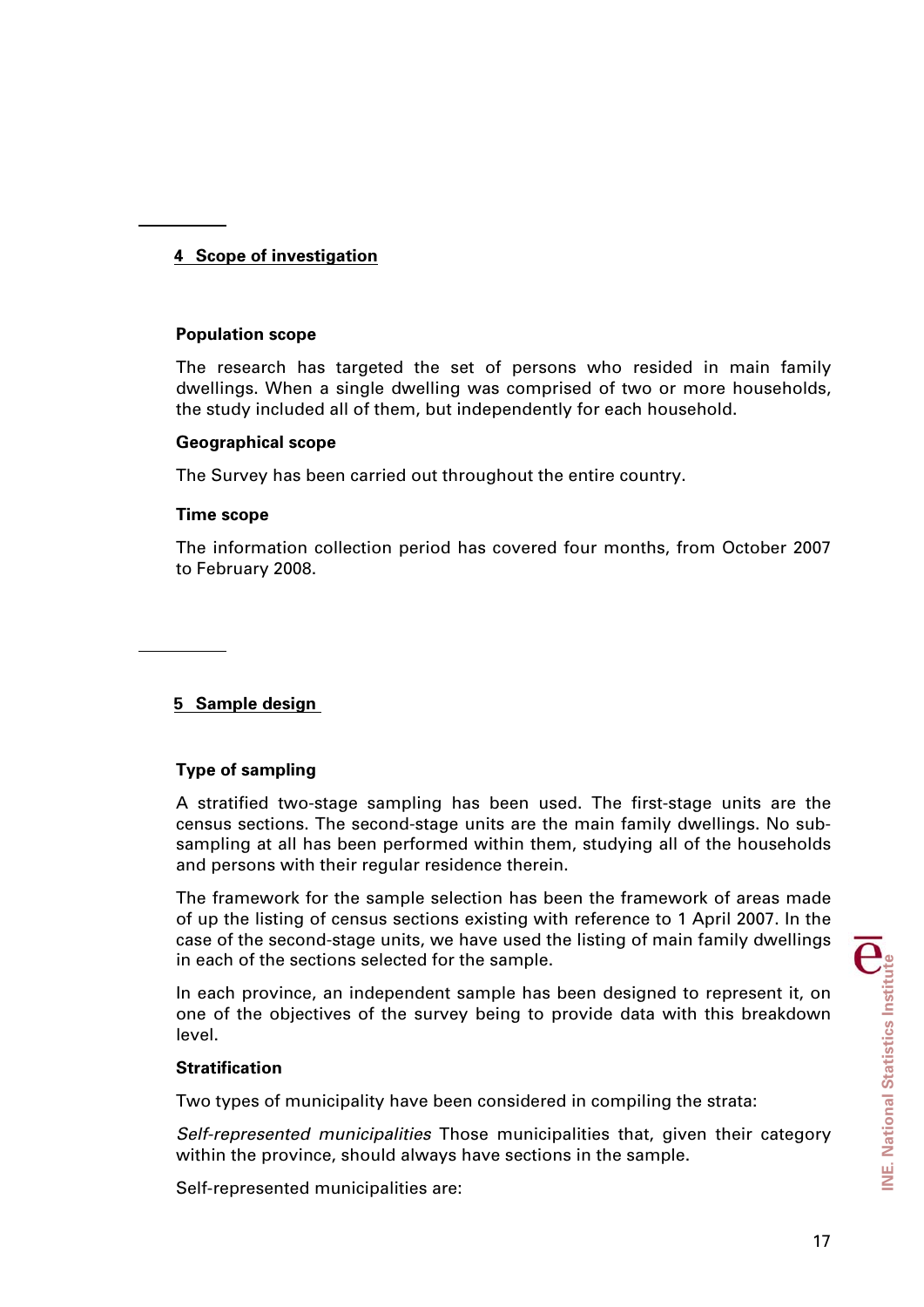## 4 Scope of investigation

### Population scope

The research has targeted the set of persons who resided in main family dwellings. When a single dwelling was comprised of two or more households, the study included all of them, but independently for each household.

### Geographical scope

The Survey has been carried out throughout the entire country.

### Time scope

The information collection period has covered four months, from October 2007 to February 2008.

## 5 Sample design

### Type of sampling

A stratified two-stage sampling has been used. The first-stage units are the census sections. The second-stage units are the main family dwellings. No sub-sampling at all has been performed within them, studying all of the households and persons with their regular residence therein.

The framework for the sample selection has been the framework of areas made of up the listing of census sections existing with reference to 1 April 2007. In the case of the second-stage units, we have used the listing of main family dwellings in each of the sections selected for the sample.

In each province, an independent sample has been designed to represent it, on one of the objectives of the survey being to provide data with this breakdown level.

### Stratification

Two types of municipality have been considered in compiling the strata:

*Self-represented municipalities* Those municipalities that, given their category within the province, should always have sections in the sample.

Self-represented municipalities are: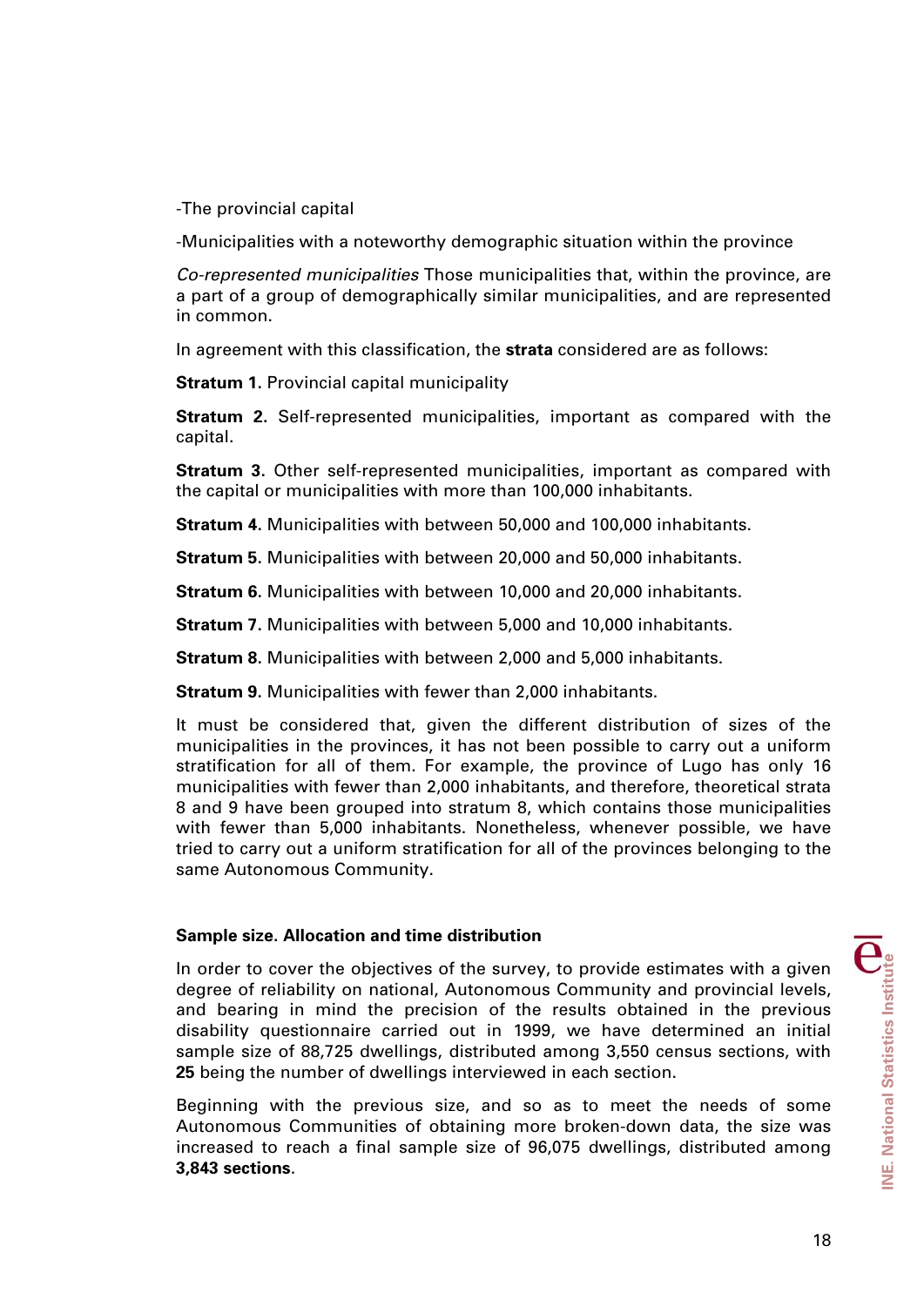-The provincial capital

-Municipalities with a noteworthy demographic situation within the province

*Co-represented municipalities* Those municipalities that, within the province, are a part of a group of demographically similar municipalities, and are represented in common.

In agreement with this classification, the **strata** considered are as follows:

**Stratum 1.** Provincial capital municipality

**Stratum 2.** Self-represented municipalities, important as compared with the capital.

**Stratum 3.** Other self-represented municipalities, important as compared with the capital or municipalities with more than 100,000 inhabitants.

**Stratum 4.** Municipalities with between 50,000 and 100,000 inhabitants.

**Stratum 5.** Municipalities with between 20,000 and 50,000 inhabitants.

**Stratum 6.** Municipalities with between 10,000 and 20,000 inhabitants.

**Stratum 7.** Municipalities with between 5,000 and 10,000 inhabitants.

**Stratum 8.** Municipalities with between 2,000 and 5,000 inhabitants.

**Stratum 9.** Municipalities with fewer than 2,000 inhabitants.

It must be considered that, given the different distribution of sizes of the municipalities in the provinces, it has not been possible to carry out a uniform stratification for all of them. For example, the province of Lugo has only 16 municipalities with fewer than 2,000 inhabitants, and therefore, theoretical strata 8 and 9 have been grouped into stratum 8, which contains those municipalities with fewer than 5,000 inhabitants. Nonetheless, whenever possible, we have tried to carry out a uniform stratification for all of the provinces belonging to the same Autonomous Community.

### Sample size. Allocation and time distribution

In order to cover the objectives of the survey, to provide estimates with a given degree of reliability on national, Autonomous Community and provincial levels, and bearing in mind the precision of the results obtained in the previous disability questionnaire carried out in 1999, we have determined an initial sample size of 88,725 dwellings, distributed among 3,550 census sections, with **25** being the number of dwellings interviewed in each section.

Beginning with the previous size, and so as to meet the needs of some Autonomous Communities of obtaining more broken-down data, the size was increased to reach a final sample size of 96,075 dwellings, distributed among **3,843 sections**.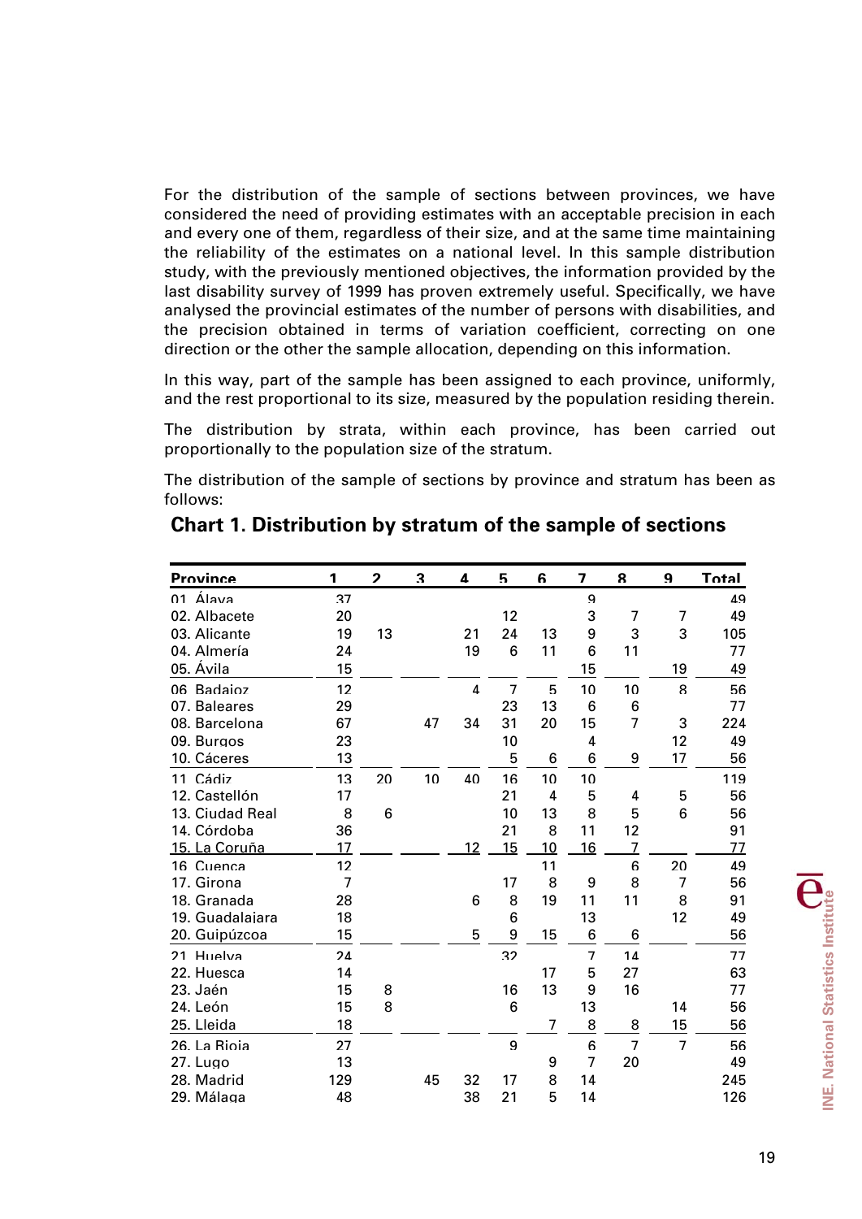For the distribution of the sample of sections between provinces, we have considered the need of providing estimates with an acceptable precision in each and every one of them, regardless of their size, and at the same time maintaining the reliability of the estimates on a national level. In this sample distribution study, with the previously mentioned objectives, the information provided by the last disability survey of 1999 has proven extremely useful. Specifically, we have analysed the provincial estimates of the number of persons with disabilities, and the precision obtained in terms of variation coefficient, correcting on one direction or the other the sample allocation, depending on this information.

In this way, part of the sample has been assigned to each province, uniformly, and the rest proportional to its size, measured by the population residing therein.

The distribution by strata, within each province, has been carried out proportionally to the population size of the stratum.

The distribution of the sample of sections by province and stratum has been as follows:

## Chart 1. Distribution by stratum of the sample of sections

| Province | 1 | 2 | 3 | 4 | 5 | 6 | 7 | 8 | 9 | Total |
|---|---|---|---|---|---|---|---|---|---|---|
| 01. Álava | 37 | | | | | | 9 | | | 49 |
| 02. Albacete | 20 | | | | 12 | | 3 | 7 | 7 | 49 |
| 03. Alicante | 19 | 13 | | 21 | 24 | 13 | 9 | 3 | 3 | 105 |
| 04. Almería | 24 | | | 19 | 6 | 11 | 6 | 11 | | 77 |
| 05. Ávila | 15 | | | | | | 15 | | 19 | 49 |
| 06. Badajoz | 12 | | | 4 | 7 | 5 | 10 | 10 | 8 | 56 |
| 07. Baleares | 29 | | | | 23 | 13 | 6 | 6 | | 77 |
| 08. Barcelona | 67 | | 47 | 34 | 31 | 20 | 15 | 7 | 3 | 224 |
| 09. Burgos | 23 | | | | 10 | | 4 | | 12 | 49 |
| 10. Cáceres | 13 | | | | 5 | 6 | 6 | 9 | 17 | 56 |
| 11. Cádiz | 13 | 20 | 10 | 40 | 16 | 10 | 10 | | | 119 |
| 12. Castellón | 17 | | | | 21 | 4 | 5 | 4 | 5 | 56 |
| 13. Ciudad Real | 8 | 6 | | | 10 | 13 | 8 | 5 | 6 | 56 |
| 14. Córdoba | 36 | | | | 21 | 8 | 11 | 12 | | 91 |
| 15. La Coruña | 17 | | | 12 | 15 | 10 | 16 | 7 | | 77 |
| 16. Cuenca | 12 | | | | | 11 | | 6 | 20 | 49 |
| 17. Girona | 7 | | | | 17 | 8 | 9 | 8 | 7 | 56 |
| 18. Granada | 28 | | | 6 | 8 | 19 | 11 | 11 | 8 | 91 |
| 19. Guadalajara | 18 | | | | 6 | | 13 | | 12 | 49 |
| 20. Guipúzcoa | 15 | | | 5 | 9 | 15 | 6 | 6 | | 56 |
| 21. Huelva | 24 | | | | 32 | | 7 | 14 | | 77 |
| 22. Huesca | 14 | | | | | 17 | 5 | 27 | | 63 |
| 23. Jaén | 15 | 8 | | | 16 | 13 | 9 | 16 | | 77 |
| 24. León | 15 | 8 | | | 6 | | 13 | | 14 | 56 |
| 25. Lleida | 18 | | | | | 7 | 8 | 8 | 15 | 56 |
| 26. La Rioja | 27 | | | | 9 | | 6 | 7 | 7 | 56 |
| 27. Lugo | 13 | | | | | 9 | 7 | 20 | | 49 |
| 28. Madrid | 129 | | 45 | 32 | 17 | 8 | 14 | | | 245 |
| 29. Málaga | 48 | | | 38 | 21 | 5 | 14 | | | 126 |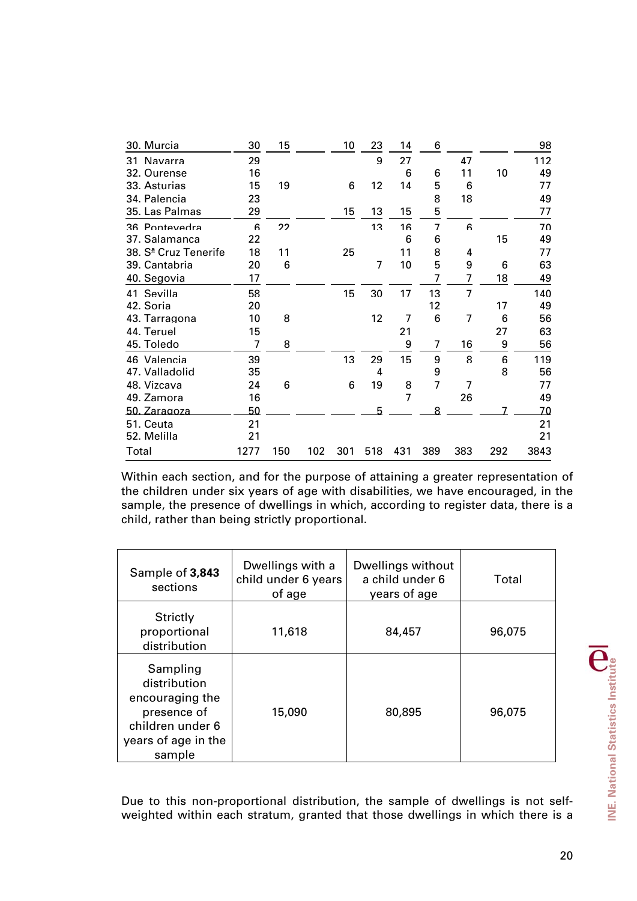| | | | | | | | | | | |
|---|---|---|---|---|---|---|---|---|---|---|
| 30. Murcia | 30 | 15 | | 10 | 23 | 14 | 6 | | | 98 |
| 31. Navarra | 29 | | | | 9 | 27 | | 47 | | 112 |
| 32. Ourense | 16 | | | | | 6 | 6 | 11 | 10 | 49 |
| 33. Asturias | 15 | 19 | | 6 | 12 | 14 | 5 | 6 | | 77 |
| 34. Palencia | 23 | | | | | | 8 | 18 | | 49 |
| 35. Las Palmas | 29 | | | 15 | 13 | 15 | 5 | | | 77 |
| 36. Pontevedra | 6 | 22 | | | 13 | 16 | 7 | 6 | | 70 |
| 37. Salamanca | 22 | | | | | 6 | 6 | | 15 | 49 |
| 38. Sª Cruz Tenerife | 18 | 11 | | 25 | | 11 | 8 | 4 | | 77 |
| 39. Cantabria | 20 | 6 | | | 7 | 10 | 5 | 9 | 6 | 63 |
| 40. Segovia | 17 | | | | | | 7 | 7 | 18 | 49 |
| 41. Sevilla | 58 | | | 15 | 30 | 17 | 13 | 7 | | 140 |
| 42. Soria | 20 | | | | | | 12 | | 17 | 49 |
| 43. Tarragona | 10 | 8 | | | 12 | 7 | 6 | 7 | 6 | 56 |
| 44. Teruel | 15 | | | | | 21 | | | 27 | 63 |
| 45. Toledo | 7 | 8 | | | | 9 | 7 | 16 | 9 | 56 |
| 46. Valencia | 39 | | | 13 | 29 | 15 | 9 | 8 | 6 | 119 |
| 47. Valladolid | 35 | | | | 4 | | 9 | | 8 | 56 |
| 48. Vizcaya | 24 | 6 | | 6 | 19 | 8 | 7 | 7 | | 77 |
| 49. Zamora | 16 | | | | | 7 | | 26 | | 49 |
| 50. Zaragoza | 50 | | | | 5 | | 8 | | 7 | 70 |
| 51. Ceuta | 21 | | | | | | | | | 21 |
| 52. Melilla | 21 | | | | | | | | | 21 |
| Total | 1277 | 150 | 102 | 301 | 518 | 431 | 389 | 383 | 292 | 3843 |

Within each section, and for the purpose of attaining a greater representation of the children under six years of age with disabilities, we have encouraged, in the sample, the presence of dwellings in which, according to register data, there is a child, rather than being strictly proportional.

| Sample of **3,843** sections | Dwellings with a child under 6 years of age | Dwellings without a child under 6 years of age | Total |
|---|---|---|---|
| Strictly proportional distribution | 11,618 | 84,457 | 96,075 |
| Sampling distribution encouraging the presence of children under 6 years of age in the sample | 15,090 | 80,895 | 96,075 |

Due to this non-proportional distribution, the sample of dwellings is not self-weighted within each stratum, granted that those dwellings in which there is a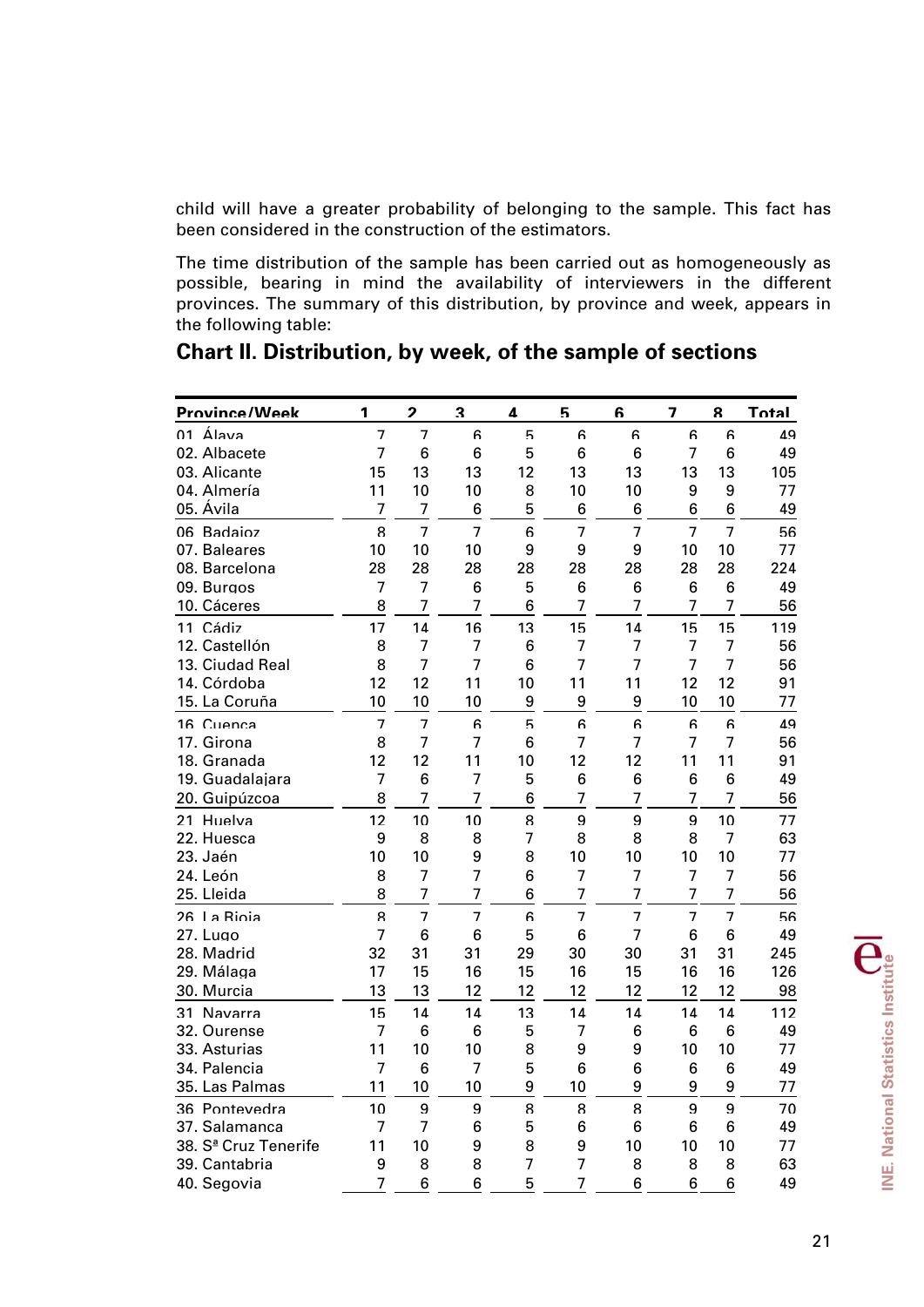child will have a greater probability of belonging to the sample. This fact has been considered in the construction of the estimators.

The time distribution of the sample has been carried out as homogeneously as possible, bearing in mind the availability of interviewers in the different provinces. The summary of this distribution, by province and week, appears in the following table:

## Chart II. Distribution, by week, of the sample of sections

| Province/Week | 1 | 2 | 3 | 4 | 5 | 6 | 7 | 8 | Total |
|---|---|---|---|---|---|---|---|---|---|
| 01. Álava | 7 | 7 | 6 | 5 | 6 | 6 | 6 | 6 | 49 |
| 02. Albacete | 7 | 6 | 6 | 5 | 6 | 6 | 7 | 6 | 49 |
| 03. Alicante | 15 | 13 | 13 | 12 | 13 | 13 | 13 | 13 | 105 |
| 04. Almería | 11 | 10 | 10 | 8 | 10 | 10 | 9 | 9 | 77 |
| 05. Ávila | 7 | 7 | 6 | 5 | 6 | 6 | 6 | 6 | 49 |
| 06. Badajoz | 8 | 7 | 7 | 6 | 7 | 7 | 7 | 7 | 56 |
| 07. Baleares | 10 | 10 | 10 | 9 | 9 | 9 | 10 | 10 | 77 |
| 08. Barcelona | 28 | 28 | 28 | 28 | 28 | 28 | 28 | 28 | 224 |
| 09. Burgos | 7 | 7 | 6 | 5 | 6 | 6 | 6 | 6 | 49 |
| 10. Cáceres | 8 | 7 | 7 | 6 | 7 | 7 | 7 | 7 | 56 |
| 11. Cádiz | 17 | 14 | 16 | 13 | 15 | 14 | 15 | 15 | 119 |
| 12. Castellón | 8 | 7 | 7 | 6 | 7 | 7 | 7 | 7 | 56 |
| 13. Ciudad Real | 8 | 7 | 7 | 6 | 7 | 7 | 7 | 7 | 56 |
| 14. Córdoba | 12 | 12 | 11 | 10 | 11 | 11 | 12 | 12 | 91 |
| 15. La Coruña | 10 | 10 | 10 | 9 | 9 | 9 | 10 | 10 | 77 |
| 16. Cuenca | 7 | 7 | 6 | 5 | 6 | 6 | 6 | 6 | 49 |
| 17. Girona | 8 | 7 | 7 | 6 | 7 | 7 | 7 | 7 | 56 |
| 18. Granada | 12 | 12 | 11 | 10 | 12 | 12 | 11 | 11 | 91 |
| 19. Guadalajara | 7 | 6 | 7 | 5 | 6 | 6 | 6 | 6 | 49 |
| 20. Guipúzcoa | 8 | 7 | 7 | 6 | 7 | 7 | 7 | 7 | 56 |
| 21. Huelva | 12 | 10 | 10 | 8 | 9 | 9 | 9 | 10 | 77 |
| 22. Huesca | 9 | 8 | 8 | 7 | 8 | 8 | 8 | 7 | 63 |
| 23. Jaén | 10 | 10 | 9 | 8 | 10 | 10 | 10 | 10 | 77 |
| 24. León | 8 | 7 | 7 | 6 | 7 | 7 | 7 | 7 | 56 |
| 25. Lleida | 8 | 7 | 7 | 6 | 7 | 7 | 7 | 7 | 56 |
| 26. La Rioja | 8 | 7 | 7 | 6 | 7 | 7 | 7 | 7 | 56 |
| 27. Lugo | 7 | 6 | 6 | 5 | 6 | 7 | 6 | 6 | 49 |
| 28. Madrid | 32 | 31 | 31 | 29 | 30 | 30 | 31 | 31 | 245 |
| 29. Málaga | 17 | 15 | 16 | 15 | 16 | 15 | 16 | 16 | 126 |
| 30. Murcia | 13 | 13 | 12 | 12 | 12 | 12 | 12 | 12 | 98 |
| 31. Navarra | 15 | 14 | 14 | 13 | 14 | 14 | 14 | 14 | 112 |
| 32. Ourense | 7 | 6 | 6 | 5 | 7 | 6 | 6 | 6 | 49 |
| 33. Asturias | 11 | 10 | 10 | 8 | 9 | 9 | 10 | 10 | 77 |
| 34. Palencia | 7 | 6 | 7 | 5 | 6 | 6 | 6 | 6 | 49 |
| 35. Las Palmas | 11 | 10 | 10 | 9 | 10 | 9 | 9 | 9 | 77 |
| 36. Pontevedra | 10 | 9 | 9 | 8 | 8 | 8 | 9 | 9 | 70 |
| 37. Salamanca | 7 | 7 | 6 | 5 | 6 | 6 | 6 | 6 | 49 |
| 38. Sª Cruz Tenerife | 11 | 10 | 9 | 8 | 9 | 10 | 10 | 10 | 77 |
| 39. Cantabria | 9 | 8 | 8 | 7 | 7 | 8 | 8 | 8 | 63 |
| 40. Segovia | 7 | 6 | 6 | 5 | 7 | 6 | 6 | 6 | 49 |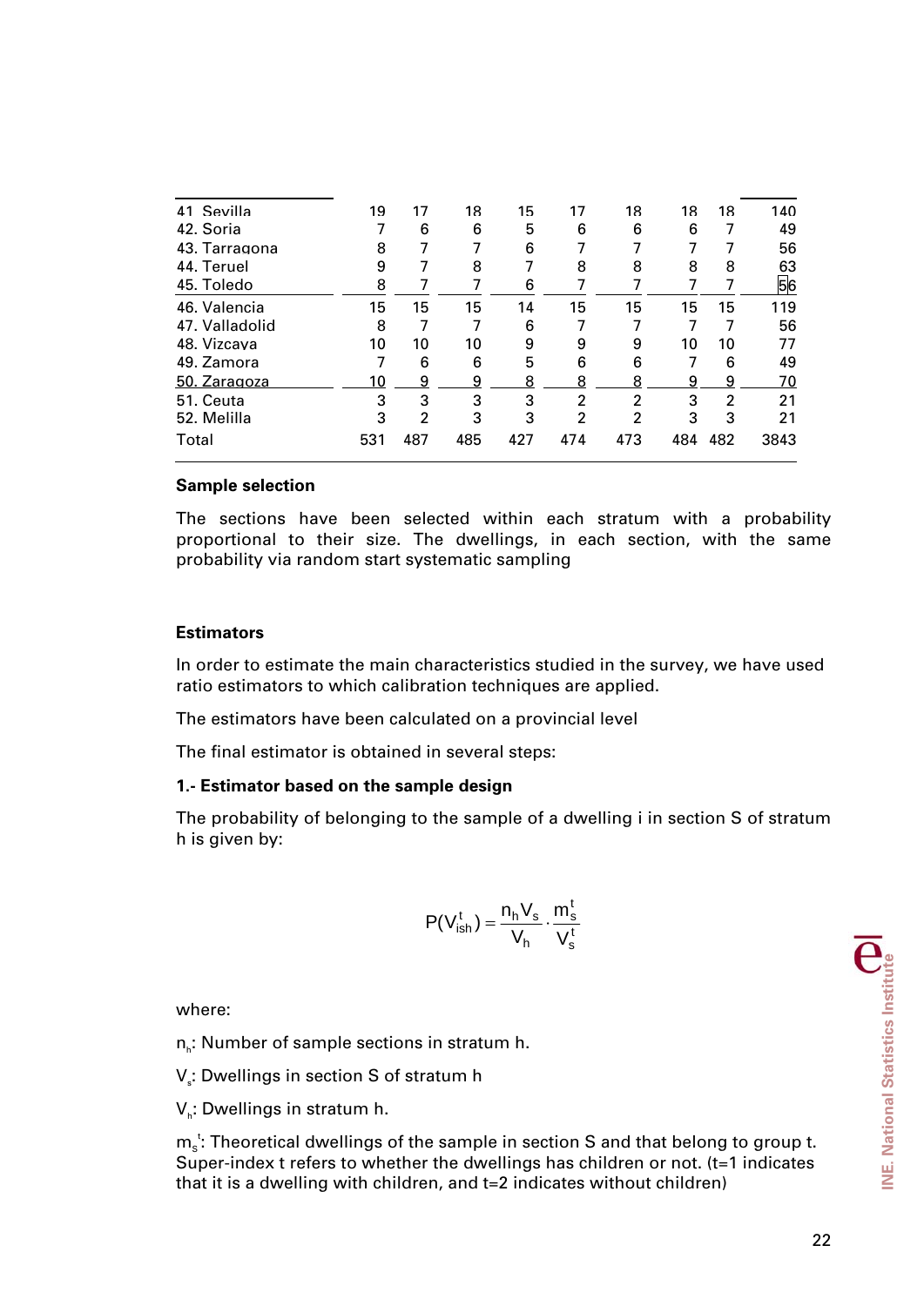| | | | | | | | | | |
|---|---|---|---|---|---|---|---|---|---|
| 41. Sevilla | 19 | 17 | 18 | 15 | 17 | 18 | 18 | 18 | 140 |
| 42. Soria | 7 | 6 | 6 | 5 | 6 | 6 | 6 | 7 | 49 |
| 43. Tarragona | 8 | 7 | 7 | 6 | 7 | 7 | 7 | 7 | 56 |
| 44. Teruel | 9 | 7 | 8 | 7 | 8 | 8 | 8 | 8 | 63 |
| 45. Toledo | 8 | 7 | 7 | 6 | 7 | 7 | 7 | 7 | 56 |
| 46. Valencia | 15 | 15 | 15 | 14 | 15 | 15 | 15 | 15 | 119 |
| 47. Valladolid | 8 | 7 | 7 | 6 | 7 | 7 | 7 | 7 | 56 |
| 48. Vizcaya | 10 | 10 | 10 | 9 | 9 | 9 | 10 | 10 | 77 |
| 49. Zamora | 7 | 6 | 6 | 5 | 6 | 6 | 7 | 6 | 49 |
| 50. Zaragoza | 10 | 9 | 9 | 8 | 8 | 8 | 9 | 9 | 70 |
| 51. Ceuta | 3 | 3 | 3 | 3 | 2 | 2 | 3 | 2 | 21 |
| 52. Melilla | 3 | 2 | 3 | 3 | 2 | 2 | 3 | 3 | 21 |
| Total | 531 | 487 | 485 | 427 | 474 | 473 | 484 | 482 | 3843 |

**Sample selection**

The sections have been selected within each stratum with a probability proportional to their size. The dwellings, in each section, with the same probability via random start systematic sampling

**Estimators**

In order to estimate the main characteristics studied in the survey, we have used ratio estimators to which calibration techniques are applied.

The estimators have been calculated on a provincial level

The final estimator is obtained in several steps:

**1.- Estimator based on the sample design**

The probability of belonging to the sample of a dwelling i in section S of stratum h is given by:

$$P(V_{ish}^{t}) = \frac{n_h V_s}{V_h} \cdot \frac{m_s^t}{V_s^t}$$

where:

$n_h$: Number of sample sections in stratum h.

$V_s$: Dwellings in section S of stratum h

$V_h$: Dwellings in stratum h.

$m_s^t$: Theoretical dwellings of the sample in section S and that belong to group t. Super-index t refers to whether the dwellings has children or not. (t=1 indicates that it is a dwelling with children, and t=2 indicates without children)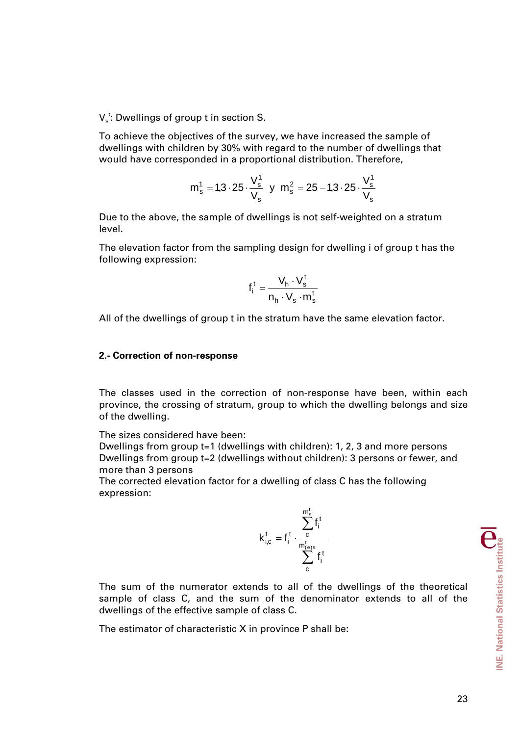$V_s^t$: Dwellings of group t in section S.

To achieve the objectives of the survey, we have increased the sample of dwellings with children by 30% with regard to the number of dwellings that would have corresponded in a proportional distribution. Therefore,

$$m_s^1 = 1{,}3 \cdot 25 \cdot \frac{V_s^1}{V_s} \text{ y } m_s^2 = 25 - 1{,}3 \cdot 25 \cdot \frac{V_s^1}{V_s}$$

Due to the above, the sample of dwellings is not self-weighted on a stratum level.

The elevation factor from the sampling design for dwelling i of group t has the following expression:

$$f_i^t = \frac{V_h \cdot V_s^t}{n_h \cdot V_s \cdot m_s^t}$$

All of the dwellings of group t in the stratum have the same elevation factor.

## 2.- Correction of non-response

The classes used in the correction of non-response have been, within each province, the crossing of stratum, group to which the dwelling belongs and size of the dwelling.

The sizes considered have been:
Dwellings from group t=1 (dwellings with children): 1, 2, 3 and more persons
Dwellings from group t=2 (dwellings without children): 3 persons or fewer, and more than 3 persons
The corrected elevation factor for a dwelling of class C has the following expression:

$$k_{i,c}^t = f_i^t \cdot \frac{\sum_{c}^{m_s^t} f_i^t}{\sum_{c}^{m_{(e)s}^t} f_i^t}$$

The sum of the numerator extends to all of the dwellings of the theoretical sample of class C, and the sum of the denominator extends to all of the dwellings of the effective sample of class C.

The estimator of characteristic X in province P shall be: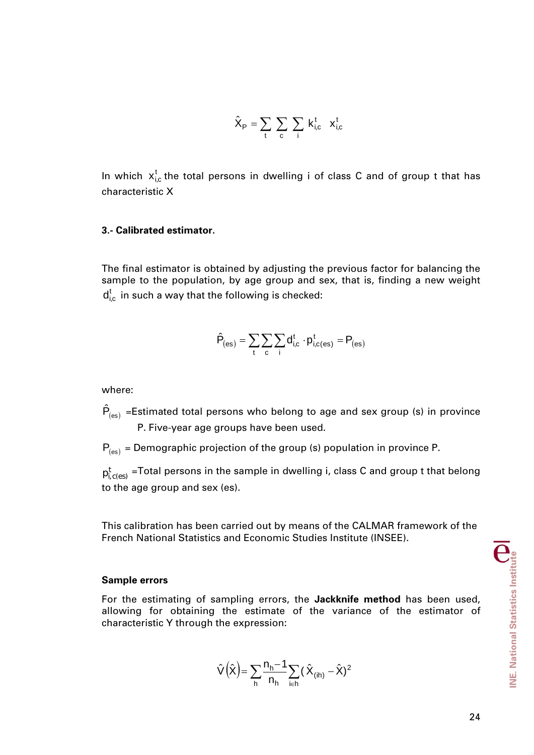$$\hat{X}_P = \sum_t \sum_c \sum_i k^t_{i,c} \quad x^t_{i,c}$$

In which $x^t_{i,c}$ the total persons in dwelling i of class C and of group t that has characteristic X

**3.- Calibrated estimator.**

The final estimator is obtained by adjusting the previous factor for balancing the sample to the population, by age group and sex, that is, finding a new weight $d^t_{i,c}$ in such a way that the following is checked:

$$\hat{P}_{(es)} = \sum_t \sum_c \sum_i d^t_{i,c} \cdot p^t_{i,c(es)} = P_{(es)}$$

where:

$\hat{P}_{(es)}$ =Estimated total persons who belong to age and sex group (s) in province P. Five-year age groups have been used.

$P_{(es)}$ = Demographic projection of the group (s) population in province P.

$p^t_{i,c(es)}$ =Total persons in the sample in dwelling i, class C and group t that belong to the age group and sex (es).

This calibration has been carried out by means of the CALMAR framework of the French National Statistics and Economic Studies Institute (INSEE).

**Sample errors**

For the estimating of sampling errors, the **Jackknife method** has been used, allowing for obtaining the estimate of the variance of the estimator of characteristic Y through the expression:

$$\hat{V}(\hat{X}) = \sum_h \frac{n_h - 1}{n_h} \sum_{i \in h} (\hat{X}_{(ih)} - \hat{X})^2$$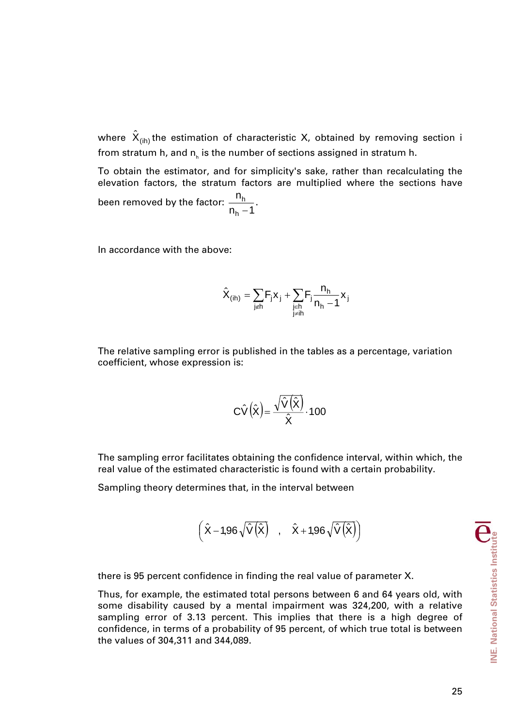where $\hat{X}_{(ih)}$ the estimation of characteristic X, obtained by removing section i from stratum h, and $n_h$ is the number of sections assigned in stratum h.

To obtain the estimator, and for simplicity's sake, rather than recalculating the elevation factors, the stratum factors are multiplied where the sections have been removed by the factor: $\dfrac{n_h}{n_h - 1}$.

In accordance with the above:

$$\hat{X}_{(ih)} = \sum_{j \notin h} F_j x_j + \sum_{\substack{j \in h \\ j \neq ih}} F_j \frac{n_h}{n_h - 1} x_j$$

The relative sampling error is published in the tables as a percentage, variation coefficient, whose expression is:

$$c\hat{V}\left(\hat{X}\right) = \frac{\sqrt{\hat{V}\left(\hat{X}\right)}}{\hat{X}} \cdot 100$$

The sampling error facilitates obtaining the confidence interval, within which, the real value of the estimated characteristic is found with a certain probability.

Sampling theory determines that, in the interval between

$$\left(\hat{X} - 1{,}96\sqrt{\hat{V}\left(\hat{X}\right)} \quad , \quad \hat{X} + 1{,}96\sqrt{\hat{V}\left(\hat{X}\right)}\right)$$

there is 95 percent confidence in finding the real value of parameter X.

Thus, for example, the estimated total persons between 6 and 64 years old, with some disability caused by a mental impairment was 324,200, with a relative sampling error of 3.13 percent. This implies that there is a high degree of confidence, in terms of a probability of 95 percent, of which true total is between the values of 304,311 and 344,089.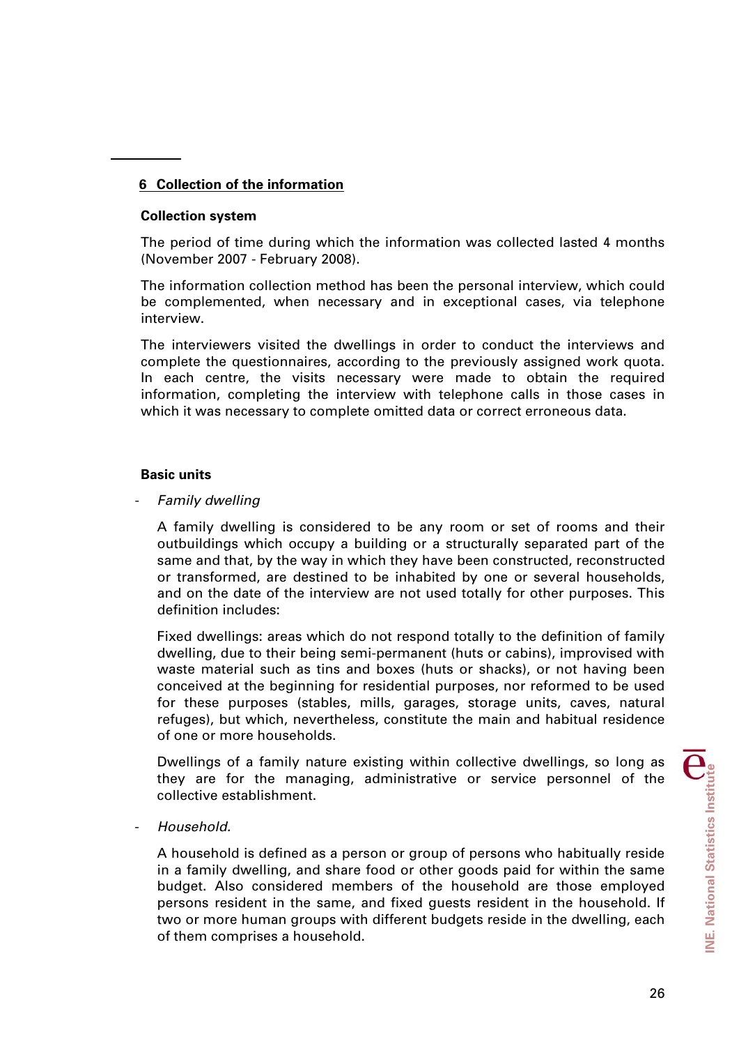## 6 Collection of the information

### Collection system

The period of time during which the information was collected lasted 4 months (November 2007 - February 2008).

The information collection method has been the personal interview, which could be complemented, when necessary and in exceptional cases, via telephone interview.

The interviewers visited the dwellings in order to conduct the interviews and complete the questionnaires, according to the previously assigned work quota. In each centre, the visits necessary were made to obtain the required information, completing the interview with telephone calls in those cases in which it was necessary to complete omitted data or correct erroneous data.

### Basic units

- *Family dwelling*

  A family dwelling is considered to be any room or set of rooms and their outbuildings which occupy a building or a structurally separated part of the same and that, by the way in which they have been constructed, reconstructed or transformed, are destined to be inhabited by one or several households, and on the date of the interview are not used totally for other purposes. This definition includes:

  Fixed dwellings: areas which do not respond totally to the definition of family dwelling, due to their being semi-permanent (huts or cabins), improvised with waste material such as tins and boxes (huts or shacks), or not having been conceived at the beginning for residential purposes, nor reformed to be used for these purposes (stables, mills, garages, storage units, caves, natural refuges), but which, nevertheless, constitute the main and habitual residence of one or more households.

  Dwellings of a family nature existing within collective dwellings, so long as they are for the managing, administrative or service personnel of the collective establishment.

- *Household.*

  A household is defined as a person or group of persons who habitually reside in a family dwelling, and share food or other goods paid for within the same budget. Also considered members of the household are those employed persons resident in the same, and fixed guests resident in the household. If two or more human groups with different budgets reside in the dwelling, each of them comprises a household.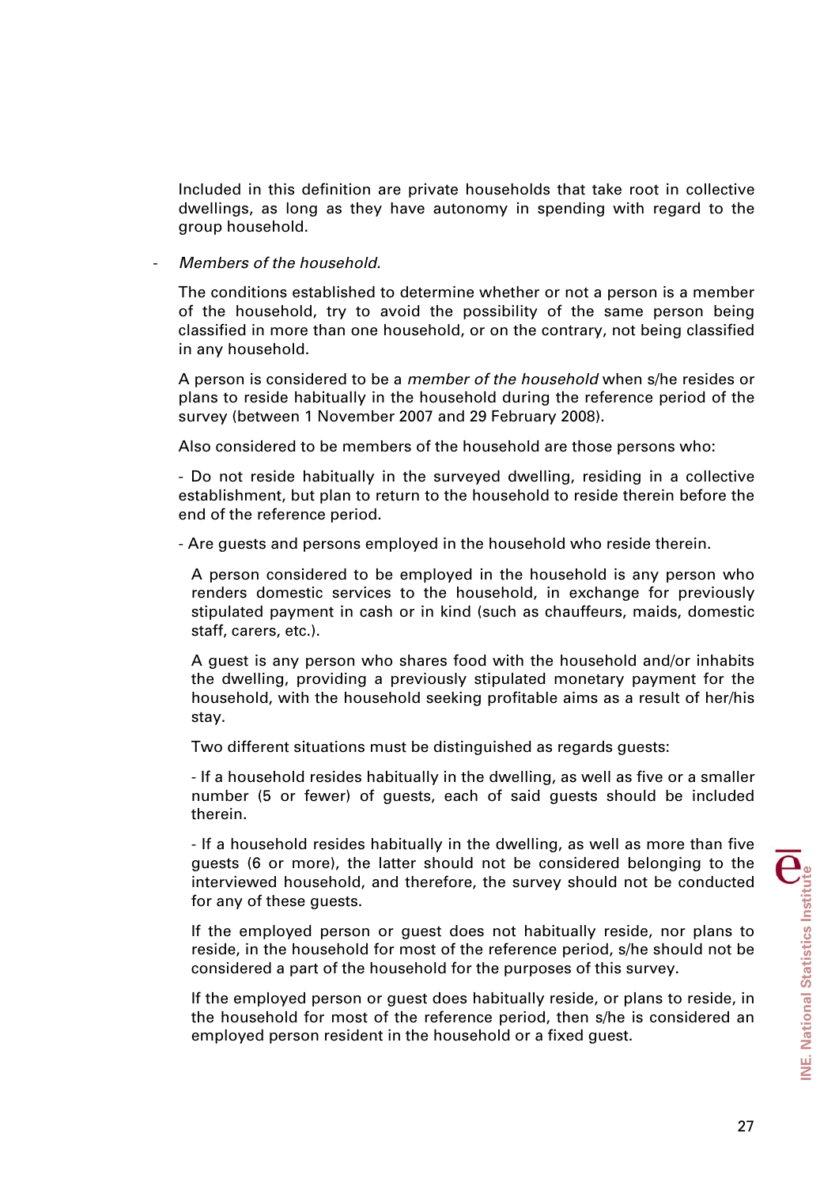Included in this definition are private households that take root in collective dwellings, as long as they have autonomy in spending with regard to the group household.

- *Members of the household.*

  The conditions established to determine whether or not a person is a member of the household, try to avoid the possibility of the same person being classified in more than one household, or on the contrary, not being classified in any household.

  A person is considered to be a *member of the household* when s/he resides or plans to reside habitually in the household during the reference period of the survey (between 1 November 2007 and 29 February 2008).

  Also considered to be members of the household are those persons who:

  - Do not reside habitually in the surveyed dwelling, residing in a collective establishment, but plan to return to the household to reside therein before the end of the reference period.

  - Are guests and persons employed in the household who reside therein.

    A person considered to be employed in the household is any person who renders domestic services to the household, in exchange for previously stipulated payment in cash or in kind (such as chauffeurs, maids, domestic staff, carers, etc.).

    A guest is any person who shares food with the household and/or inhabits the dwelling, providing a previously stipulated monetary payment for the household, with the household seeking profitable aims as a result of her/his stay.

    Two different situations must be distinguished as regards guests:

    - If a household resides habitually in the dwelling, as well as five or a smaller number (5 or fewer) of guests, each of said guests should be included therein.

    - If a household resides habitually in the dwelling, as well as more than five guests (6 or more), the latter should not be considered belonging to the interviewed household, and therefore, the survey should not be conducted for any of these guests.

    If the employed person or guest does not habitually reside, nor plans to reside, in the household for most of the reference period, s/he should not be considered a part of the household for the purposes of this survey.

    If the employed person or guest does habitually reside, or plans to reside, in the household for most of the reference period, then s/he is considered an employed person resident in the household or a fixed guest.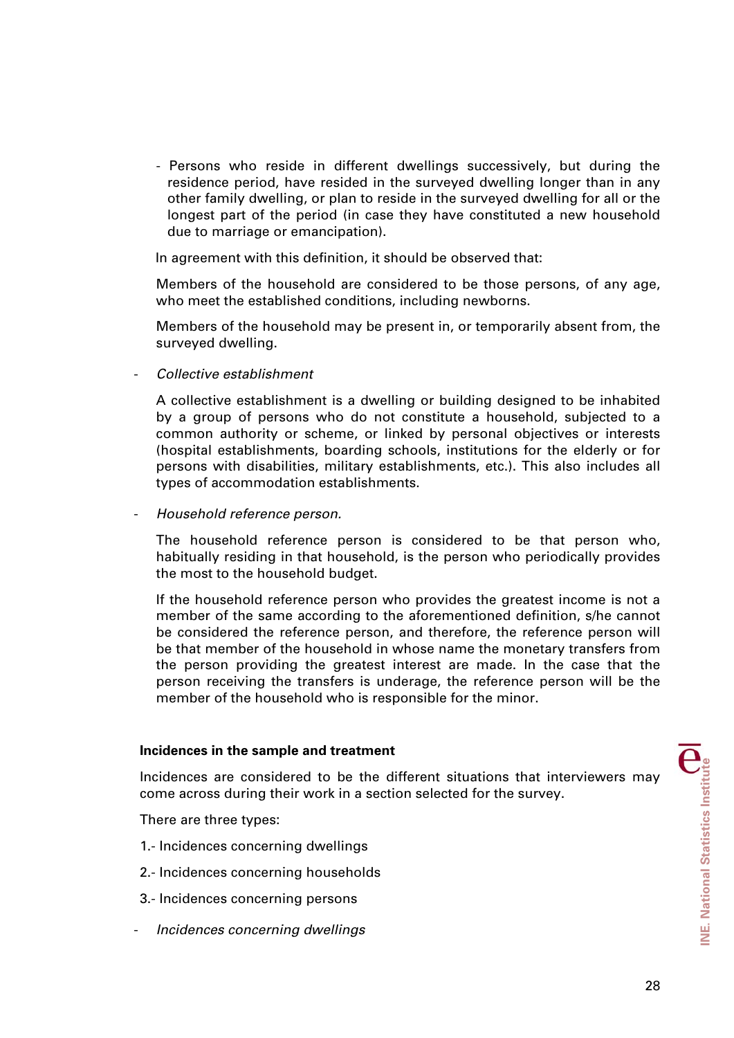- Persons who reside in different dwellings successively, but during the residence period, have resided in the surveyed dwelling longer than in any other family dwelling, or plan to reside in the surveyed dwelling for all or the longest part of the period (in case they have constituted a new household due to marriage or emancipation).

In agreement with this definition, it should be observed that:

Members of the household are considered to be those persons, of any age, who meet the established conditions, including newborns.

Members of the household may be present in, or temporarily absent from, the surveyed dwelling.

- *Collective establishment*

  A collective establishment is a dwelling or building designed to be inhabited by a group of persons who do not constitute a household, subjected to a common authority or scheme, or linked by personal objectives or interests (hospital establishments, boarding schools, institutions for the elderly or for persons with disabilities, military establishments, etc.). This also includes all types of accommodation establishments.

- *Household reference person.*

  The household reference person is considered to be that person who, habitually residing in that household, is the person who periodically provides the most to the household budget.

  If the household reference person who provides the greatest income is not a member of the same according to the aforementioned definition, s/he cannot be considered the reference person, and therefore, the reference person will be that member of the household in whose name the monetary transfers from the person providing the greatest interest are made. In the case that the person receiving the transfers is underage, the reference person will be the member of the household who is responsible for the minor.

**Incidences in the sample and treatment**

Incidences are considered to be the different situations that interviewers may come across during their work in a section selected for the survey.

There are three types:

1.- Incidences concerning dwellings

2.- Incidences concerning households

3.- Incidences concerning persons

- *Incidences concerning dwellings*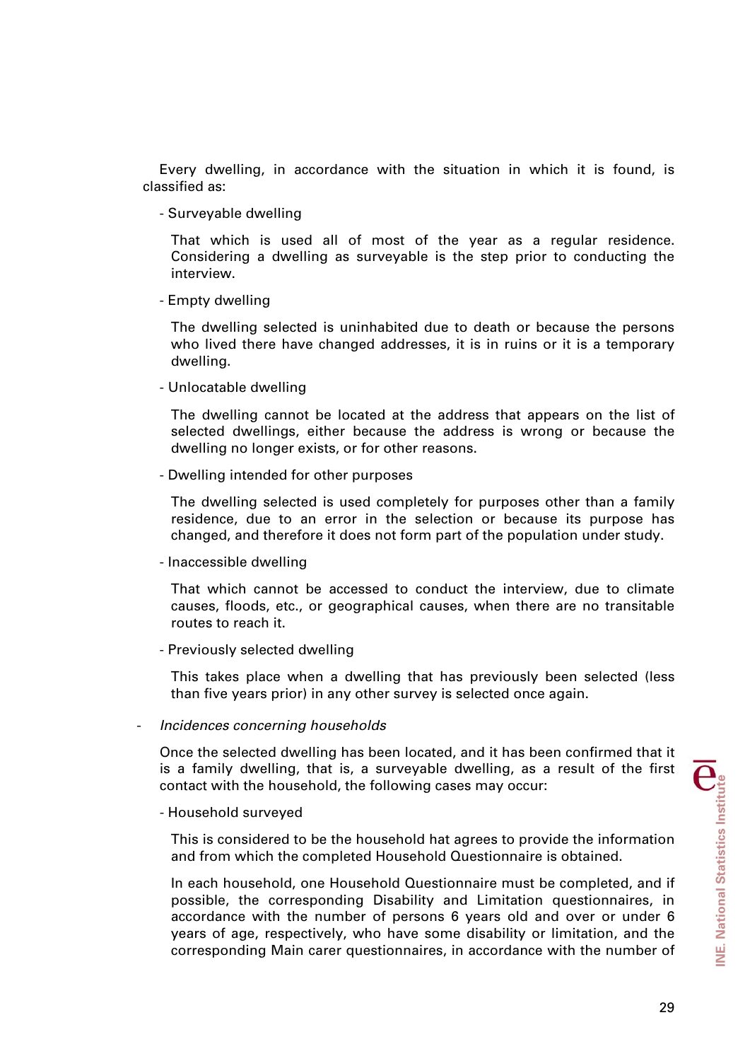Every dwelling, in accordance with the situation in which it is found, is classified as:

- Surveyable dwelling

  That which is used all of most of the year as a regular residence. Considering a dwelling as surveyable is the step prior to conducting the interview.

- Empty dwelling

  The dwelling selected is uninhabited due to death or because the persons who lived there have changed addresses, it is in ruins or it is a temporary dwelling.

- Unlocatable dwelling

  The dwelling cannot be located at the address that appears on the list of selected dwellings, either because the address is wrong or because the dwelling no longer exists, or for other reasons.

- Dwelling intended for other purposes

  The dwelling selected is used completely for purposes other than a family residence, due to an error in the selection or because its purpose has changed, and therefore it does not form part of the population under study.

- Inaccessible dwelling

  That which cannot be accessed to conduct the interview, due to climate causes, floods, etc., or geographical causes, when there are no transitable routes to reach it.

- Previously selected dwelling

  This takes place when a dwelling that has previously been selected (less than five years prior) in any other survey is selected once again.

- *Incidences concerning households*

  Once the selected dwelling has been located, and it has been confirmed that it is a family dwelling, that is, a surveyable dwelling, as a result of the first contact with the household, the following cases may occur:

  - Household surveyed

    This is considered to be the household hat agrees to provide the information and from which the completed Household Questionnaire is obtained.

    In each household, one Household Questionnaire must be completed, and if possible, the corresponding Disability and Limitation questionnaires, in accordance with the number of persons 6 years old and over or under 6 years of age, respectively, who have some disability or limitation, and the corresponding Main carer questionnaires, in accordance with the number of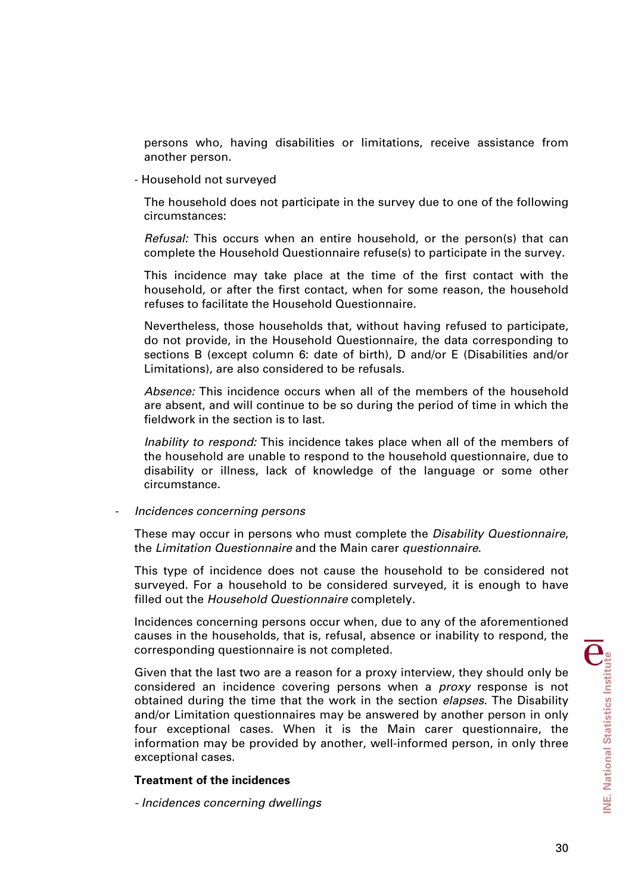persons who, having disabilities or limitations, receive assistance from another person.

- Household not surveyed

The household does not participate in the survey due to one of the following circumstances:

*Refusal:* This occurs when an entire household, or the person(s) that can complete the Household Questionnaire refuse(s) to participate in the survey.

This incidence may take place at the time of the first contact with the household, or after the first contact, when for some reason, the household refuses to facilitate the Household Questionnaire.

Nevertheless, those households that, without having refused to participate, do not provide, in the Household Questionnaire, the data corresponding to sections B (except column 6: date of birth), D and/or E (Disabilities and/or Limitations), are also considered to be refusals.

*Absence:* This incidence occurs when all of the members of the household are absent, and will continue to be so during the period of time in which the fieldwork in the section is to last.

*Inability to respond:* This incidence takes place when all of the members of the household are unable to respond to the household questionnaire, due to disability or illness, lack of knowledge of the language or some other circumstance.

- *Incidences concerning persons*

These may occur in persons who must complete the *Disability Questionnaire*, the *Limitation Questionnaire* and the Main carer *questionnaire*.

This type of incidence does not cause the household to be considered not surveyed. For a household to be considered surveyed, it is enough to have filled out the *Household Questionnaire* completely.

Incidences concerning persons occur when, due to any of the aforementioned causes in the households, that is, refusal, absence or inability to respond, the corresponding questionnaire is not completed.

Given that the last two are a reason for a proxy interview, they should only be considered an incidence covering persons when a *proxy* response is not obtained during the time that the work in the section *elapses.* The Disability and/or Limitation questionnaires may be answered by another person in only four exceptional cases. When it is the Main carer questionnaire, the information may be provided by another, well-informed person, in only three exceptional cases.

**Treatment of the incidences**

- *Incidences concerning dwellings*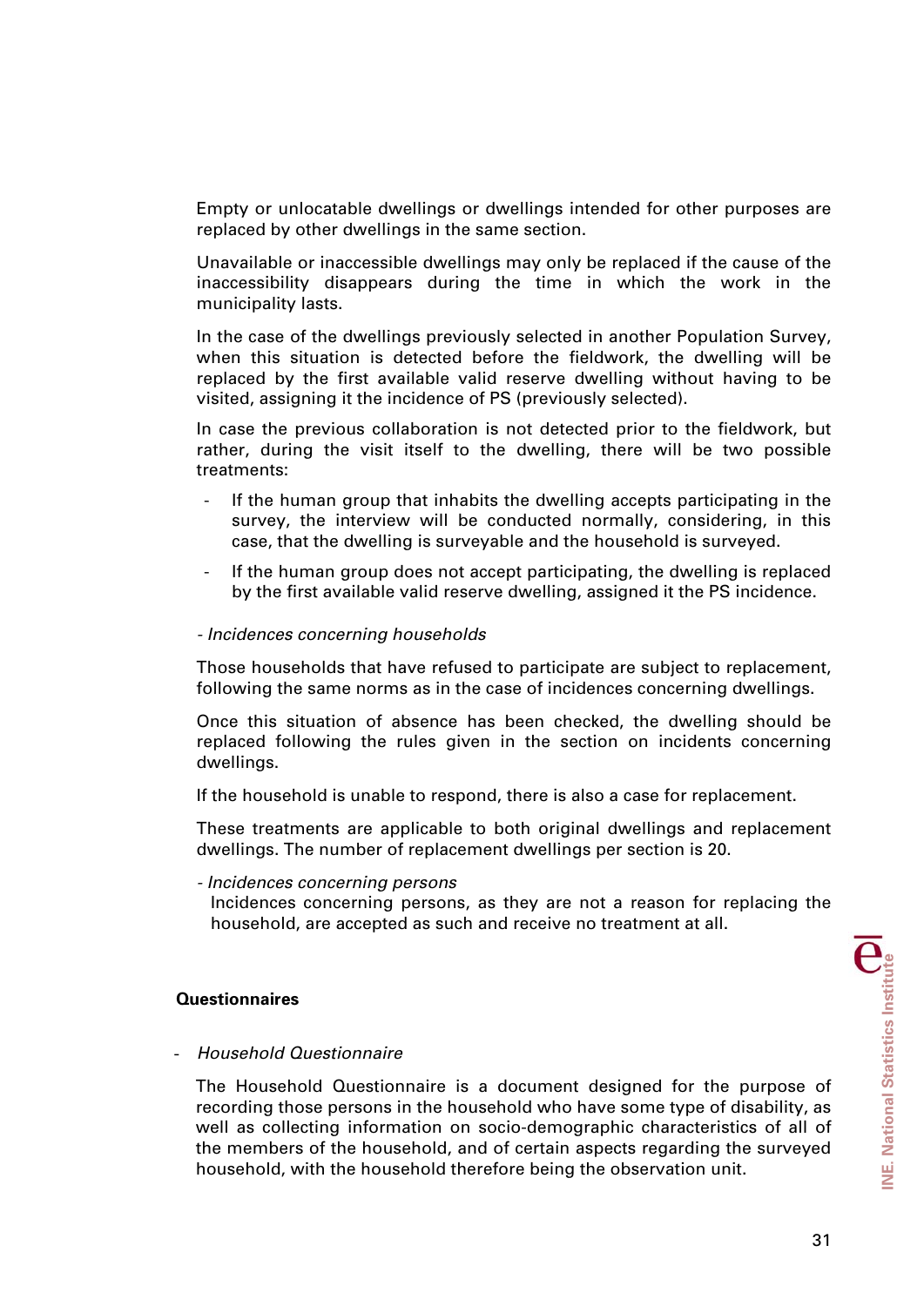Empty or unlocatable dwellings or dwellings intended for other purposes are replaced by other dwellings in the same section.

Unavailable or inaccessible dwellings may only be replaced if the cause of the inaccessibility disappears during the time in which the work in the municipality lasts.

In the case of the dwellings previously selected in another Population Survey, when this situation is detected before the fieldwork, the dwelling will be replaced by the first available valid reserve dwelling without having to be visited, assigning it the incidence of PS (previously selected).

In case the previous collaboration is not detected prior to the fieldwork, but rather, during the visit itself to the dwelling, there will be two possible treatments:

- If the human group that inhabits the dwelling accepts participating in the survey, the interview will be conducted normally, considering, in this case, that the dwelling is surveyable and the household is surveyed.
- If the human group does not accept participating, the dwelling is replaced by the first available valid reserve dwelling, assigned it the PS incidence.

*- Incidences concerning households*

Those households that have refused to participate are subject to replacement, following the same norms as in the case of incidences concerning dwellings.

Once this situation of absence has been checked, the dwelling should be replaced following the rules given in the section on incidents concerning dwellings.

If the household is unable to respond, there is also a case for replacement.

These treatments are applicable to both original dwellings and replacement dwellings. The number of replacement dwellings per section is 20.

*- Incidences concerning persons*

Incidences concerning persons, as they are not a reason for replacing the household, are accepted as such and receive no treatment at all.

**Questionnaires**

- *Household Questionnaire*

The Household Questionnaire is a document designed for the purpose of recording those persons in the household who have some type of disability, as well as collecting information on socio-demographic characteristics of all of the members of the household, and of certain aspects regarding the surveyed household, with the household therefore being the observation unit.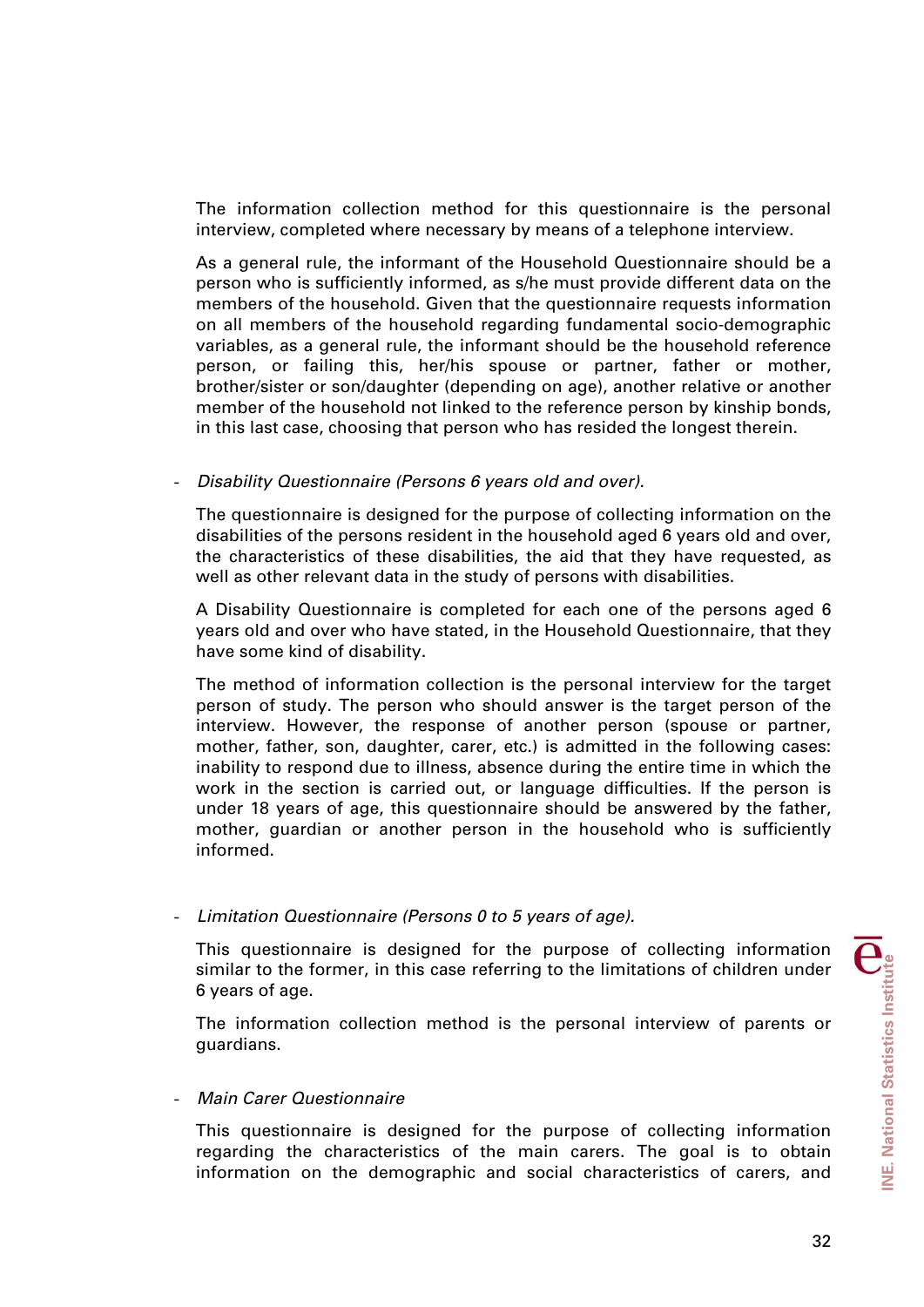The information collection method for this questionnaire is the personal interview, completed where necessary by means of a telephone interview.

As a general rule, the informant of the Household Questionnaire should be a person who is sufficiently informed, as s/he must provide different data on the members of the household. Given that the questionnaire requests information on all members of the household regarding fundamental socio-demographic variables, as a general rule, the informant should be the household reference person, or failing this, her/his spouse or partner, father or mother, brother/sister or son/daughter (depending on age), another relative or another member of the household not linked to the reference person by kinship bonds, in this last case, choosing that person who has resided the longest therein.

- *Disability Questionnaire (Persons 6 years old and over).*

  The questionnaire is designed for the purpose of collecting information on the disabilities of the persons resident in the household aged 6 years old and over, the characteristics of these disabilities, the aid that they have requested, as well as other relevant data in the study of persons with disabilities.

  A Disability Questionnaire is completed for each one of the persons aged 6 years old and over who have stated, in the Household Questionnaire, that they have some kind of disability.

  The method of information collection is the personal interview for the target person of study. The person who should answer is the target person of the interview. However, the response of another person (spouse or partner, mother, father, son, daughter, carer, etc.) is admitted in the following cases: inability to respond due to illness, absence during the entire time in which the work in the section is carried out, or language difficulties. If the person is under 18 years of age, this questionnaire should be answered by the father, mother, guardian or another person in the household who is sufficiently informed.

- *Limitation Questionnaire (Persons 0 to 5 years of age).*

  This questionnaire is designed for the purpose of collecting information similar to the former, in this case referring to the limitations of children under 6 years of age.

  The information collection method is the personal interview of parents or guardians.

- *Main Carer Questionnaire*

  This questionnaire is designed for the purpose of collecting information regarding the characteristics of the main carers. The goal is to obtain information on the demographic and social characteristics of carers, and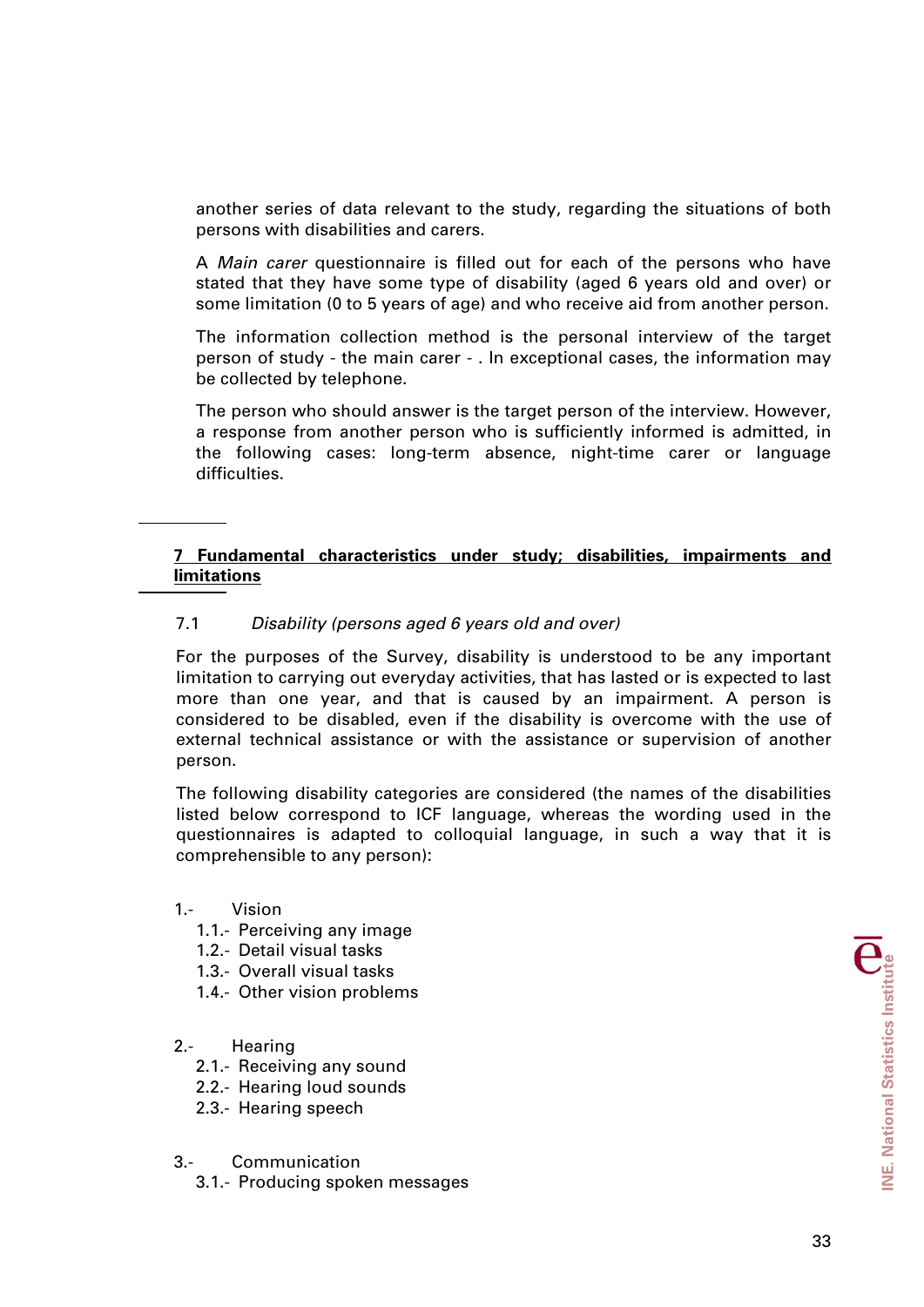another series of data relevant to the study, regarding the situations of both persons with disabilities and carers.

A *Main carer* questionnaire is filled out for each of the persons who have stated that they have some type of disability (aged 6 years old and over) or some limitation (0 to 5 years of age) and who receive aid from another person.

The information collection method is the personal interview of the target person of study - the main carer - . In exceptional cases, the information may be collected by telephone.

The person who should answer is the target person of the interview. However, a response from another person who is sufficiently informed is admitted, in the following cases: long-term absence, night-time carer or language difficulties.

## 7 Fundamental characteristics under study; disabilities, impairments and limitations

### 7.1 *Disability (persons aged 6 years old and over)*

For the purposes of the Survey, disability is understood to be any important limitation to carrying out everyday activities, that has lasted or is expected to last more than one year, and that is caused by an impairment. A person is considered to be disabled, even if the disability is overcome with the use of external technical assistance or with the assistance or supervision of another person.

The following disability categories are considered (the names of the disabilities listed below correspond to ICF language, whereas the wording used in the questionnaires is adapted to colloquial language, in such a way that it is comprehensible to any person):

1.- Vision
- 1.1.- Perceiving any image
- 1.2.- Detail visual tasks
- 1.3.- Overall visual tasks
- 1.4.- Other vision problems

2.- Hearing
- 2.1.- Receiving any sound
- 2.2.- Hearing loud sounds
- 2.3.- Hearing speech

3.- Communication
- 3.1.- Producing spoken messages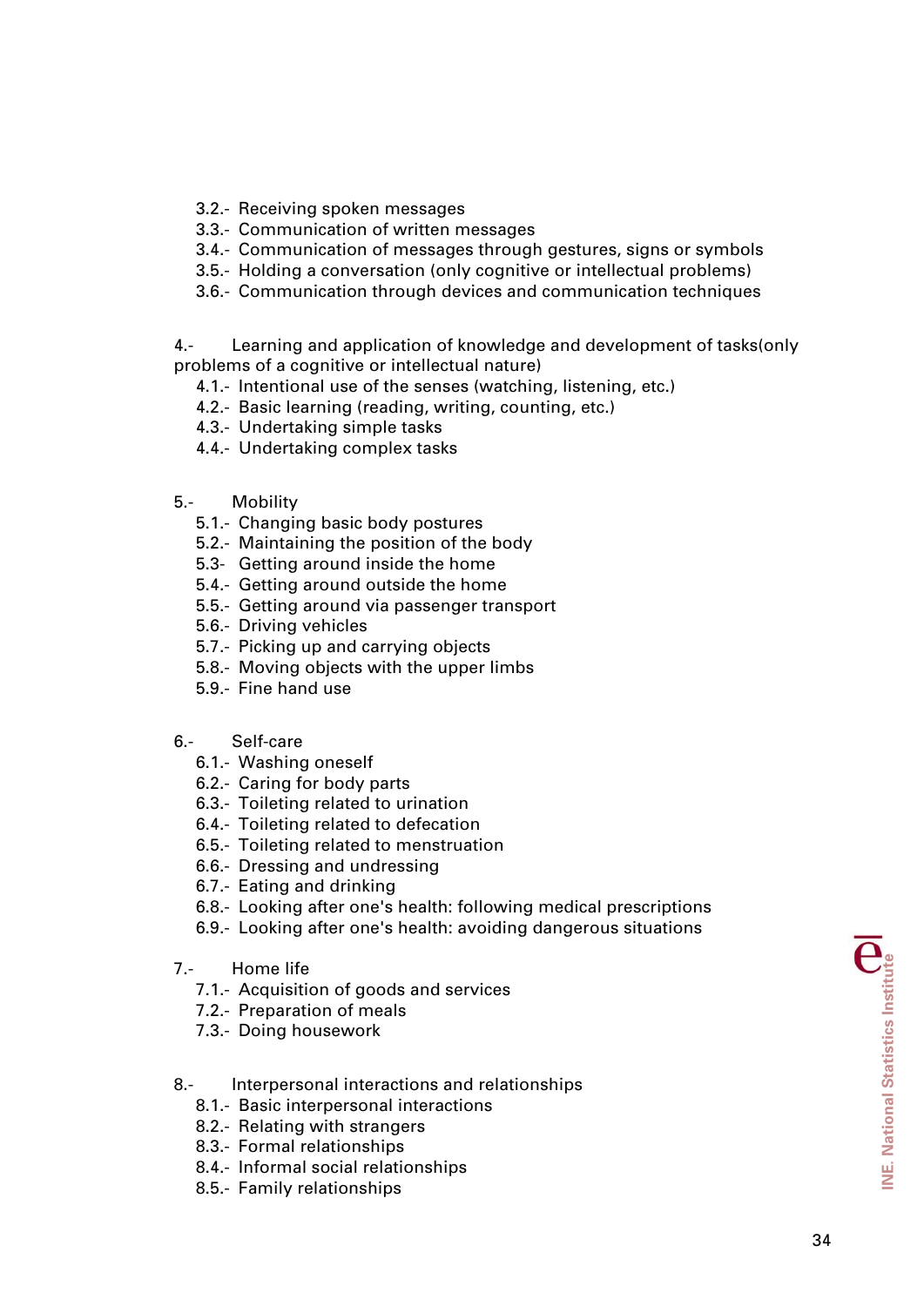3.2.- Receiving spoken messages
3.3.- Communication of written messages
3.4.- Communication of messages through gestures, signs or symbols
3.5.- Holding a conversation (only cognitive or intellectual problems)
3.6.- Communication through devices and communication techniques

4.- Learning and application of knowledge and development of tasks(only problems of a cognitive or intellectual nature)
4.1.- Intentional use of the senses (watching, listening, etc.)
4.2.- Basic learning (reading, writing, counting, etc.)
4.3.- Undertaking simple tasks
4.4.- Undertaking complex tasks

5.- Mobility
5.1.- Changing basic body postures
5.2.- Maintaining the position of the body
5.3- Getting around inside the home
5.4.- Getting around outside the home
5.5.- Getting around via passenger transport
5.6.- Driving vehicles
5.7.- Picking up and carrying objects
5.8.- Moving objects with the upper limbs
5.9.- Fine hand use

6.- Self-care
6.1.- Washing oneself
6.2.- Caring for body parts
6.3.- Toileting related to urination
6.4.- Toileting related to defecation
6.5.- Toileting related to menstruation
6.6.- Dressing and undressing
6.7.- Eating and drinking
6.8.- Looking after one's health: following medical prescriptions
6.9.- Looking after one's health: avoiding dangerous situations

7.- Home life
7.1.- Acquisition of goods and services
7.2.- Preparation of meals
7.3.- Doing housework

8.- Interpersonal interactions and relationships
8.1.- Basic interpersonal interactions
8.2.- Relating with strangers
8.3.- Formal relationships
8.4.- Informal social relationships
8.5.- Family relationships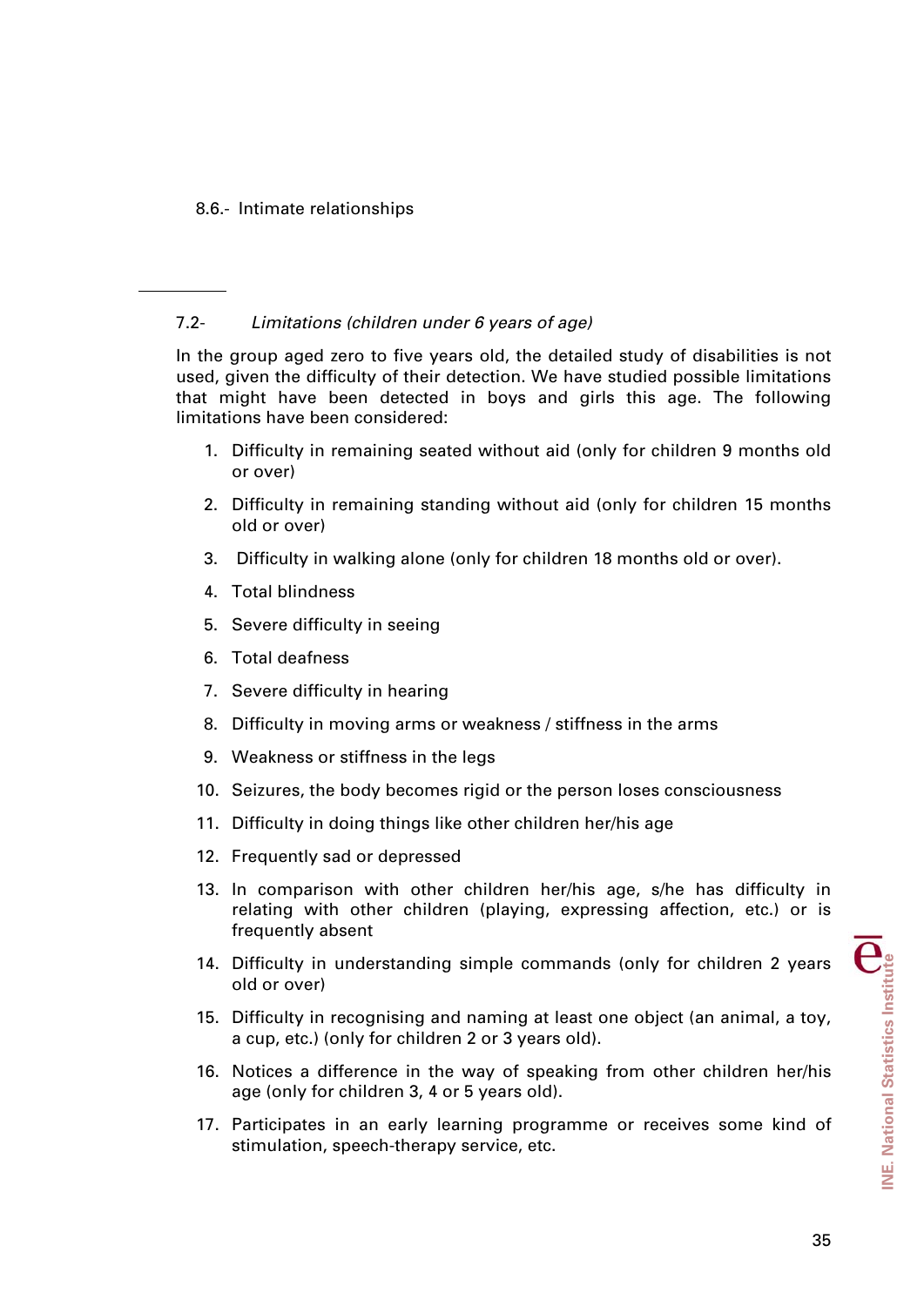8.6.- Intimate relationships

---

### 7.2- *Limitations (children under 6 years of age)*

In the group aged zero to five years old, the detailed study of disabilities is not used, given the difficulty of their detection. We have studied possible limitations that might have been detected in boys and girls this age. The following limitations have been considered:

1. Difficulty in remaining seated without aid (only for children 9 months old or over)
2. Difficulty in remaining standing without aid (only for children 15 months old or over)
3. Difficulty in walking alone (only for children 18 months old or over).
4. Total blindness
5. Severe difficulty in seeing
6. Total deafness
7. Severe difficulty in hearing
8. Difficulty in moving arms or weakness / stiffness in the arms
9. Weakness or stiffness in the legs
10. Seizures, the body becomes rigid or the person loses consciousness
11. Difficulty in doing things like other children her/his age
12. Frequently sad or depressed
13. In comparison with other children her/his age, s/he has difficulty in relating with other children (playing, expressing affection, etc.) or is frequently absent
14. Difficulty in understanding simple commands (only for children 2 years old or over)
15. Difficulty in recognising and naming at least one object (an animal, a toy, a cup, etc.) (only for children 2 or 3 years old).
16. Notices a difference in the way of speaking from other children her/his age (only for children 3, 4 or 5 years old).
17. Participates in an early learning programme or receives some kind of stimulation, speech-therapy service, etc.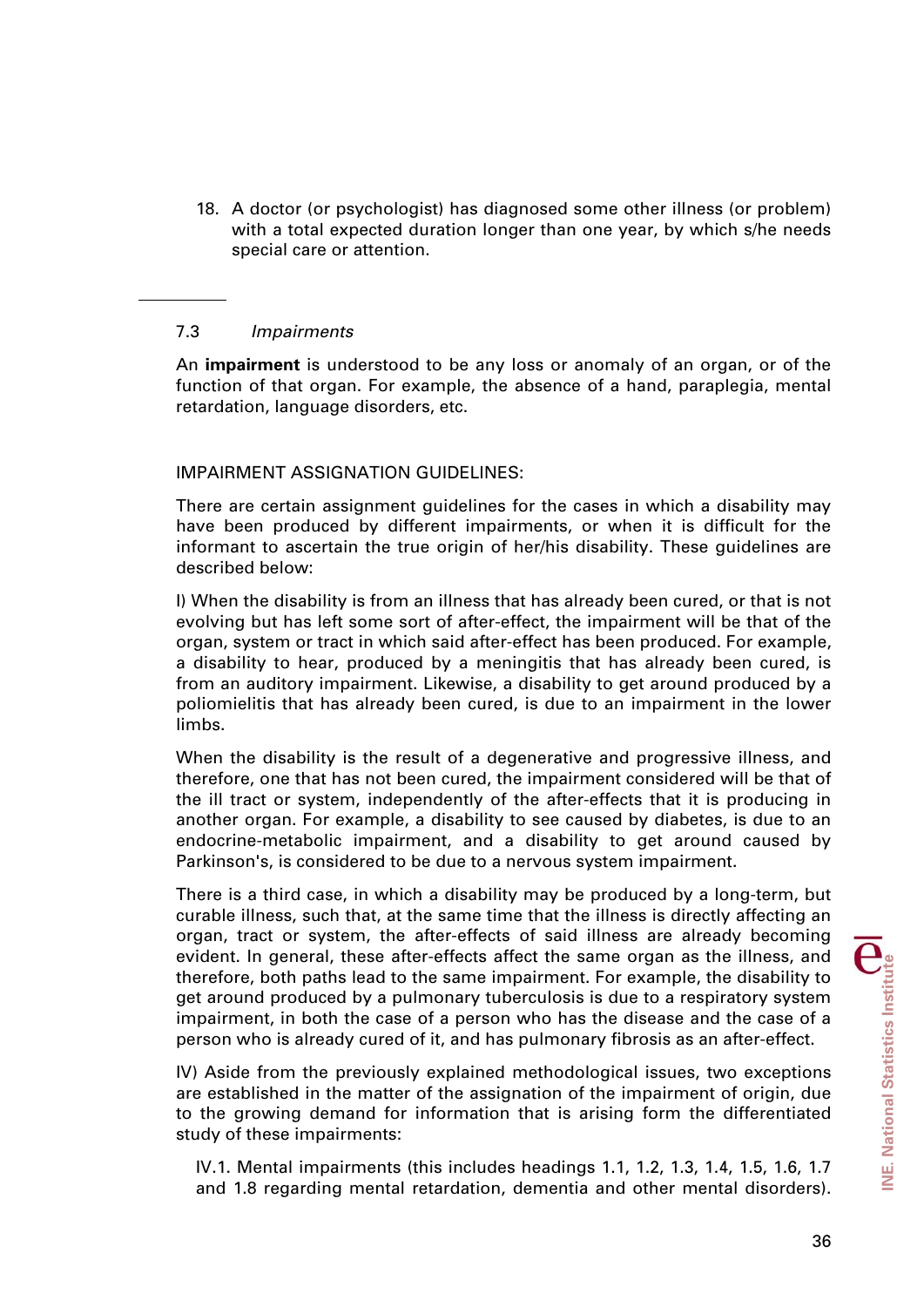18. A doctor (or psychologist) has diagnosed some other illness (or problem) with a total expected duration longer than one year, by which s/he needs special care or attention.

---

### 7.3 *Impairments*

An **impairment** is understood to be any loss or anomaly of an organ, or of the function of that organ. For example, the absence of a hand, paraplegia, mental retardation, language disorders, etc.

IMPAIRMENT ASSIGNATION GUIDELINES:

There are certain assignment guidelines for the cases in which a disability may have been produced by different impairments, or when it is difficult for the informant to ascertain the true origin of her/his disability. These guidelines are described below:

I) When the disability is from an illness that has already been cured, or that is not evolving but has left some sort of after-effect, the impairment will be that of the organ, system or tract in which said after-effect has been produced. For example, a disability to hear, produced by a meningitis that has already been cured, is from an auditory impairment. Likewise, a disability to get around produced by a poliomielitis that has already been cured, is due to an impairment in the lower limbs.

When the disability is the result of a degenerative and progressive illness, and therefore, one that has not been cured, the impairment considered will be that of the ill tract or system, independently of the after-effects that it is producing in another organ. For example, a disability to see caused by diabetes, is due to an endocrine-metabolic impairment, and a disability to get around caused by Parkinson's, is considered to be due to a nervous system impairment.

There is a third case, in which a disability may be produced by a long-term, but curable illness, such that, at the same time that the illness is directly affecting an organ, tract or system, the after-effects of said illness are already becoming evident. In general, these after-effects affect the same organ as the illness, and therefore, both paths lead to the same impairment. For example, the disability to get around produced by a pulmonary tuberculosis is due to a respiratory system impairment, in both the case of a person who has the disease and the case of a person who is already cured of it, and has pulmonary fibrosis as an after-effect.

IV) Aside from the previously explained methodological issues, two exceptions are established in the matter of the assignation of the impairment of origin, due to the growing demand for information that is arising form the differentiated study of these impairments:

IV.1. Mental impairments (this includes headings 1.1, 1.2, 1.3, 1.4, 1.5, 1.6, 1.7 and 1.8 regarding mental retardation, dementia and other mental disorders).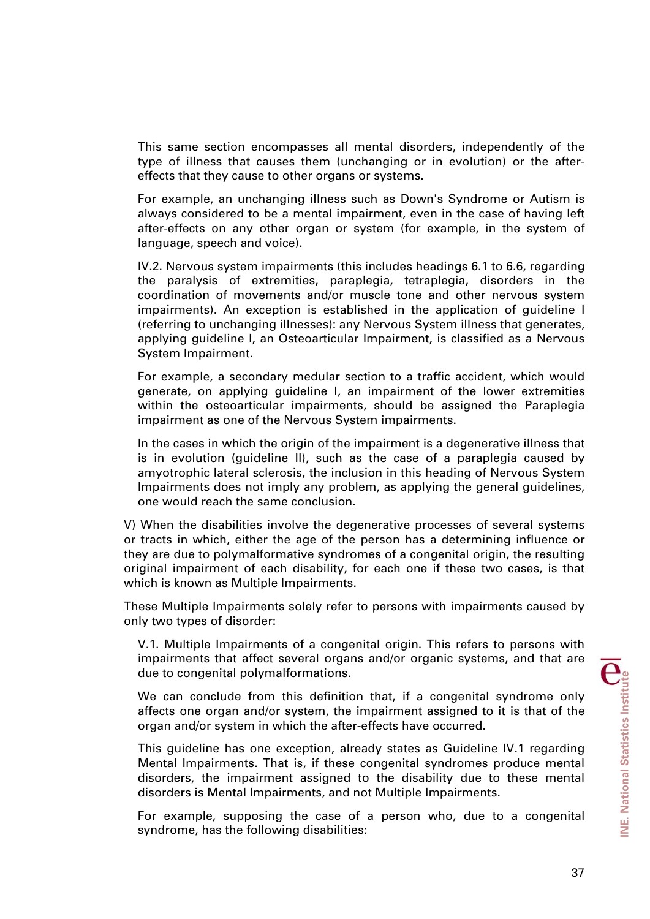This same section encompasses all mental disorders, independently of the type of illness that causes them (unchanging or in evolution) or the after-effects that they cause to other organs or systems.

For example, an unchanging illness such as Down's Syndrome or Autism is always considered to be a mental impairment, even in the case of having left after-effects on any other organ or system (for example, in the system of language, speech and voice).

IV.2. Nervous system impairments (this includes headings 6.1 to 6.6, regarding the paralysis of extremities, paraplegia, tetraplegia, disorders in the coordination of movements and/or muscle tone and other nervous system impairments). An exception is established in the application of guideline I (referring to unchanging illnesses): any Nervous System illness that generates, applying guideline I, an Osteoarticular Impairment, is classified as a Nervous System Impairment.

For example, a secondary medular section to a traffic accident, which would generate, on applying guideline I, an impairment of the lower extremities within the osteoarticular impairments, should be assigned the Paraplegia impairment as one of the Nervous System impairments.

In the cases in which the origin of the impairment is a degenerative illness that is in evolution (guideline II), such as the case of a paraplegia caused by amyotrophic lateral sclerosis, the inclusion in this heading of Nervous System Impairments does not imply any problem, as applying the general guidelines, one would reach the same conclusion.

V) When the disabilities involve the degenerative processes of several systems or tracts in which, either the age of the person has a determining influence or they are due to polymalformative syndromes of a congenital origin, the resulting original impairment of each disability, for each one if these two cases, is that which is known as Multiple Impairments.

These Multiple Impairments solely refer to persons with impairments caused by only two types of disorder:

V.1. Multiple Impairments of a congenital origin. This refers to persons with impairments that affect several organs and/or organic systems, and that are due to congenital polymalformations.

We can conclude from this definition that, if a congenital syndrome only affects one organ and/or system, the impairment assigned to it is that of the organ and/or system in which the after-effects have occurred.

This guideline has one exception, already states as Guideline IV.1 regarding Mental Impairments. That is, if these congenital syndromes produce mental disorders, the impairment assigned to the disability due to these mental disorders is Mental Impairments, and not Multiple Impairments.

For example, supposing the case of a person who, due to a congenital syndrome, has the following disabilities: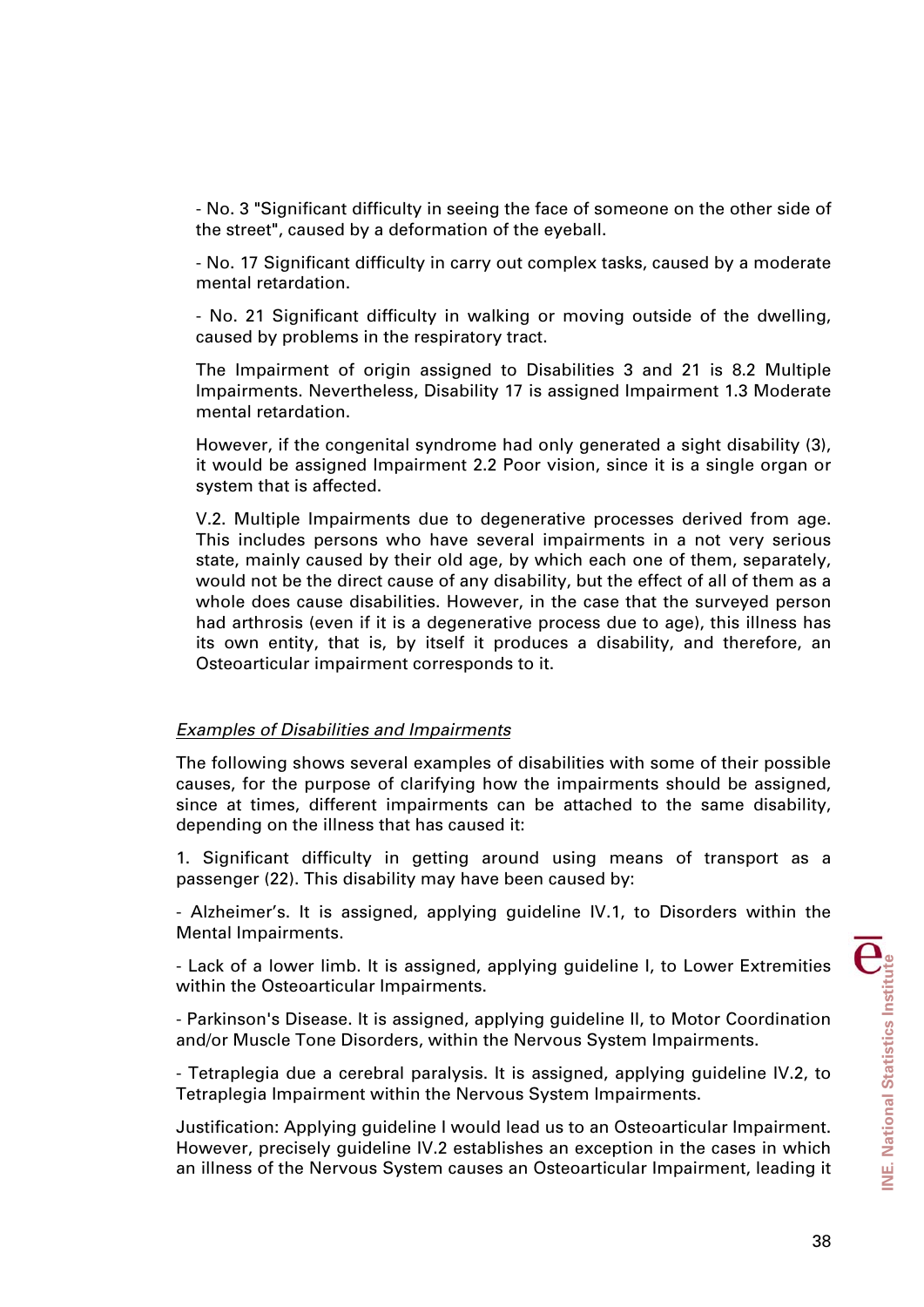- No. 3 "Significant difficulty in seeing the face of someone on the other side of the street", caused by a deformation of the eyeball.

- No. 17 Significant difficulty in carry out complex tasks, caused by a moderate mental retardation.

- No. 21 Significant difficulty in walking or moving outside of the dwelling, caused by problems in the respiratory tract.

The Impairment of origin assigned to Disabilities 3 and 21 is 8.2 Multiple Impairments. Nevertheless, Disability 17 is assigned Impairment 1.3 Moderate mental retardation.

However, if the congenital syndrome had only generated a sight disability (3), it would be assigned Impairment 2.2 Poor vision, since it is a single organ or system that is affected.

V.2. Multiple Impairments due to degenerative processes derived from age. This includes persons who have several impairments in a not very serious state, mainly caused by their old age, by which each one of them, separately, would not be the direct cause of any disability, but the effect of all of them as a whole does cause disabilities. However, in the case that the surveyed person had arthrosis (even if it is a degenerative process due to age), this illness has its own entity, that is, by itself it produces a disability, and therefore, an Osteoarticular impairment corresponds to it.

*Examples of Disabilities and Impairments*

The following shows several examples of disabilities with some of their possible causes, for the purpose of clarifying how the impairments should be assigned, since at times, different impairments can be attached to the same disability, depending on the illness that has caused it:

1. Significant difficulty in getting around using means of transport as a passenger (22). This disability may have been caused by:

- Alzheimer's. It is assigned, applying guideline IV.1, to Disorders within the Mental Impairments.

- Lack of a lower limb. It is assigned, applying guideline I, to Lower Extremities within the Osteoarticular Impairments.

- Parkinson's Disease. It is assigned, applying guideline II, to Motor Coordination and/or Muscle Tone Disorders, within the Nervous System Impairments.

- Tetraplegia due a cerebral paralysis. It is assigned, applying guideline IV.2, to Tetraplegia Impairment within the Nervous System Impairments.

Justification: Applying guideline I would lead us to an Osteoarticular Impairment. However, precisely guideline IV.2 establishes an exception in the cases in which an illness of the Nervous System causes an Osteoarticular Impairment, leading it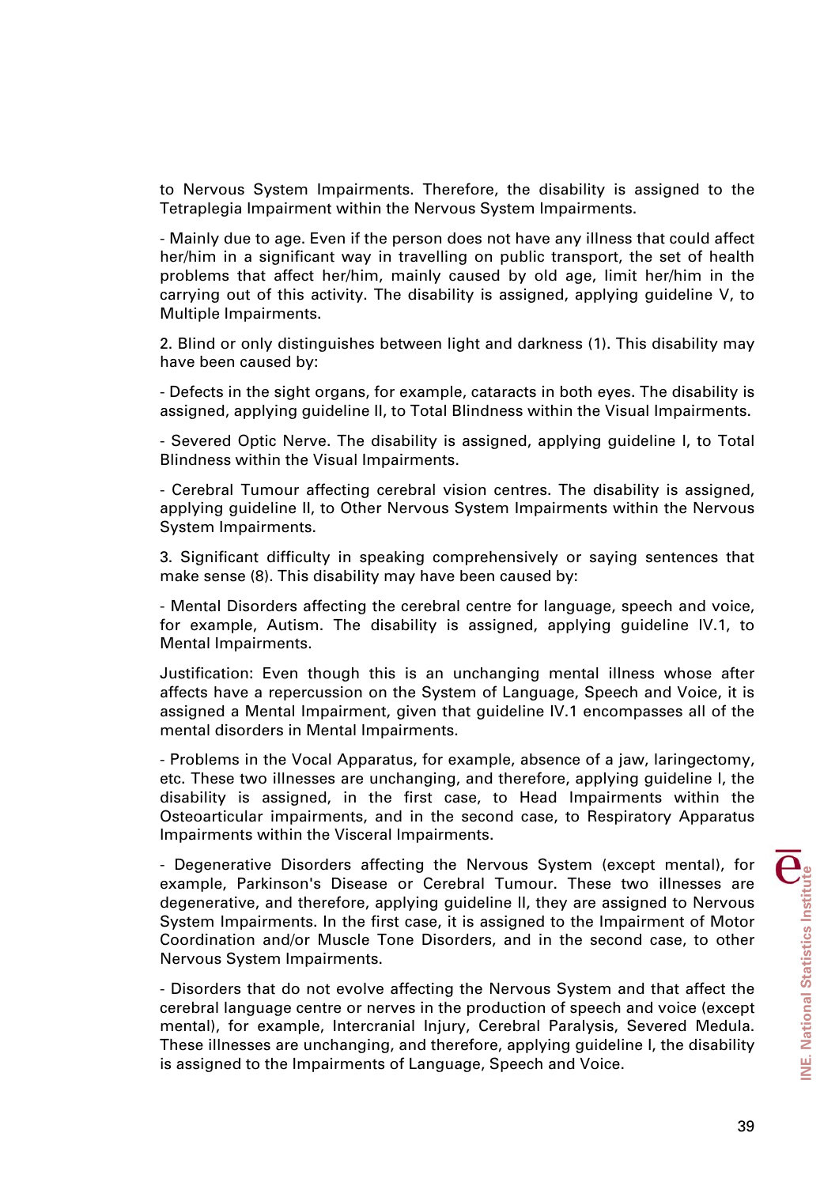to Nervous System Impairments. Therefore, the disability is assigned to the Tetraplegia Impairment within the Nervous System Impairments.

- Mainly due to age. Even if the person does not have any illness that could affect her/him in a significant way in travelling on public transport, the set of health problems that affect her/him, mainly caused by old age, limit her/him in the carrying out of this activity. The disability is assigned, applying guideline V, to Multiple Impairments.

2. Blind or only distinguishes between light and darkness (1). This disability may have been caused by:

- Defects in the sight organs, for example, cataracts in both eyes. The disability is assigned, applying guideline II, to Total Blindness within the Visual Impairments.

- Severed Optic Nerve. The disability is assigned, applying guideline I, to Total Blindness within the Visual Impairments.

- Cerebral Tumour affecting cerebral vision centres. The disability is assigned, applying guideline II, to Other Nervous System Impairments within the Nervous System Impairments.

3. Significant difficulty in speaking comprehensively or saying sentences that make sense (8). This disability may have been caused by:

- Mental Disorders affecting the cerebral centre for language, speech and voice, for example, Autism. The disability is assigned, applying guideline IV.1, to Mental Impairments.

Justification: Even though this is an unchanging mental illness whose after affects have a repercussion on the System of Language, Speech and Voice, it is assigned a Mental Impairment, given that guideline IV.1 encompasses all of the mental disorders in Mental Impairments.

- Problems in the Vocal Apparatus, for example, absence of a jaw, laringectomy, etc. These two illnesses are unchanging, and therefore, applying guideline I, the disability is assigned, in the first case, to Head Impairments within the Osteoarticular impairments, and in the second case, to Respiratory Apparatus Impairments within the Visceral Impairments.

- Degenerative Disorders affecting the Nervous System (except mental), for example, Parkinson's Disease or Cerebral Tumour. These two illnesses are degenerative, and therefore, applying guideline II, they are assigned to Nervous System Impairments. In the first case, it is assigned to the Impairment of Motor Coordination and/or Muscle Tone Disorders, and in the second case, to other Nervous System Impairments.

- Disorders that do not evolve affecting the Nervous System and that affect the cerebral language centre or nerves in the production of speech and voice (except mental), for example, Intercranial Injury, Cerebral Paralysis, Severed Medula. These illnesses are unchanging, and therefore, applying guideline I, the disability is assigned to the Impairments of Language, Speech and Voice.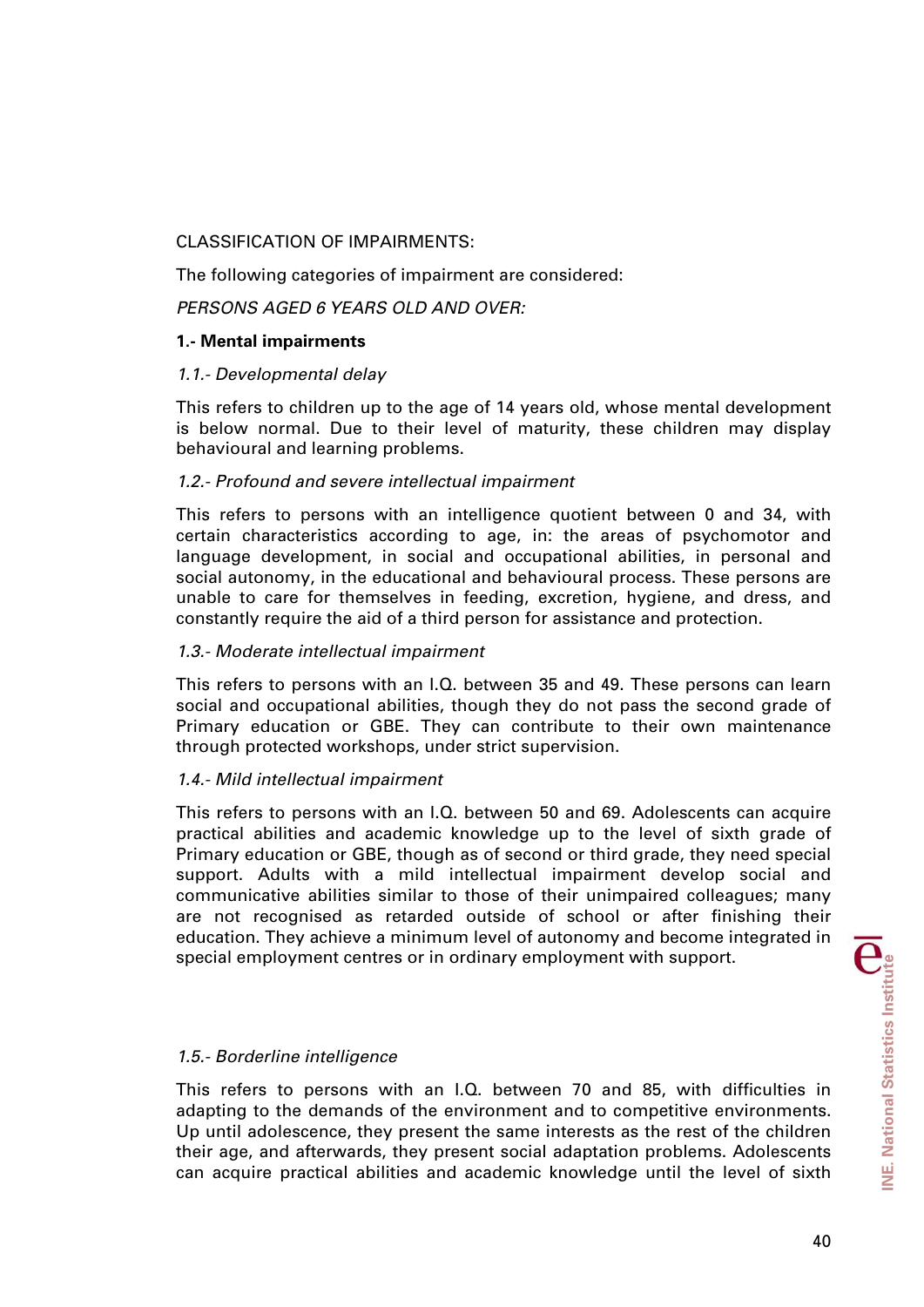CLASSIFICATION OF IMPAIRMENTS:

The following categories of impairment are considered:

*PERSONS AGED 6 YEARS OLD AND OVER:*

**1.- Mental impairments**

*1.1.- Developmental delay*

This refers to children up to the age of 14 years old, whose mental development is below normal. Due to their level of maturity, these children may display behavioural and learning problems.

*1.2.- Profound and severe intellectual impairment*

This refers to persons with an intelligence quotient between 0 and 34, with certain characteristics according to age, in: the areas of psychomotor and language development, in social and occupational abilities, in personal and social autonomy, in the educational and behavioural process. These persons are unable to care for themselves in feeding, excretion, hygiene, and dress, and constantly require the aid of a third person for assistance and protection.

*1.3.- Moderate intellectual impairment*

This refers to persons with an I.Q. between 35 and 49. These persons can learn social and occupational abilities, though they do not pass the second grade of Primary education or GBE. They can contribute to their own maintenance through protected workshops, under strict supervision.

*1.4.- Mild intellectual impairment*

This refers to persons with an I.Q. between 50 and 69. Adolescents can acquire practical abilities and academic knowledge up to the level of sixth grade of Primary education or GBE, though as of second or third grade, they need special support. Adults with a mild intellectual impairment develop social and communicative abilities similar to those of their unimpaired colleagues; many are not recognised as retarded outside of school or after finishing their education. They achieve a minimum level of autonomy and become integrated in special employment centres or in ordinary employment with support.

*1.5.- Borderline intelligence*

This refers to persons with an I.Q. between 70 and 85, with difficulties in adapting to the demands of the environment and to competitive environments. Up until adolescence, they present the same interests as the rest of the children their age, and afterwards, they present social adaptation problems. Adolescents can acquire practical abilities and academic knowledge until the level of sixth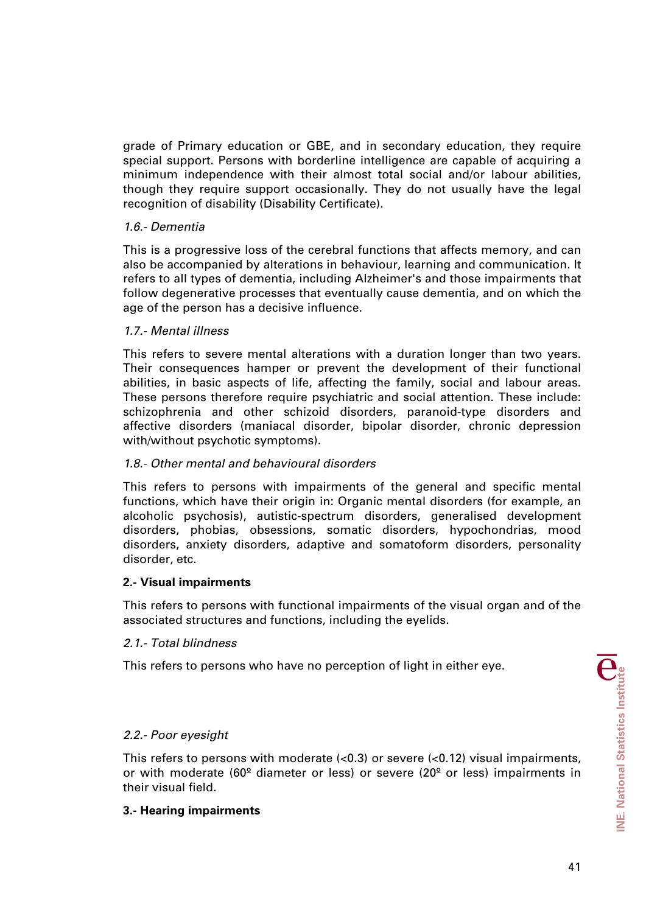grade of Primary education or GBE, and in secondary education, they require special support. Persons with borderline intelligence are capable of acquiring a minimum independence with their almost total social and/or labour abilities, though they require support occasionally. They do not usually have the legal recognition of disability (Disability Certificate).

*1.6.- Dementia*

This is a progressive loss of the cerebral functions that affects memory, and can also be accompanied by alterations in behaviour, learning and communication. It refers to all types of dementia, including Alzheimer's and those impairments that follow degenerative processes that eventually cause dementia, and on which the age of the person has a decisive influence.

*1.7.- Mental illness*

This refers to severe mental alterations with a duration longer than two years. Their consequences hamper or prevent the development of their functional abilities, in basic aspects of life, affecting the family, social and labour areas. These persons therefore require psychiatric and social attention. These include: schizophrenia and other schizoid disorders, paranoid-type disorders and affective disorders (maniacal disorder, bipolar disorder, chronic depression with/without psychotic symptoms).

*1.8.- Other mental and behavioural disorders*

This refers to persons with impairments of the general and specific mental functions, which have their origin in: Organic mental disorders (for example, an alcoholic psychosis), autistic-spectrum disorders, generalised development disorders, phobias, obsessions, somatic disorders, hypochondrias, mood disorders, anxiety disorders, adaptive and somatoform disorders, personality disorder, etc.

**2.- Visual impairments**

This refers to persons with functional impairments of the visual organ and of the associated structures and functions, including the eyelids.

*2.1.- Total blindness*

This refers to persons who have no perception of light in either eye.

*2.2.- Poor eyesight*

This refers to persons with moderate (<0.3) or severe (<0.12) visual impairments, or with moderate (60º diameter or less) or severe (20º or less) impairments in their visual field.

**3.- Hearing impairments**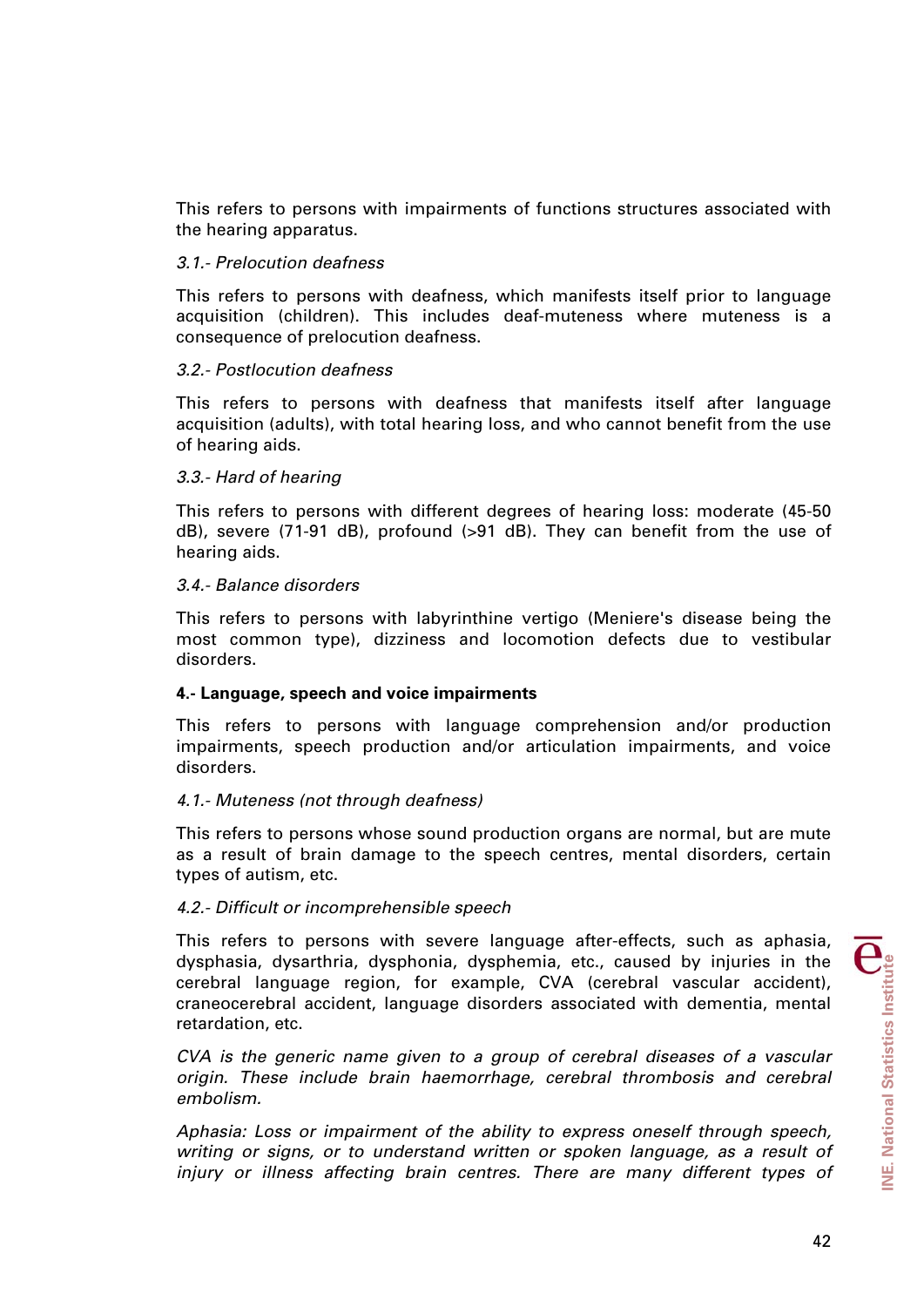This refers to persons with impairments of functions structures associated with the hearing apparatus.

*3.1.- Prelocution deafness*

This refers to persons with deafness, which manifests itself prior to language acquisition (children). This includes deaf-muteness where muteness is a consequence of prelocution deafness.

*3.2.- Postlocution deafness*

This refers to persons with deafness that manifests itself after language acquisition (adults), with total hearing loss, and who cannot benefit from the use of hearing aids.

*3.3.- Hard of hearing*

This refers to persons with different degrees of hearing loss: moderate (45-50 dB), severe (71-91 dB), profound (>91 dB). They can benefit from the use of hearing aids.

*3.4.- Balance disorders*

This refers to persons with labyrinthine vertigo (Meniere's disease being the most common type), dizziness and locomotion defects due to vestibular disorders.

**4.- Language, speech and voice impairments**

This refers to persons with language comprehension and/or production impairments, speech production and/or articulation impairments, and voice disorders.

*4.1.- Muteness (not through deafness)*

This refers to persons whose sound production organs are normal, but are mute as a result of brain damage to the speech centres, mental disorders, certain types of autism, etc.

*4.2.- Difficult or incomprehensible speech*

This refers to persons with severe language after-effects, such as aphasia, dysphasia, dysarthria, dysphonia, dysphemia, etc., caused by injuries in the cerebral language region, for example, CVA (cerebral vascular accident), craneocerebral accident, language disorders associated with dementia, mental retardation, etc.

*CVA is the generic name given to a group of cerebral diseases of a vascular origin. These include brain haemorrhage, cerebral thrombosis and cerebral embolism.*

*Aphasia: Loss or impairment of the ability to express oneself through speech, writing or signs, or to understand written or spoken language, as a result of injury or illness affecting brain centres. There are many different types of*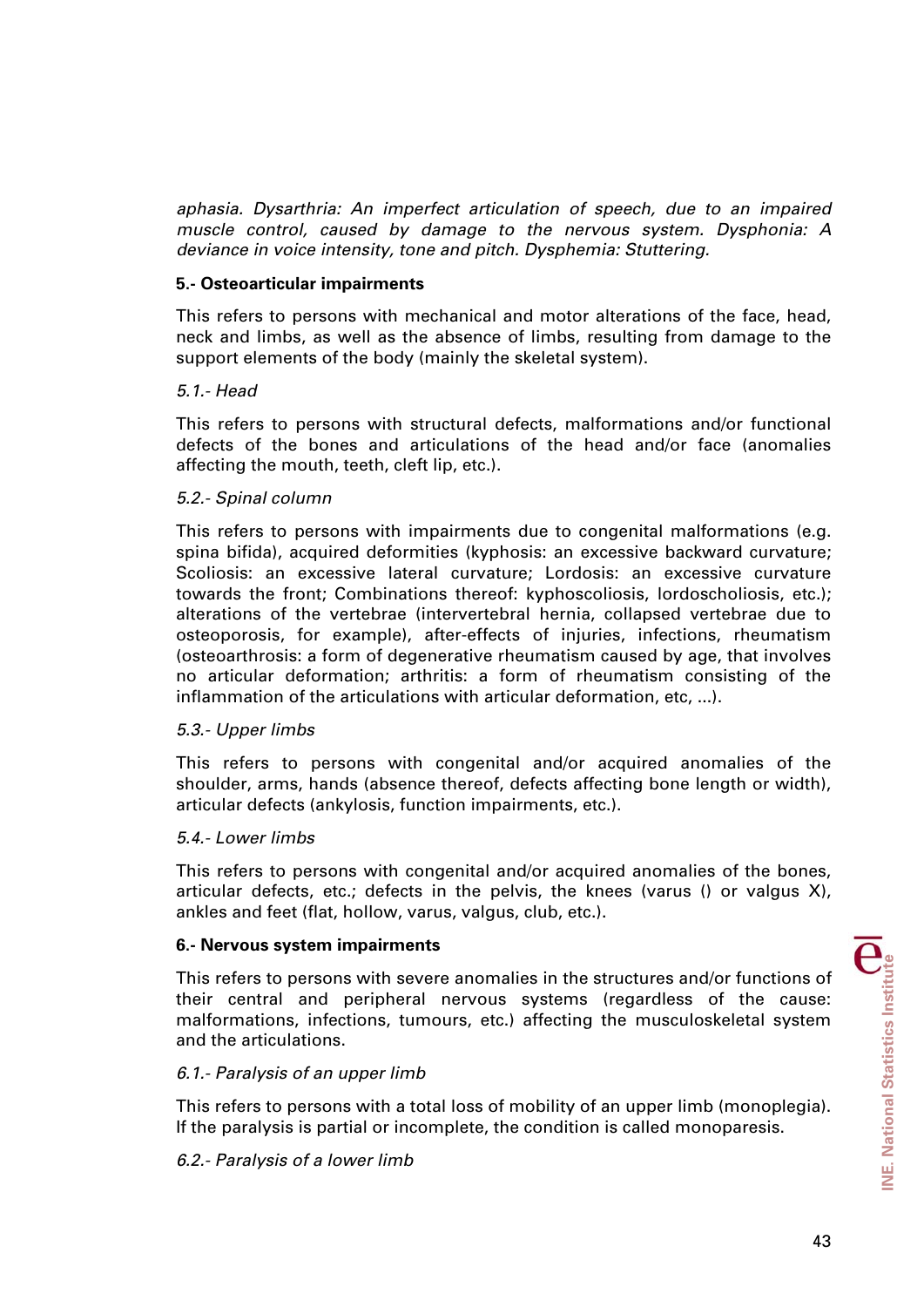*aphasia. Dysarthria: An imperfect articulation of speech, due to an impaired muscle control, caused by damage to the nervous system. Dysphonia: A deviance in voice intensity, tone and pitch. Dysphemia: Stuttering.*

**5.- Osteoarticular impairments**

This refers to persons with mechanical and motor alterations of the face, head, neck and limbs, as well as the absence of limbs, resulting from damage to the support elements of the body (mainly the skeletal system).

*5.1.- Head*

This refers to persons with structural defects, malformations and/or functional defects of the bones and articulations of the head and/or face (anomalies affecting the mouth, teeth, cleft lip, etc.).

*5.2.- Spinal column*

This refers to persons with impairments due to congenital malformations (e.g. spina bifida), acquired deformities (kyphosis: an excessive backward curvature; Scoliosis: an excessive lateral curvature; Lordosis: an excessive curvature towards the front; Combinations thereof: kyphoscoliosis, lordoscholiosis, etc.); alterations of the vertebrae (intervertebral hernia, collapsed vertebrae due to osteoporosis, for example), after-effects of injuries, infections, rheumatism (osteoarthrosis: a form of degenerative rheumatism caused by age, that involves no articular deformation; arthritis: a form of rheumatism consisting of the inflammation of the articulations with articular deformation, etc, ...).

*5.3.- Upper limbs*

This refers to persons with congenital and/or acquired anomalies of the shoulder, arms, hands (absence thereof, defects affecting bone length or width), articular defects (ankylosis, function impairments, etc.).

*5.4.- Lower limbs*

This refers to persons with congenital and/or acquired anomalies of the bones, articular defects, etc.; defects in the pelvis, the knees (varus () or valgus X), ankles and feet (flat, hollow, varus, valgus, club, etc.).

**6.- Nervous system impairments**

This refers to persons with severe anomalies in the structures and/or functions of their central and peripheral nervous systems (regardless of the cause: malformations, infections, tumours, etc.) affecting the musculoskeletal system and the articulations.

*6.1.- Paralysis of an upper limb*

This refers to persons with a total loss of mobility of an upper limb (monoplegia). If the paralysis is partial or incomplete, the condition is called monoparesis.

*6.2.- Paralysis of a lower limb*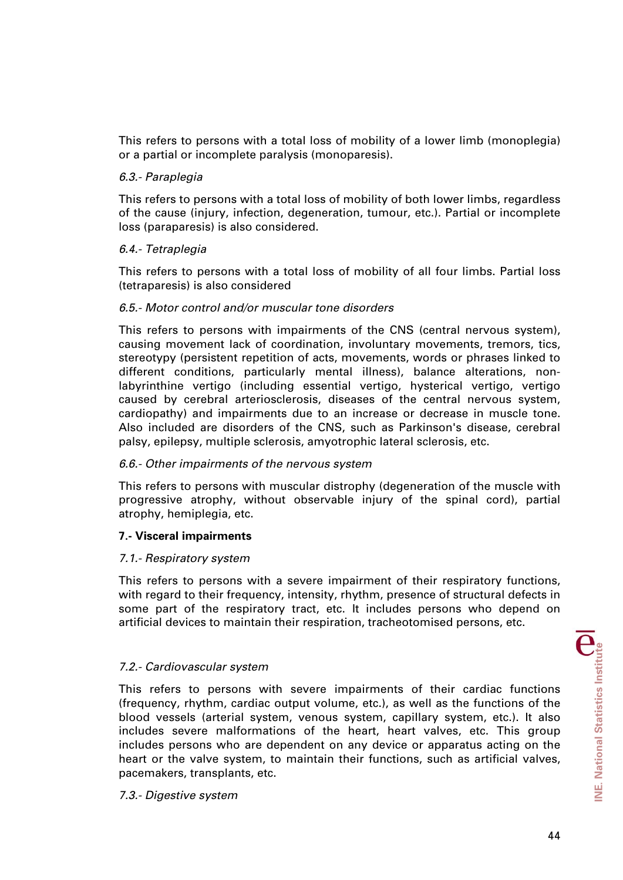This refers to persons with a total loss of mobility of a lower limb (monoplegia) or a partial or incomplete paralysis (monoparesis).

*6.3.- Paraplegia*

This refers to persons with a total loss of mobility of both lower limbs, regardless of the cause (injury, infection, degeneration, tumour, etc.). Partial or incomplete loss (paraparesis) is also considered.

*6.4.- Tetraplegia*

This refers to persons with a total loss of mobility of all four limbs. Partial loss (tetraparesis) is also considered

*6.5.- Motor control and/or muscular tone disorders*

This refers to persons with impairments of the CNS (central nervous system), causing movement lack of coordination, involuntary movements, tremors, tics, stereotypy (persistent repetition of acts, movements, words or phrases linked to different conditions, particularly mental illness), balance alterations, non-labyrinthine vertigo (including essential vertigo, hysterical vertigo, vertigo caused by cerebral arteriosclerosis, diseases of the central nervous system, cardiopathy) and impairments due to an increase or decrease in muscle tone. Also included are disorders of the CNS, such as Parkinson's disease, cerebral palsy, epilepsy, multiple sclerosis, amyotrophic lateral sclerosis, etc.

*6.6.- Other impairments of the nervous system*

This refers to persons with muscular distrophy (degeneration of the muscle with progressive atrophy, without observable injury of the spinal cord), partial atrophy, hemiplegia, etc.

**7.- Visceral impairments**

*7.1.- Respiratory system*

This refers to persons with a severe impairment of their respiratory functions, with regard to their frequency, intensity, rhythm, presence of structural defects in some part of the respiratory tract, etc. It includes persons who depend on artificial devices to maintain their respiration, tracheotomised persons, etc.

*7.2.- Cardiovascular system*

This refers to persons with severe impairments of their cardiac functions (frequency, rhythm, cardiac output volume, etc.), as well as the functions of the blood vessels (arterial system, venous system, capillary system, etc.). It also includes severe malformations of the heart, heart valves, etc. This group includes persons who are dependent on any device or apparatus acting on the heart or the valve system, to maintain their functions, such as artificial valves, pacemakers, transplants, etc.

*7.3.- Digestive system*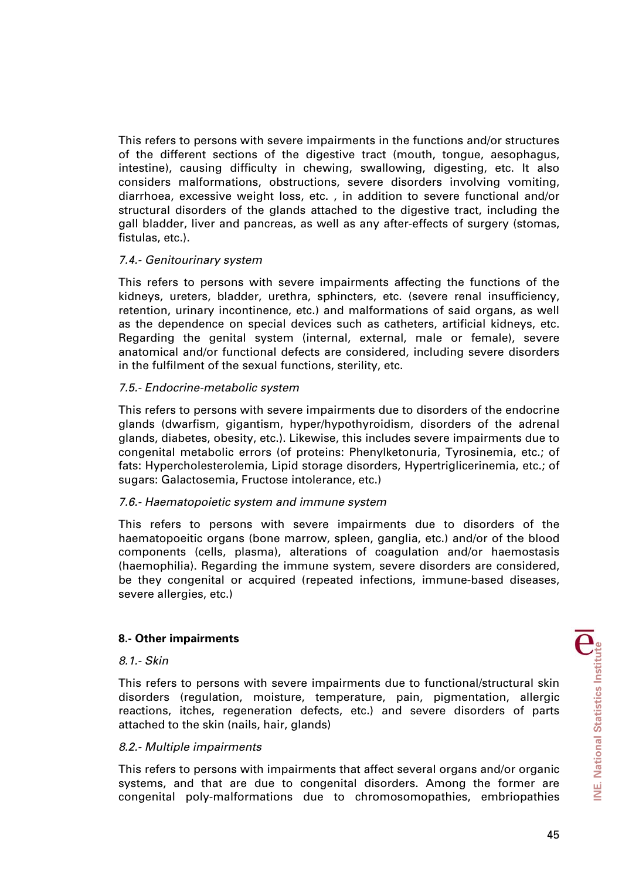This refers to persons with severe impairments in the functions and/or structures of the different sections of the digestive tract (mouth, tongue, aesophagus, intestine), causing difficulty in chewing, swallowing, digesting, etc. It also considers malformations, obstructions, severe disorders involving vomiting, diarrhoea, excessive weight loss, etc. , in addition to severe functional and/or structural disorders of the glands attached to the digestive tract, including the gall bladder, liver and pancreas, as well as any after-effects of surgery (stomas, fistulas, etc.).

*7.4.- Genitourinary system*

This refers to persons with severe impairments affecting the functions of the kidneys, ureters, bladder, urethra, sphincters, etc. (severe renal insufficiency, retention, urinary incontinence, etc.) and malformations of said organs, as well as the dependence on special devices such as catheters, artificial kidneys, etc. Regarding the genital system (internal, external, male or female), severe anatomical and/or functional defects are considered, including severe disorders in the fulfilment of the sexual functions, sterility, etc.

*7.5.- Endocrine-metabolic system*

This refers to persons with severe impairments due to disorders of the endocrine glands (dwarfism, gigantism, hyper/hypothyroidism, disorders of the adrenal glands, diabetes, obesity, etc.). Likewise, this includes severe impairments due to congenital metabolic errors (of proteins: Phenylketonuria, Tyrosinemia, etc.; of fats: Hypercholesterolemia, Lipid storage disorders, Hypertriglicerinemia, etc.; of sugars: Galactosemia, Fructose intolerance, etc.)

*7.6.- Haematopoietic system and immune system*

This refers to persons with severe impairments due to disorders of the haematopoeitic organs (bone marrow, spleen, ganglia, etc.) and/or of the blood components (cells, plasma), alterations of coagulation and/or haemostasis (haemophilia). Regarding the immune system, severe disorders are considered, be they congenital or acquired (repeated infections, immune-based diseases, severe allergies, etc.)

**8.- Other impairments**

*8.1.- Skin*

This refers to persons with severe impairments due to functional/structural skin disorders (regulation, moisture, temperature, pain, pigmentation, allergic reactions, itches, regeneration defects, etc.) and severe disorders of parts attached to the skin (nails, hair, glands)

*8.2.- Multiple impairments*

This refers to persons with impairments that affect several organs and/or organic systems, and that are due to congenital disorders. Among the former are congenital poly-malformations due to chromosomopathies, embriopathies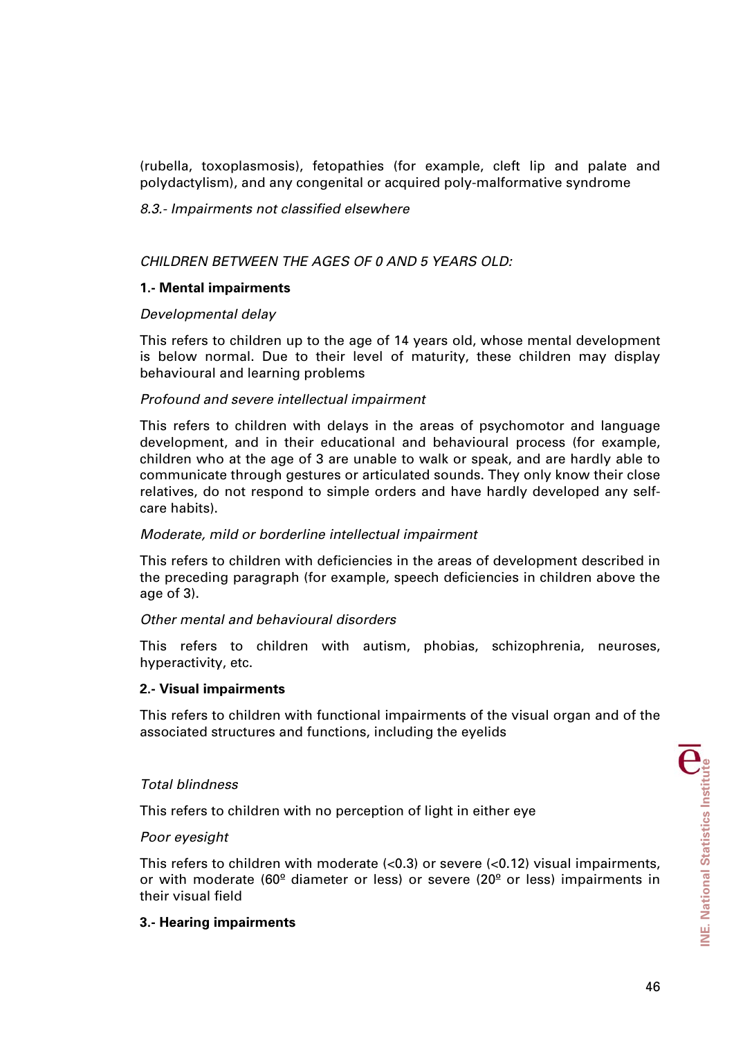(rubella, toxoplasmosis), fetopathies (for example, cleft lip and palate and polydactylism), and any congenital or acquired poly-malformative syndrome

*8.3.- Impairments not classified elsewhere*

*CHILDREN BETWEEN THE AGES OF 0 AND 5 YEARS OLD:*

**1.- Mental impairments**

*Developmental delay*

This refers to children up to the age of 14 years old, whose mental development is below normal. Due to their level of maturity, these children may display behavioural and learning problems

*Profound and severe intellectual impairment*

This refers to children with delays in the areas of psychomotor and language development, and in their educational and behavioural process (for example, children who at the age of 3 are unable to walk or speak, and are hardly able to communicate through gestures or articulated sounds. They only know their close relatives, do not respond to simple orders and have hardly developed any self-care habits).

*Moderate, mild or borderline intellectual impairment*

This refers to children with deficiencies in the areas of development described in the preceding paragraph (for example, speech deficiencies in children above the age of 3).

*Other mental and behavioural disorders*

This refers to children with autism, phobias, schizophrenia, neuroses, hyperactivity, etc.

**2.- Visual impairments**

This refers to children with functional impairments of the visual organ and of the associated structures and functions, including the eyelids

*Total blindness*

This refers to children with no perception of light in either eye

*Poor eyesight*

This refers to children with moderate (<0.3) or severe (<0.12) visual impairments, or with moderate (60º diameter or less) or severe (20º or less) impairments in their visual field

**3.- Hearing impairments**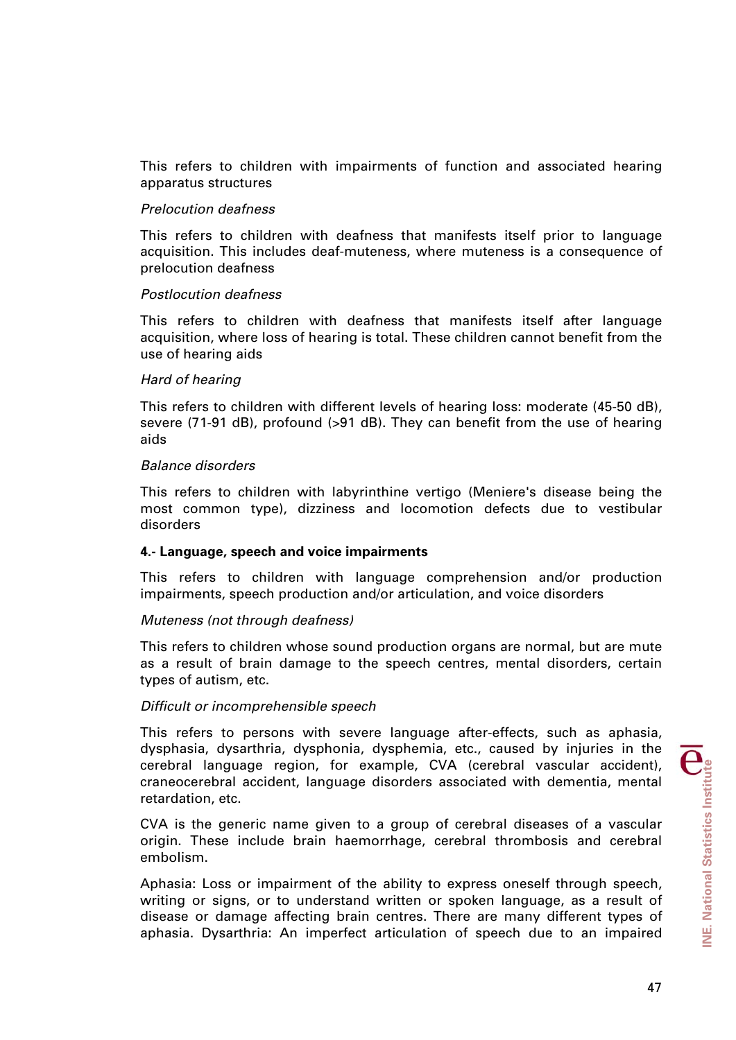This refers to children with impairments of function and associated hearing apparatus structures

*Prelocution deafness*

This refers to children with deafness that manifests itself prior to language acquisition. This includes deaf-muteness, where muteness is a consequence of prelocution deafness

*Postlocution deafness*

This refers to children with deafness that manifests itself after language acquisition, where loss of hearing is total. These children cannot benefit from the use of hearing aids

*Hard of hearing*

This refers to children with different levels of hearing loss: moderate (45-50 dB), severe (71-91 dB), profound (>91 dB). They can benefit from the use of hearing aids

*Balance disorders*

This refers to children with labyrinthine vertigo (Meniere's disease being the most common type), dizziness and locomotion defects due to vestibular disorders

**4.- Language, speech and voice impairments**

This refers to children with language comprehension and/or production impairments, speech production and/or articulation, and voice disorders

*Muteness (not through deafness)*

This refers to children whose sound production organs are normal, but are mute as a result of brain damage to the speech centres, mental disorders, certain types of autism, etc.

*Difficult or incomprehensible speech*

This refers to persons with severe language after-effects, such as aphasia, dysphasia, dysarthria, dysphonia, dysphemia, etc., caused by injuries in the cerebral language region, for example, CVA (cerebral vascular accident), craneocerebral accident, language disorders associated with dementia, mental retardation, etc.

CVA is the generic name given to a group of cerebral diseases of a vascular origin. These include brain haemorrhage, cerebral thrombosis and cerebral embolism.

Aphasia: Loss or impairment of the ability to express oneself through speech, writing or signs, or to understand written or spoken language, as a result of disease or damage affecting brain centres. There are many different types of aphasia. Dysarthria: An imperfect articulation of speech due to an impaired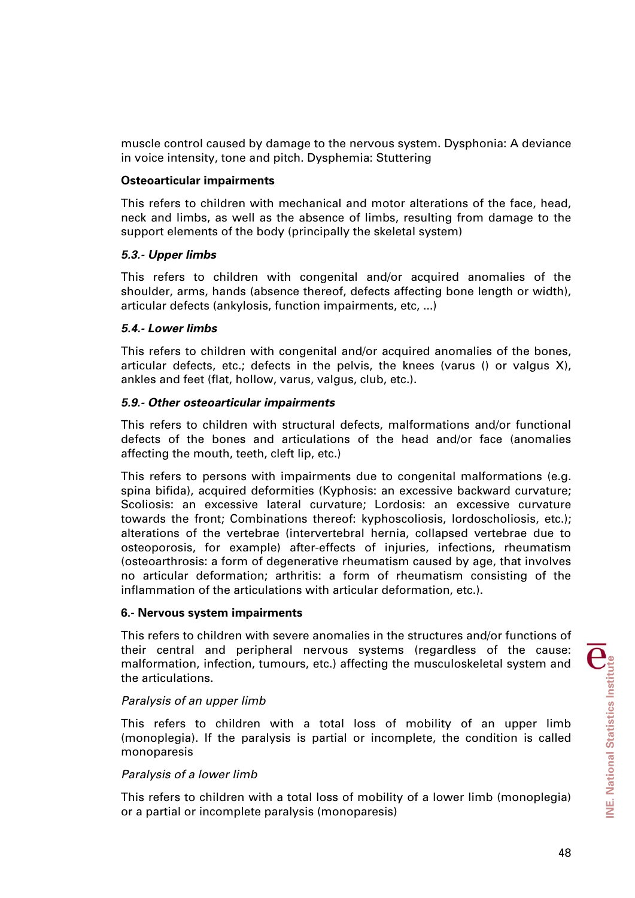muscle control caused by damage to the nervous system. Dysphonia: A deviance in voice intensity, tone and pitch. Dysphemia: Stuttering

**Osteoarticular impairments**

This refers to children with mechanical and motor alterations of the face, head, neck and limbs, as well as the absence of limbs, resulting from damage to the support elements of the body (principally the skeletal system)

***5.3.- Upper limbs***

This refers to children with congenital and/or acquired anomalies of the shoulder, arms, hands (absence thereof, defects affecting bone length or width), articular defects (ankylosis, function impairments, etc, ...)

***5.4.- Lower limbs***

This refers to children with congenital and/or acquired anomalies of the bones, articular defects, etc.; defects in the pelvis, the knees (varus () or valgus X), ankles and feet (flat, hollow, varus, valgus, club, etc.).

***5.9.- Other osteoarticular impairments***

This refers to children with structural defects, malformations and/or functional defects of the bones and articulations of the head and/or face (anomalies affecting the mouth, teeth, cleft lip, etc.)

This refers to persons with impairments due to congenital malformations (e.g. spina bifida), acquired deformities (Kyphosis: an excessive backward curvature; Scoliosis: an excessive lateral curvature; Lordosis: an excessive curvature towards the front; Combinations thereof: kyphoscoliosis, lordoscholiosis, etc.); alterations of the vertebrae (intervertebral hernia, collapsed vertebrae due to osteoporosis, for example) after-effects of injuries, infections, rheumatism (osteoarthrosis: a form of degenerative rheumatism caused by age, that involves no articular deformation; arthritis: a form of rheumatism consisting of the inflammation of the articulations with articular deformation, etc.).

**6.- Nervous system impairments**

This refers to children with severe anomalies in the structures and/or functions of their central and peripheral nervous systems (regardless of the cause: malformation, infection, tumours, etc.) affecting the musculoskeletal system and the articulations.

*Paralysis of an upper limb*

This refers to children with a total loss of mobility of an upper limb (monoplegia). If the paralysis is partial or incomplete, the condition is called monoparesis

*Paralysis of a lower limb*

This refers to children with a total loss of mobility of a lower limb (monoplegia) or a partial or incomplete paralysis (monoparesis)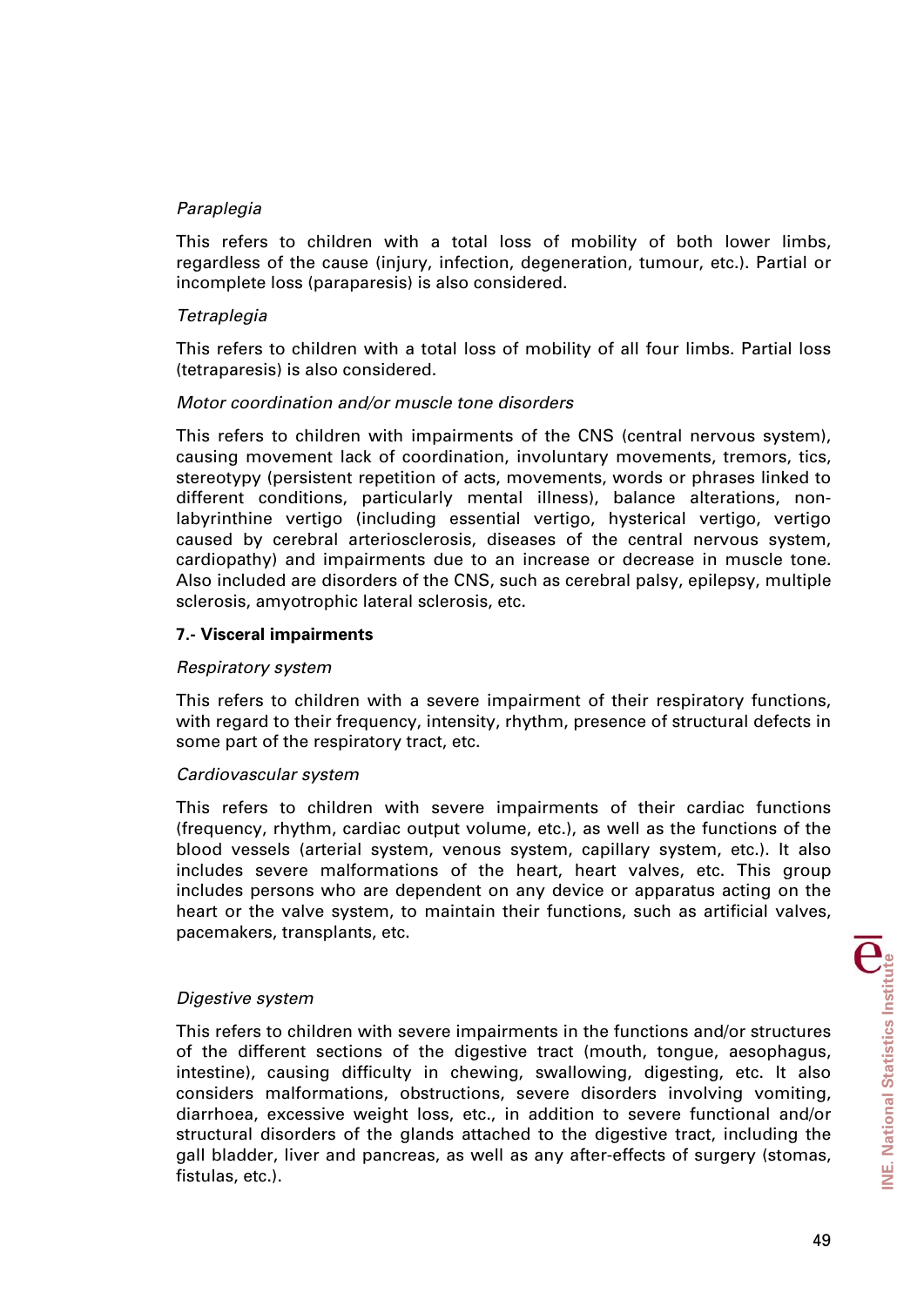*Paraplegia*

This refers to children with a total loss of mobility of both lower limbs, regardless of the cause (injury, infection, degeneration, tumour, etc.). Partial or incomplete loss (paraparesis) is also considered.

*Tetraplegia*

This refers to children with a total loss of mobility of all four limbs. Partial loss (tetraparesis) is also considered.

*Motor coordination and/or muscle tone disorders*

This refers to children with impairments of the CNS (central nervous system), causing movement lack of coordination, involuntary movements, tremors, tics, stereotypy (persistent repetition of acts, movements, words or phrases linked to different conditions, particularly mental illness), balance alterations, non-labyrinthine vertigo (including essential vertigo, hysterical vertigo, vertigo caused by cerebral arteriosclerosis, diseases of the central nervous system, cardiopathy) and impairments due to an increase or decrease in muscle tone. Also included are disorders of the CNS, such as cerebral palsy, epilepsy, multiple sclerosis, amyotrophic lateral sclerosis, etc.

**7.- Visceral impairments**

*Respiratory system*

This refers to children with a severe impairment of their respiratory functions, with regard to their frequency, intensity, rhythm, presence of structural defects in some part of the respiratory tract, etc.

*Cardiovascular system*

This refers to children with severe impairments of their cardiac functions (frequency, rhythm, cardiac output volume, etc.), as well as the functions of the blood vessels (arterial system, venous system, capillary system, etc.). It also includes severe malformations of the heart, heart valves, etc. This group includes persons who are dependent on any device or apparatus acting on the heart or the valve system, to maintain their functions, such as artificial valves, pacemakers, transplants, etc.

*Digestive system*

This refers to children with severe impairments in the functions and/or structures of the different sections of the digestive tract (mouth, tongue, aesophagus, intestine), causing difficulty in chewing, swallowing, digesting, etc. It also considers malformations, obstructions, severe disorders involving vomiting, diarrhoea, excessive weight loss, etc., in addition to severe functional and/or structural disorders of the glands attached to the digestive tract, including the gall bladder, liver and pancreas, as well as any after-effects of surgery (stomas, fistulas, etc.).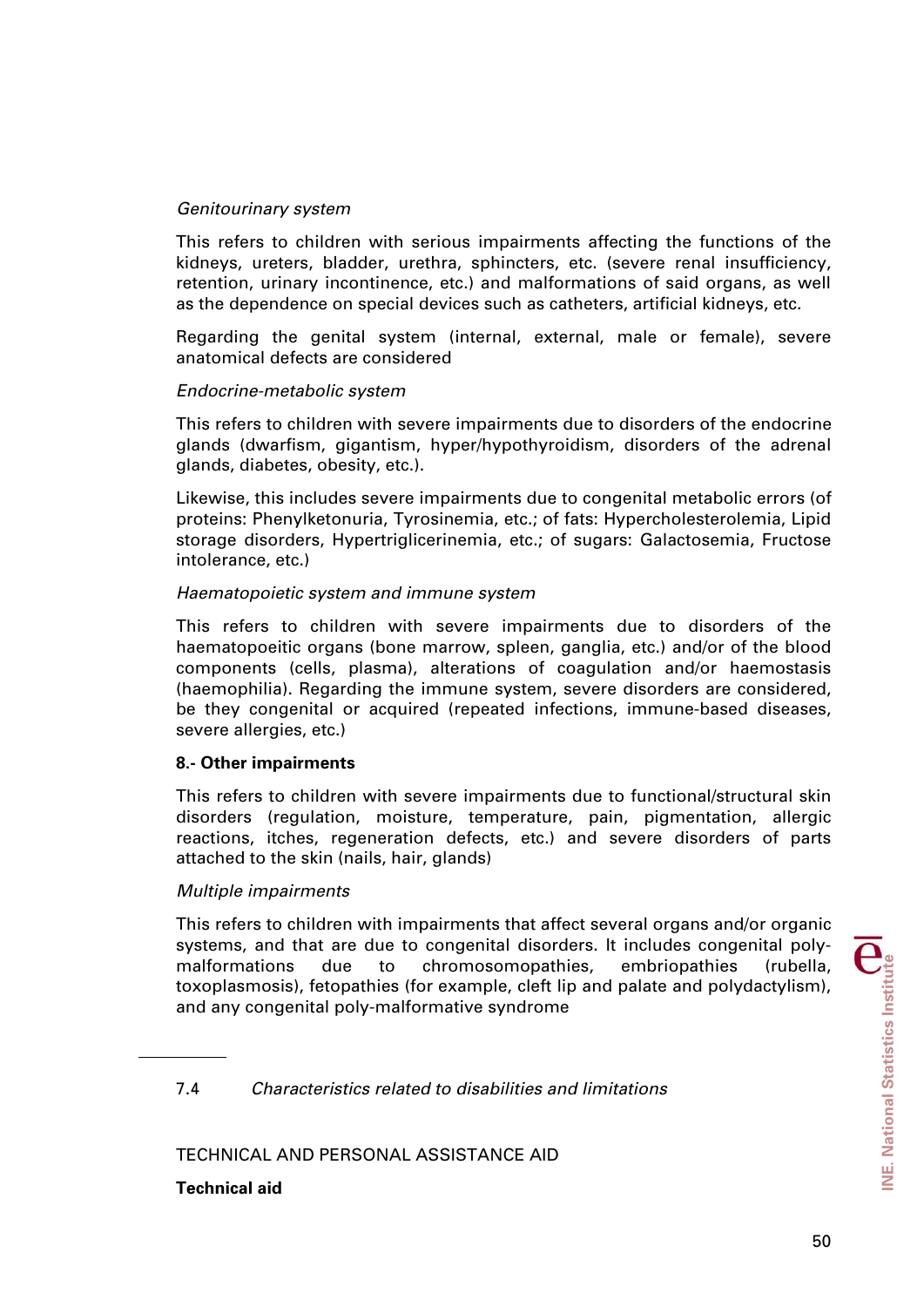*Genitourinary system*

This refers to children with serious impairments affecting the functions of the kidneys, ureters, bladder, urethra, sphincters, etc. (severe renal insufficiency, retention, urinary incontinence, etc.) and malformations of said organs, as well as the dependence on special devices such as catheters, artificial kidneys, etc.

Regarding the genital system (internal, external, male or female), severe anatomical defects are considered

*Endocrine-metabolic system*

This refers to children with severe impairments due to disorders of the endocrine glands (dwarfism, gigantism, hyper/hypothyroidism, disorders of the adrenal glands, diabetes, obesity, etc.).

Likewise, this includes severe impairments due to congenital metabolic errors (of proteins: Phenylketonuria, Tyrosinemia, etc.; of fats: Hypercholesterolemia, Lipid storage disorders, Hypertriglicerinemia, etc.; of sugars: Galactosemia, Fructose intolerance, etc.)

*Haematopoietic system and immune system*

This refers to children with severe impairments due to disorders of the haematopoeitic organs (bone marrow, spleen, ganglia, etc.) and/or of the blood components (cells, plasma), alterations of coagulation and/or haemostasis (haemophilia). Regarding the immune system, severe disorders are considered, be they congenital or acquired (repeated infections, immune-based diseases, severe allergies, etc.)

**8.- Other impairments**

This refers to children with severe impairments due to functional/structural skin disorders (regulation, moisture, temperature, pain, pigmentation, allergic reactions, itches, regeneration defects, etc.) and severe disorders of parts attached to the skin (nails, hair, glands)

*Multiple impairments*

This refers to children with impairments that affect several organs and/or organic systems, and that are due to congenital disorders. It includes congenital poly-malformations due to chromosomopathies, embriopathies (rubella, toxoplasmosis), fetopathies (for example, cleft lip and palate and polydactylism), and any congenital poly-malformative syndrome

---

7.4 *Characteristics related to disabilities and limitations*

TECHNICAL AND PERSONAL ASSISTANCE AID

**Technical aid**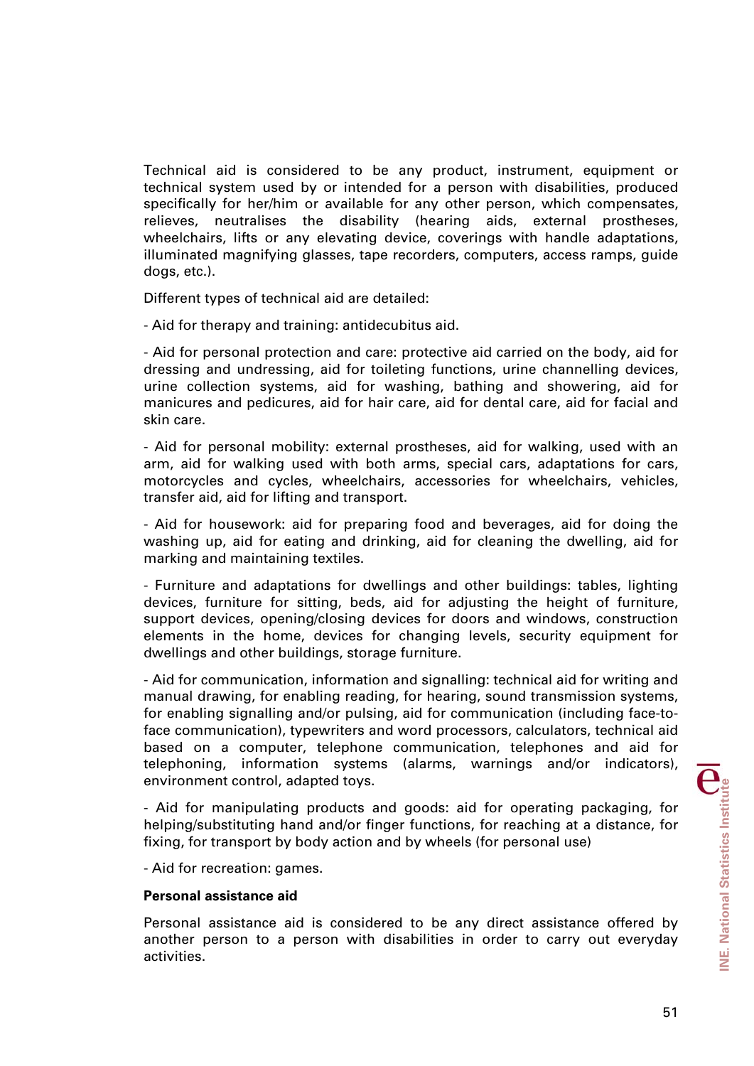Technical aid is considered to be any product, instrument, equipment or technical system used by or intended for a person with disabilities, produced specifically for her/him or available for any other person, which compensates, relieves, neutralises the disability (hearing aids, external prostheses, wheelchairs, lifts or any elevating device, coverings with handle adaptations, illuminated magnifying glasses, tape recorders, computers, access ramps, guide dogs, etc.).

Different types of technical aid are detailed:

- Aid for therapy and training: antidecubitus aid.

- Aid for personal protection and care: protective aid carried on the body, aid for dressing and undressing, aid for toileting functions, urine channelling devices, urine collection systems, aid for washing, bathing and showering, aid for manicures and pedicures, aid for hair care, aid for dental care, aid for facial and skin care.

- Aid for personal mobility: external prostheses, aid for walking, used with an arm, aid for walking used with both arms, special cars, adaptations for cars, motorcycles and cycles, wheelchairs, accessories for wheelchairs, vehicles, transfer aid, aid for lifting and transport.

- Aid for housework: aid for preparing food and beverages, aid for doing the washing up, aid for eating and drinking, aid for cleaning the dwelling, aid for marking and maintaining textiles.

- Furniture and adaptations for dwellings and other buildings: tables, lighting devices, furniture for sitting, beds, aid for adjusting the height of furniture, support devices, opening/closing devices for doors and windows, construction elements in the home, devices for changing levels, security equipment for dwellings and other buildings, storage furniture.

- Aid for communication, information and signalling: technical aid for writing and manual drawing, for enabling reading, for hearing, sound transmission systems, for enabling signalling and/or pulsing, aid for communication (including face-to-face communication), typewriters and word processors, calculators, technical aid based on a computer, telephone communication, telephones and aid for telephoning, information systems (alarms, warnings and/or indicators), environment control, adapted toys.

- Aid for manipulating products and goods: aid for operating packaging, for helping/substituting hand and/or finger functions, for reaching at a distance, for fixing, for transport by body action and by wheels (for personal use)

- Aid for recreation: games.

**Personal assistance aid**

Personal assistance aid is considered to be any direct assistance offered by another person to a person with disabilities in order to carry out everyday activities.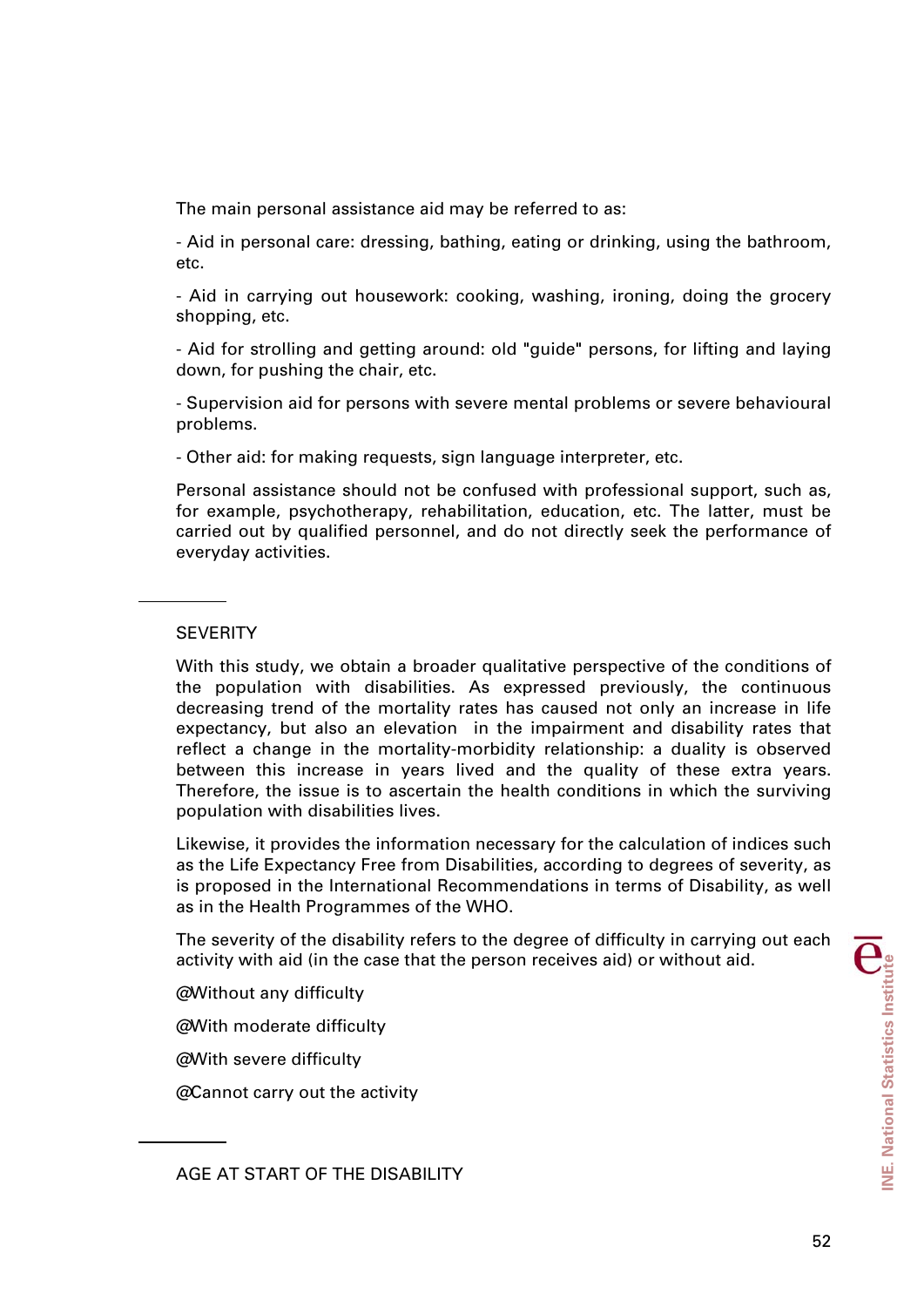The main personal assistance aid may be referred to as:

- Aid in personal care: dressing, bathing, eating or drinking, using the bathroom, etc.

- Aid in carrying out housework: cooking, washing, ironing, doing the grocery shopping, etc.

- Aid for strolling and getting around: old "guide" persons, for lifting and laying down, for pushing the chair, etc.

- Supervision aid for persons with severe mental problems or severe behavioural problems.

- Other aid: for making requests, sign language interpreter, etc.

Personal assistance should not be confused with professional support, such as, for example, psychotherapy, rehabilitation, education, etc. The latter, must be carried out by qualified personnel, and do not directly seek the performance of everyday activities.

## SEVERITY

With this study, we obtain a broader qualitative perspective of the conditions of the population with disabilities. As expressed previously, the continuous decreasing trend of the mortality rates has caused not only an increase in life expectancy, but also an elevation in the impairment and disability rates that reflect a change in the mortality-morbidity relationship: a duality is observed between this increase in years lived and the quality of these extra years. Therefore, the issue is to ascertain the health conditions in which the surviving population with disabilities lives.

Likewise, it provides the information necessary for the calculation of indices such as the Life Expectancy Free from Disabilities, according to degrees of severity, as is proposed in the International Recommendations in terms of Disability, as well as in the Health Programmes of the WHO.

The severity of the disability refers to the degree of difficulty in carrying out each activity with aid (in the case that the person receives aid) or without aid.

@Without any difficulty

@With moderate difficulty

@With severe difficulty

@Cannot carry out the activity

## AGE AT START OF THE DISABILITY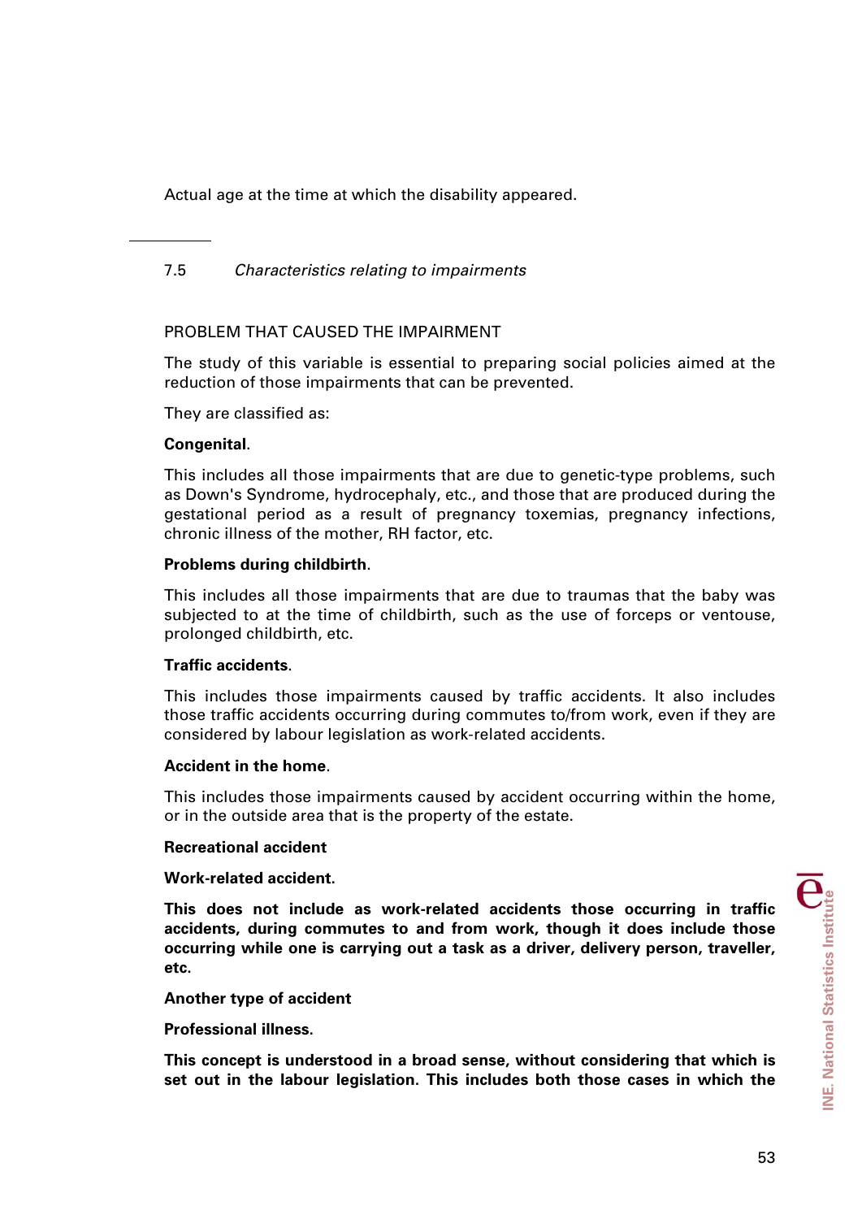Actual age at the time at which the disability appeared.

---

7.5 *Characteristics relating to impairments*

PROBLEM THAT CAUSED THE IMPAIRMENT

The study of this variable is essential to preparing social policies aimed at the reduction of those impairments that can be prevented.

They are classified as:

**Congenital**.

This includes all those impairments that are due to genetic-type problems, such as Down's Syndrome, hydrocephaly, etc., and those that are produced during the gestational period as a result of pregnancy toxemias, pregnancy infections, chronic illness of the mother, RH factor, etc.

**Problems during childbirth**.

This includes all those impairments that are due to traumas that the baby was subjected to at the time of childbirth, such as the use of forceps or ventouse, prolonged childbirth, etc.

**Traffic accidents**.

This includes those impairments caused by traffic accidents. It also includes those traffic accidents occurring during commutes to/from work, even if they are considered by labour legislation as work-related accidents.

**Accident in the home**.

This includes those impairments caused by accident occurring within the home, or in the outside area that is the property of the estate.

**Recreational accident**

**Work-related accident.**

**This does not include as work-related accidents those occurring in traffic accidents, during commutes to and from work, though it does include those occurring while one is carrying out a task as a driver, delivery person, traveller, etc.**

**Another type of accident**

**Professional illness.**

**This concept is understood in a broad sense, without considering that which is set out in the labour legislation. This includes both those cases in which the**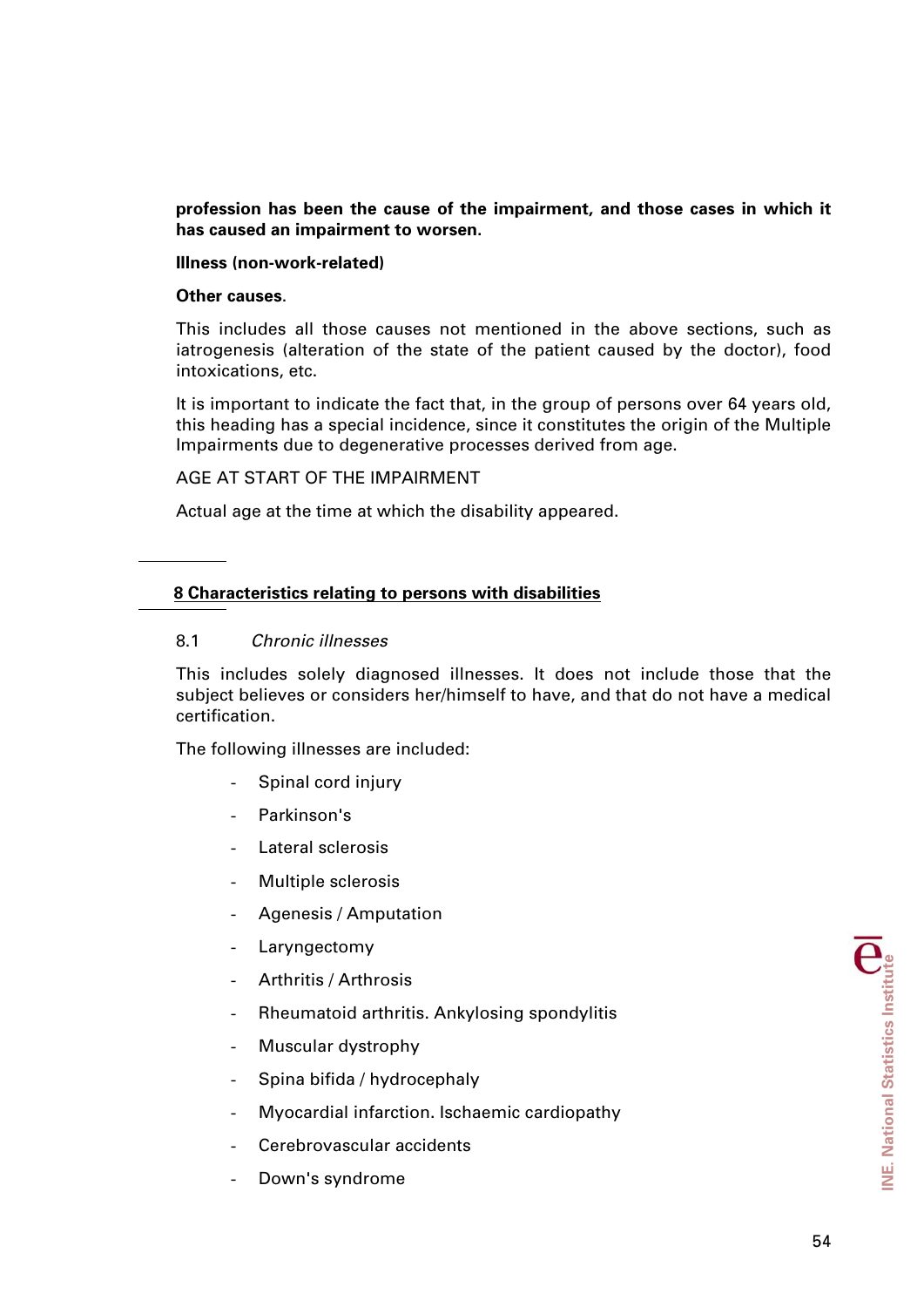**profession has been the cause of the impairment, and those cases in which it has caused an impairment to worsen.**

**Illness (non-work-related)**

**Other causes.**

This includes all those causes not mentioned in the above sections, such as iatrogenesis (alteration of the state of the patient caused by the doctor), food intoxications, etc.

It is important to indicate the fact that, in the group of persons over 64 years old, this heading has a special incidence, since it constitutes the origin of the Multiple Impairments due to degenerative processes derived from age.

AGE AT START OF THE IMPAIRMENT

Actual age at the time at which the disability appeared.

## 8 Characteristics relating to persons with disabilities

### 8.1 *Chronic illnesses*

This includes solely diagnosed illnesses. It does not include those that the subject believes or considers her/himself to have, and that do not have a medical certification.

The following illnesses are included:

- Spinal cord injury
- Parkinson's
- Lateral sclerosis
- Multiple sclerosis
- Agenesis / Amputation
- Laryngectomy
- Arthritis / Arthrosis
- Rheumatoid arthritis. Ankylosing spondylitis
- Muscular dystrophy
- Spina bifida / hydrocephaly
- Myocardial infarction. Ischaemic cardiopathy
- Cerebrovascular accidents
- Down's syndrome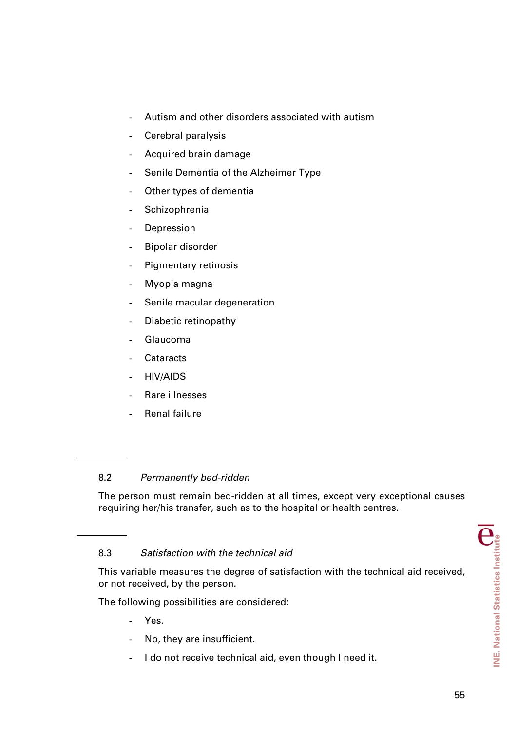- Autism and other disorders associated with autism
- Cerebral paralysis
- Acquired brain damage
- Senile Dementia of the Alzheimer Type
- Other types of dementia
- Schizophrenia
- Depression
- Bipolar disorder
- Pigmentary retinosis
- Myopia magna
- Senile macular degeneration
- Diabetic retinopathy
- Glaucoma
- Cataracts
- HIV/AIDS
- Rare illnesses
- Renal failure

### 8.2 *Permanently bed-ridden*

The person must remain bed-ridden at all times, except very exceptional causes requiring her/his transfer, such as to the hospital or health centres.

### 8.3 *Satisfaction with the technical aid*

This variable measures the degree of satisfaction with the technical aid received, or not received, by the person.

The following possibilities are considered:

- Yes.
- No, they are insufficient.
- I do not receive technical aid, even though I need it.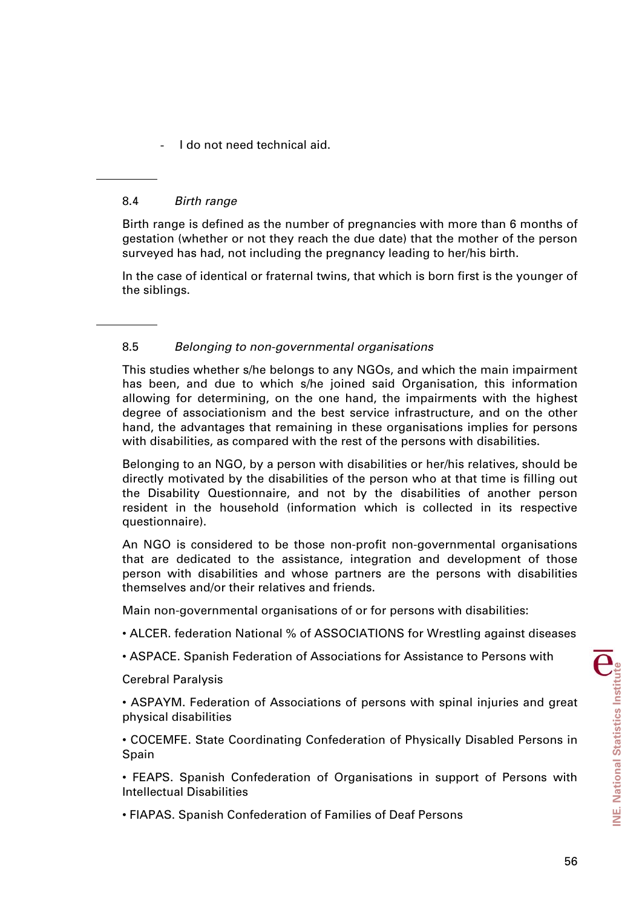- I do not need technical aid.

### 8.4 *Birth range*

Birth range is defined as the number of pregnancies with more than 6 months of gestation (whether or not they reach the due date) that the mother of the person surveyed has had, not including the pregnancy leading to her/his birth.

In the case of identical or fraternal twins, that which is born first is the younger of the siblings.

### 8.5 *Belonging to non-governmental organisations*

This studies whether s/he belongs to any NGOs, and which the main impairment has been, and due to which s/he joined said Organisation, this information allowing for determining, on the one hand, the impairments with the highest degree of associationism and the best service infrastructure, and on the other hand, the advantages that remaining in these organisations implies for persons with disabilities, as compared with the rest of the persons with disabilities.

Belonging to an NGO, by a person with disabilities or her/his relatives, should be directly motivated by the disabilities of the person who at that time is filling out the Disability Questionnaire, and not by the disabilities of another person resident in the household (information which is collected in its respective questionnaire).

An NGO is considered to be those non-profit non-governmental organisations that are dedicated to the assistance, integration and development of those person with disabilities and whose partners are the persons with disabilities themselves and/or their relatives and friends.

Main non-governmental organisations of or for persons with disabilities:

• ALCER. federation National % of ASSOCIATIONS for Wrestling against diseases

• ASPACE. Spanish Federation of Associations for Assistance to Persons with

Cerebral Paralysis

• ASPAYM. Federation of Associations of persons with spinal injuries and great physical disabilities

• COCEMFE. State Coordinating Confederation of Physically Disabled Persons in Spain

• FEAPS. Spanish Confederation of Organisations in support of Persons with Intellectual Disabilities

• FIAPAS. Spanish Confederation of Families of Deaf Persons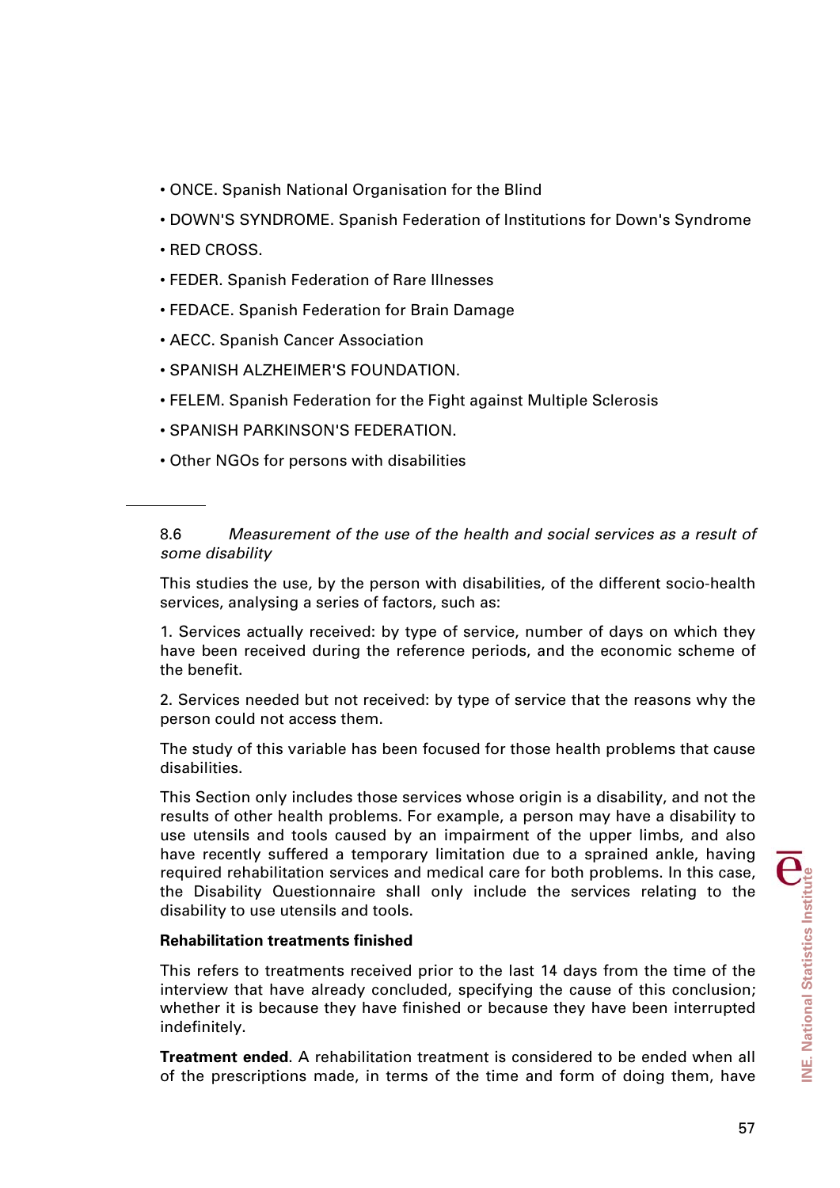- ONCE. Spanish National Organisation for the Blind
- DOWN'S SYNDROME. Spanish Federation of Institutions for Down's Syndrome
- RED CROSS.
- FEDER. Spanish Federation of Rare Illnesses
- FEDACE. Spanish Federation for Brain Damage
- AECC. Spanish Cancer Association
- SPANISH ALZHEIMER'S FOUNDATION.
- FELEM. Spanish Federation for the Fight against Multiple Sclerosis
- SPANISH PARKINSON'S FEDERATION.
- Other NGOs for persons with disabilities

---

8.6 *Measurement of the use of the health and social services as a result of some disability*

This studies the use, by the person with disabilities, of the different socio-health services, analysing a series of factors, such as:

1. Services actually received: by type of service, number of days on which they have been received during the reference periods, and the economic scheme of the benefit.

2. Services needed but not received: by type of service that the reasons why the person could not access them.

The study of this variable has been focused for those health problems that cause disabilities.

This Section only includes those services whose origin is a disability, and not the results of other health problems. For example, a person may have a disability to use utensils and tools caused by an impairment of the upper limbs, and also have recently suffered a temporary limitation due to a sprained ankle, having required rehabilitation services and medical care for both problems. In this case, the Disability Questionnaire shall only include the services relating to the disability to use utensils and tools.

**Rehabilitation treatments finished**

This refers to treatments received prior to the last 14 days from the time of the interview that have already concluded, specifying the cause of this conclusion; whether it is because they have finished or because they have been interrupted indefinitely.

**Treatment ended**. A rehabilitation treatment is considered to be ended when all of the prescriptions made, in terms of the time and form of doing them, have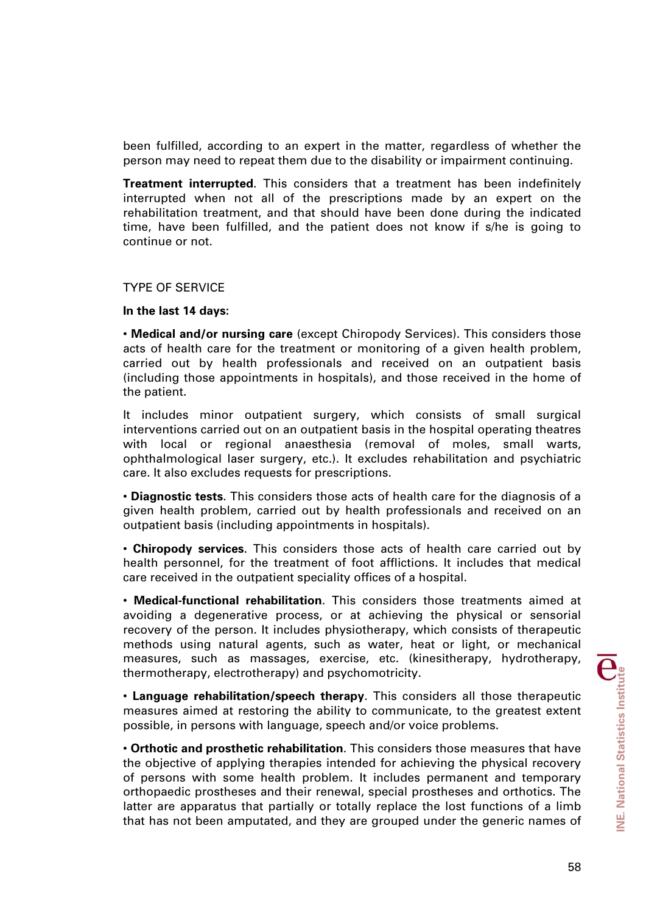been fulfilled, according to an expert in the matter, regardless of whether the person may need to repeat them due to the disability or impairment continuing.

**Treatment interrupted**. This considers that a treatment has been indefinitely interrupted when not all of the prescriptions made by an expert on the rehabilitation treatment, and that should have been done during the indicated time, have been fulfilled, and the patient does not know if s/he is going to continue or not.

TYPE OF SERVICE

**In the last 14 days:**

• **Medical and/or nursing care** (except Chiropody Services). This considers those acts of health care for the treatment or monitoring of a given health problem, carried out by health professionals and received on an outpatient basis (including those appointments in hospitals), and those received in the home of the patient.

It includes minor outpatient surgery, which consists of small surgical interventions carried out on an outpatient basis in the hospital operating theatres with local or regional anaesthesia (removal of moles, small warts, ophthalmological laser surgery, etc.). It excludes rehabilitation and psychiatric care. It also excludes requests for prescriptions.

• **Diagnostic tests**. This considers those acts of health care for the diagnosis of a given health problem, carried out by health professionals and received on an outpatient basis (including appointments in hospitals).

• **Chiropody services**. This considers those acts of health care carried out by health personnel, for the treatment of foot afflictions. It includes that medical care received in the outpatient speciality offices of a hospital.

• **Medical-functional rehabilitation**. This considers those treatments aimed at avoiding a degenerative process, or at achieving the physical or sensorial recovery of the person. It includes physiotherapy, which consists of therapeutic methods using natural agents, such as water, heat or light, or mechanical measures, such as massages, exercise, etc. (kinesitherapy, hydrotherapy, thermotherapy, electrotherapy) and psychomotricity.

• **Language rehabilitation/speech therapy**. This considers all those therapeutic measures aimed at restoring the ability to communicate, to the greatest extent possible, in persons with language, speech and/or voice problems.

• **Orthotic and prosthetic rehabilitation**. This considers those measures that have the objective of applying therapies intended for achieving the physical recovery of persons with some health problem. It includes permanent and temporary orthopaedic prostheses and their renewal, special prostheses and orthotics. The latter are apparatus that partially or totally replace the lost functions of a limb that has not been amputated, and they are grouped under the generic names of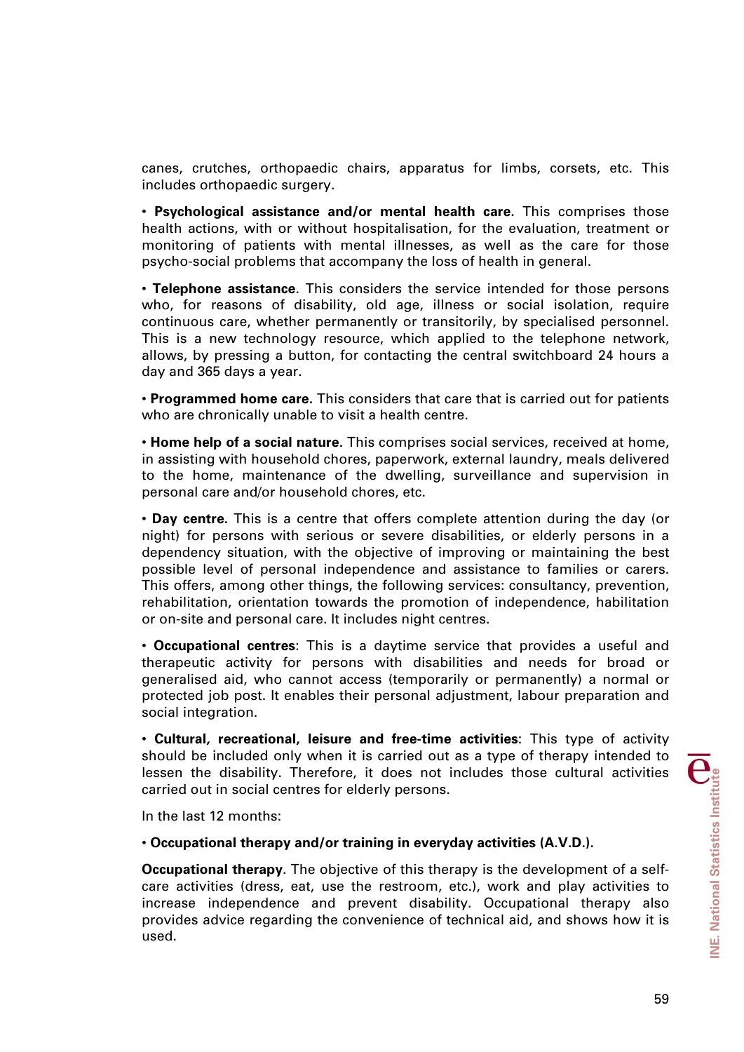canes, crutches, orthopaedic chairs, apparatus for limbs, corsets, etc. This includes orthopaedic surgery.

• **Psychological assistance and/or mental health care.** This comprises those health actions, with or without hospitalisation, for the evaluation, treatment or monitoring of patients with mental illnesses, as well as the care for those psycho-social problems that accompany the loss of health in general.

• **Telephone assistance**. This considers the service intended for those persons who, for reasons of disability, old age, illness or social isolation, require continuous care, whether permanently or transitorily, by specialised personnel. This is a new technology resource, which applied to the telephone network, allows, by pressing a button, for contacting the central switchboard 24 hours a day and 365 days a year.

• **Programmed home care.** This considers that care that is carried out for patients who are chronically unable to visit a health centre.

• **Home help of a social nature.** This comprises social services, received at home, in assisting with household chores, paperwork, external laundry, meals delivered to the home, maintenance of the dwelling, surveillance and supervision in personal care and/or household chores, etc.

• **Day centre.** This is a centre that offers complete attention during the day (or night) for persons with serious or severe disabilities, or elderly persons in a dependency situation, with the objective of improving or maintaining the best possible level of personal independence and assistance to families or carers. This offers, among other things, the following services: consultancy, prevention, rehabilitation, orientation towards the promotion of independence, habilitation or on-site and personal care. It includes night centres.

• **Occupational centres**: This is a daytime service that provides a useful and therapeutic activity for persons with disabilities and needs for broad or generalised aid, who cannot access (temporarily or permanently) a normal or protected job post. It enables their personal adjustment, labour preparation and social integration.

• **Cultural, recreational, leisure and free-time activities**: This type of activity should be included only when it is carried out as a type of therapy intended to lessen the disability. Therefore, it does not includes those cultural activities carried out in social centres for elderly persons.

In the last 12 months:

• **Occupational therapy and/or training in everyday activities (A.V.D.).**

**Occupational therapy**. The objective of this therapy is the development of a self-care activities (dress, eat, use the restroom, etc.), work and play activities to increase independence and prevent disability. Occupational therapy also provides advice regarding the convenience of technical aid, and shows how it is used.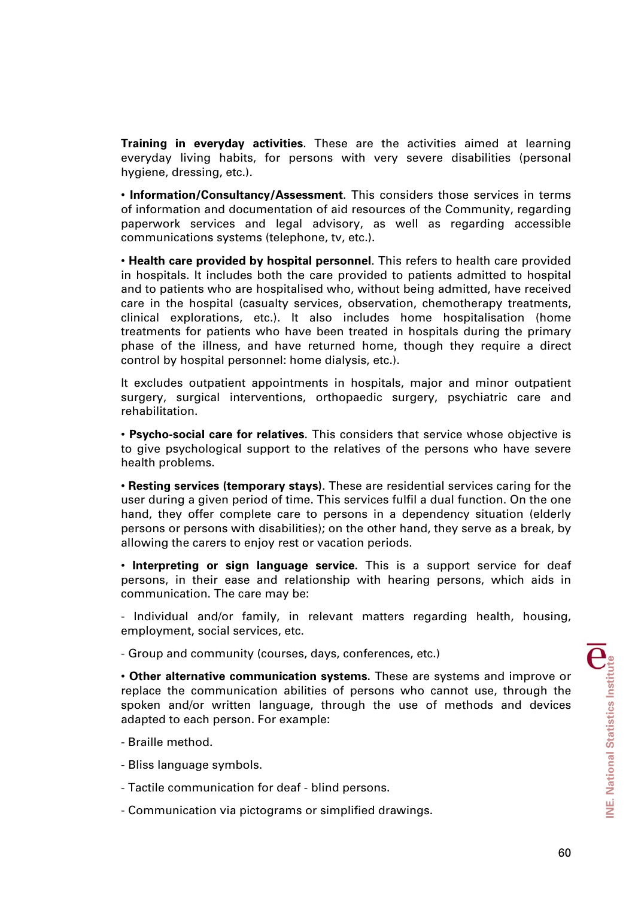**Training in everyday activities**. These are the activities aimed at learning everyday living habits, for persons with very severe disabilities (personal hygiene, dressing, etc.).

• **Information/Consultancy/Assessment**. This considers those services in terms of information and documentation of aid resources of the Community, regarding paperwork services and legal advisory, as well as regarding accessible communications systems (telephone, tv, etc.).

• **Health care provided by hospital personnel**. This refers to health care provided in hospitals. It includes both the care provided to patients admitted to hospital and to patients who are hospitalised who, without being admitted, have received care in the hospital (casualty services, observation, chemotherapy treatments, clinical explorations, etc.). It also includes home hospitalisation (home treatments for patients who have been treated in hospitals during the primary phase of the illness, and have returned home, though they require a direct control by hospital personnel: home dialysis, etc.).

It excludes outpatient appointments in hospitals, major and minor outpatient surgery, surgical interventions, orthopaedic surgery, psychiatric care and rehabilitation.

• **Psycho-social care for relatives**. This considers that service whose objective is to give psychological support to the relatives of the persons who have severe health problems.

• **Resting services (temporary stays)**. These are residential services caring for the user during a given period of time. This services fulfil a dual function. On the one hand, they offer complete care to persons in a dependency situation (elderly persons or persons with disabilities); on the other hand, they serve as a break, by allowing the carers to enjoy rest or vacation periods.

• **Interpreting or sign language service**. This is a support service for deaf persons, in their ease and relationship with hearing persons, which aids in communication. The care may be:

- Individual and/or family, in relevant matters regarding health, housing, employment, social services, etc.

- Group and community (courses, days, conferences, etc.)

• **Other alternative communication systems.** These are systems and improve or replace the communication abilities of persons who cannot use, through the spoken and/or written language, through the use of methods and devices adapted to each person. For example:

- Braille method.

- Bliss language symbols.

- Tactile communication for deaf - blind persons.

- Communication via pictograms or simplified drawings.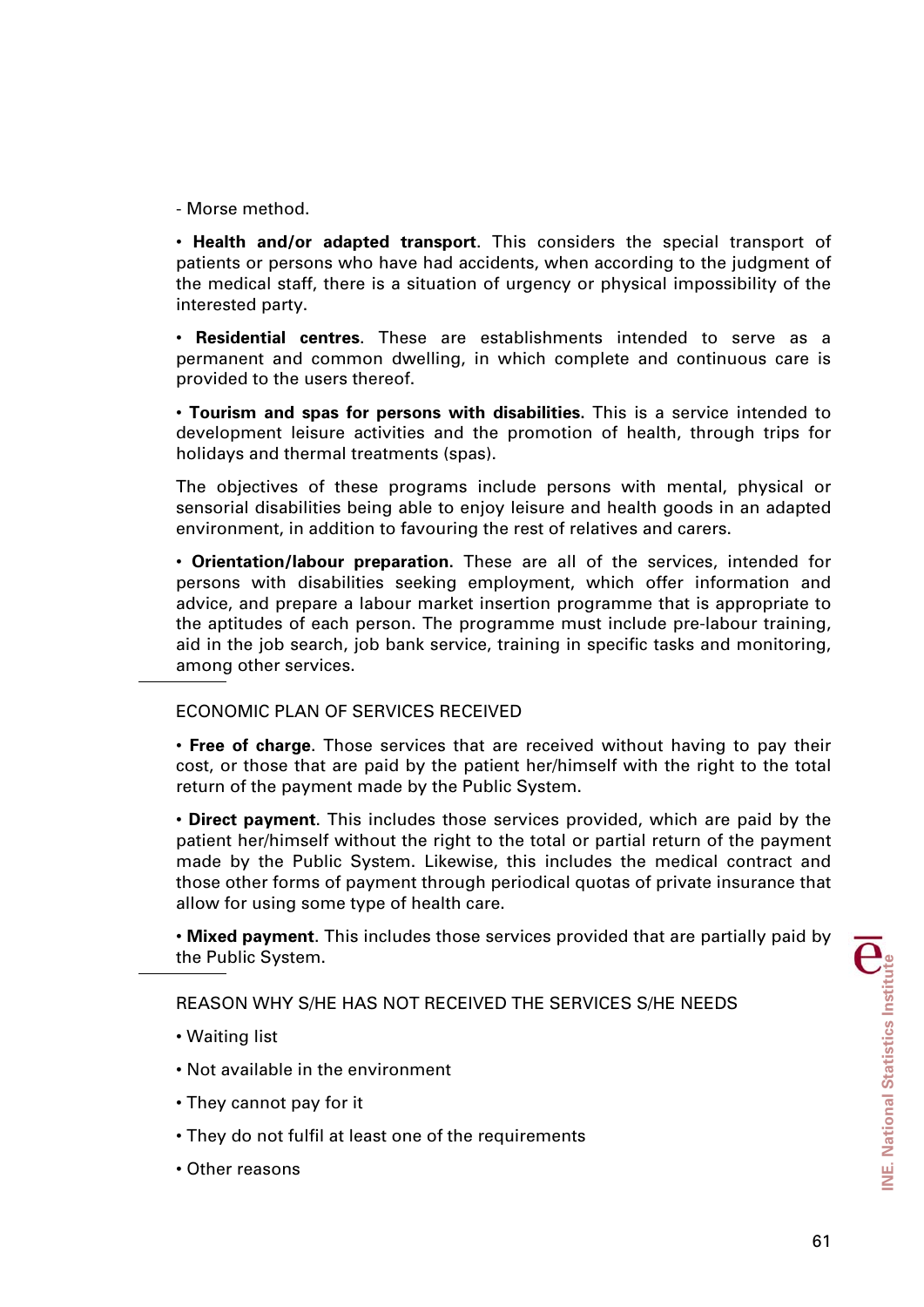- Morse method.

• **Health and/or adapted transport**. This considers the special transport of patients or persons who have had accidents, when according to the judgment of the medical staff, there is a situation of urgency or physical impossibility of the interested party.

• **Residential centres**. These are establishments intended to serve as a permanent and common dwelling, in which complete and continuous care is provided to the users thereof.

• **Tourism and spas for persons with disabilities**. This is a service intended to development leisure activities and the promotion of health, through trips for holidays and thermal treatments (spas).

The objectives of these programs include persons with mental, physical or sensorial disabilities being able to enjoy leisure and health goods in an adapted environment, in addition to favouring the rest of relatives and carers.

• **Orientation/labour preparation.** These are all of the services, intended for persons with disabilities seeking employment, which offer information and advice, and prepare a labour market insertion programme that is appropriate to the aptitudes of each person. The programme must include pre-labour training, aid in the job search, job bank service, training in specific tasks and monitoring, among other services.

ECONOMIC PLAN OF SERVICES RECEIVED

• **Free of charge**. Those services that are received without having to pay their cost, or those that are paid by the patient her/himself with the right to the total return of the payment made by the Public System.

• **Direct payment**. This includes those services provided, which are paid by the patient her/himself without the right to the total or partial return of the payment made by the Public System. Likewise, this includes the medical contract and those other forms of payment through periodical quotas of private insurance that allow for using some type of health care.

• **Mixed payment**. This includes those services provided that are partially paid by the Public System.

REASON WHY S/HE HAS NOT RECEIVED THE SERVICES S/HE NEEDS

• Waiting list

• Not available in the environment

• They cannot pay for it

• They do not fulfil at least one of the requirements

• Other reasons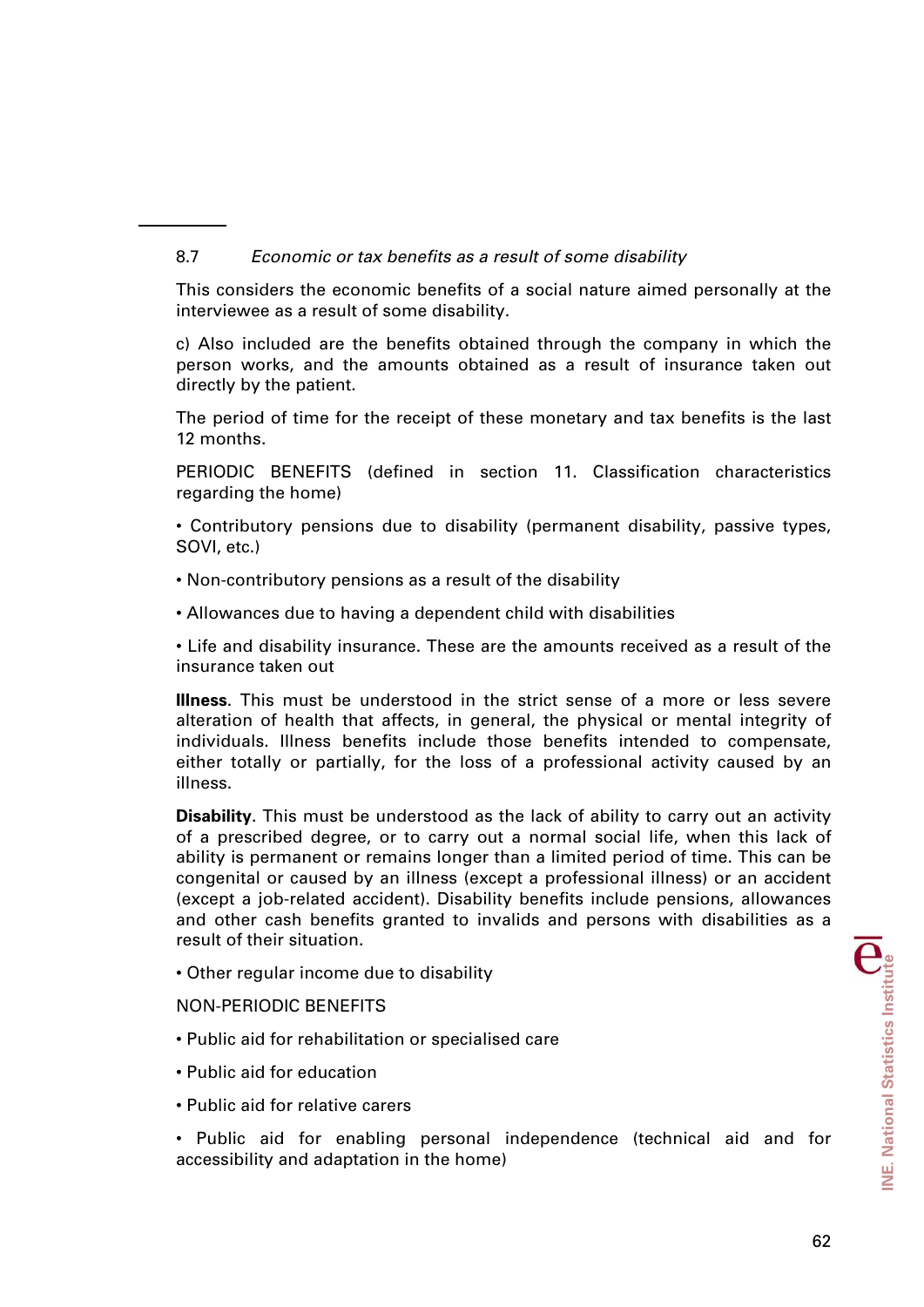8.7 *Economic or tax benefits as a result of some disability*

This considers the economic benefits of a social nature aimed personally at the interviewee as a result of some disability.

c) Also included are the benefits obtained through the company in which the person works, and the amounts obtained as a result of insurance taken out directly by the patient.

The period of time for the receipt of these monetary and tax benefits is the last 12 months.

PERIODIC BENEFITS (defined in section 11. Classification characteristics regarding the home)

• Contributory pensions due to disability (permanent disability, passive types, SOVI, etc.)

• Non-contributory pensions as a result of the disability

• Allowances due to having a dependent child with disabilities

• Life and disability insurance. These are the amounts received as a result of the insurance taken out

**Illness**. This must be understood in the strict sense of a more or less severe alteration of health that affects, in general, the physical or mental integrity of individuals. Illness benefits include those benefits intended to compensate, either totally or partially, for the loss of a professional activity caused by an illness.

**Disability**. This must be understood as the lack of ability to carry out an activity of a prescribed degree, or to carry out a normal social life, when this lack of ability is permanent or remains longer than a limited period of time. This can be congenital or caused by an illness (except a professional illness) or an accident (except a job-related accident). Disability benefits include pensions, allowances and other cash benefits granted to invalids and persons with disabilities as a result of their situation.

• Other regular income due to disability

NON-PERIODIC BENEFITS

• Public aid for rehabilitation or specialised care

• Public aid for education

• Public aid for relative carers

• Public aid for enabling personal independence (technical aid and for accessibility and adaptation in the home)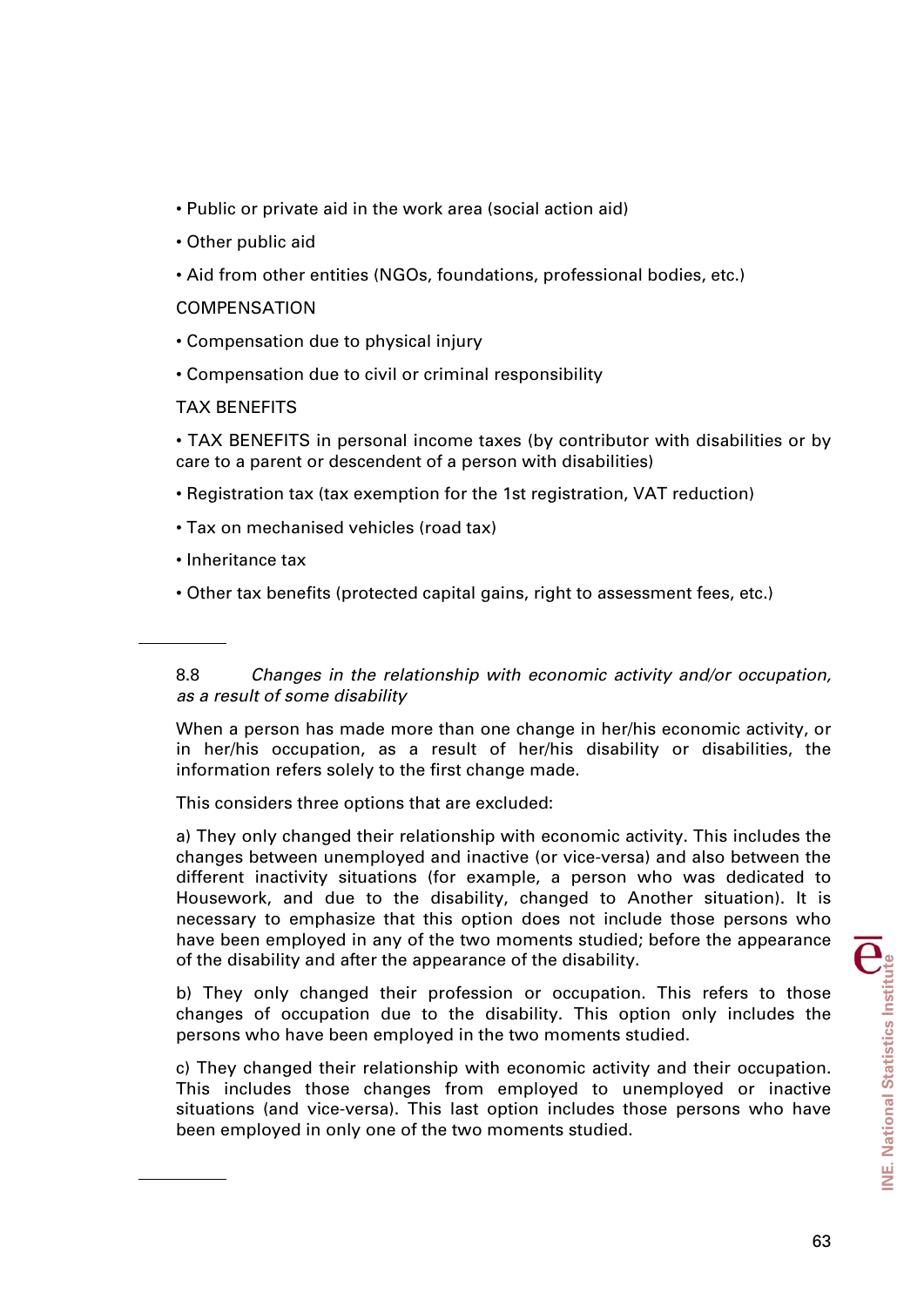- Public or private aid in the work area (social action aid)
- Other public aid
- Aid from other entities (NGOs, foundations, professional bodies, etc.)

COMPENSATION

- Compensation due to physical injury
- Compensation due to civil or criminal responsibility

TAX BENEFITS

- TAX BENEFITS in personal income taxes (by contributor with disabilities or by care to a parent or descendent of a person with disabilities)
- Registration tax (tax exemption for the 1st registration, VAT reduction)
- Tax on mechanised vehicles (road tax)
- Inheritance tax
- Other tax benefits (protected capital gains, right to assessment fees, etc.)

---

8.8 *Changes in the relationship with economic activity and/or occupation, as a result of some disability*

When a person has made more than one change in her/his economic activity, or in her/his occupation, as a result of her/his disability or disabilities, the information refers solely to the first change made.

This considers three options that are excluded:

a) They only changed their relationship with economic activity. This includes the changes between unemployed and inactive (or vice-versa) and also between the different inactivity situations (for example, a person who was dedicated to Housework, and due to the disability, changed to Another situation). It is necessary to emphasize that this option does not include those persons who have been employed in any of the two moments studied; before the appearance of the disability and after the appearance of the disability.

b) They only changed their profession or occupation. This refers to those changes of occupation due to the disability. This option only includes the persons who have been employed in the two moments studied.

c) They changed their relationship with economic activity and their occupation. This includes those changes from employed to unemployed or inactive situations (and vice-versa). This last option includes those persons who have been employed in only one of the two moments studied.

---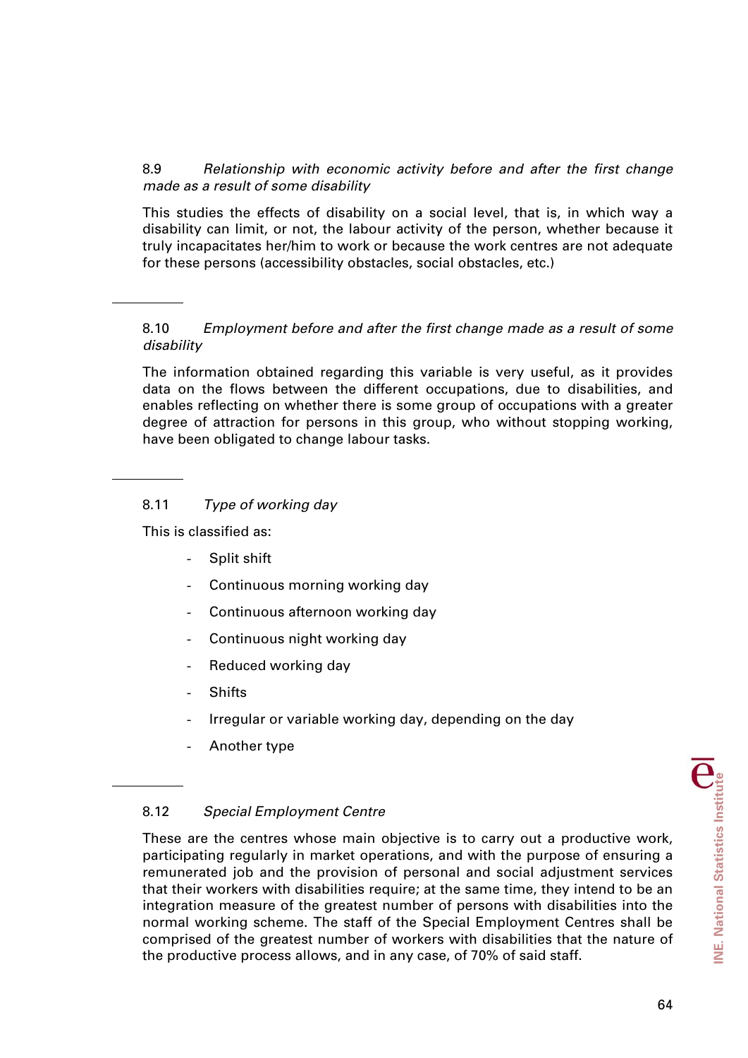### 8.9 *Relationship with economic activity before and after the first change made as a result of some disability*

This studies the effects of disability on a social level, that is, in which way a disability can limit, or not, the labour activity of the person, whether because it truly incapacitates her/him to work or because the work centres are not adequate for these persons (accessibility obstacles, social obstacles, etc.)

### 8.10 *Employment before and after the first change made as a result of some disability*

The information obtained regarding this variable is very useful, as it provides data on the flows between the different occupations, due to disabilities, and enables reflecting on whether there is some group of occupations with a greater degree of attraction for persons in this group, who without stopping working, have been obligated to change labour tasks.

### 8.11 *Type of working day*

This is classified as:

- Split shift
- Continuous morning working day
- Continuous afternoon working day
- Continuous night working day
- Reduced working day
- Shifts
- Irregular or variable working day, depending on the day
- Another type

### 8.12 *Special Employment Centre*

These are the centres whose main objective is to carry out a productive work, participating regularly in market operations, and with the purpose of ensuring a remunerated job and the provision of personal and social adjustment services that their workers with disabilities require; at the same time, they intend to be an integration measure of the greatest number of persons with disabilities into the normal working scheme. The staff of the Special Employment Centres shall be comprised of the greatest number of workers with disabilities that the nature of the productive process allows, and in any case, of 70% of said staff.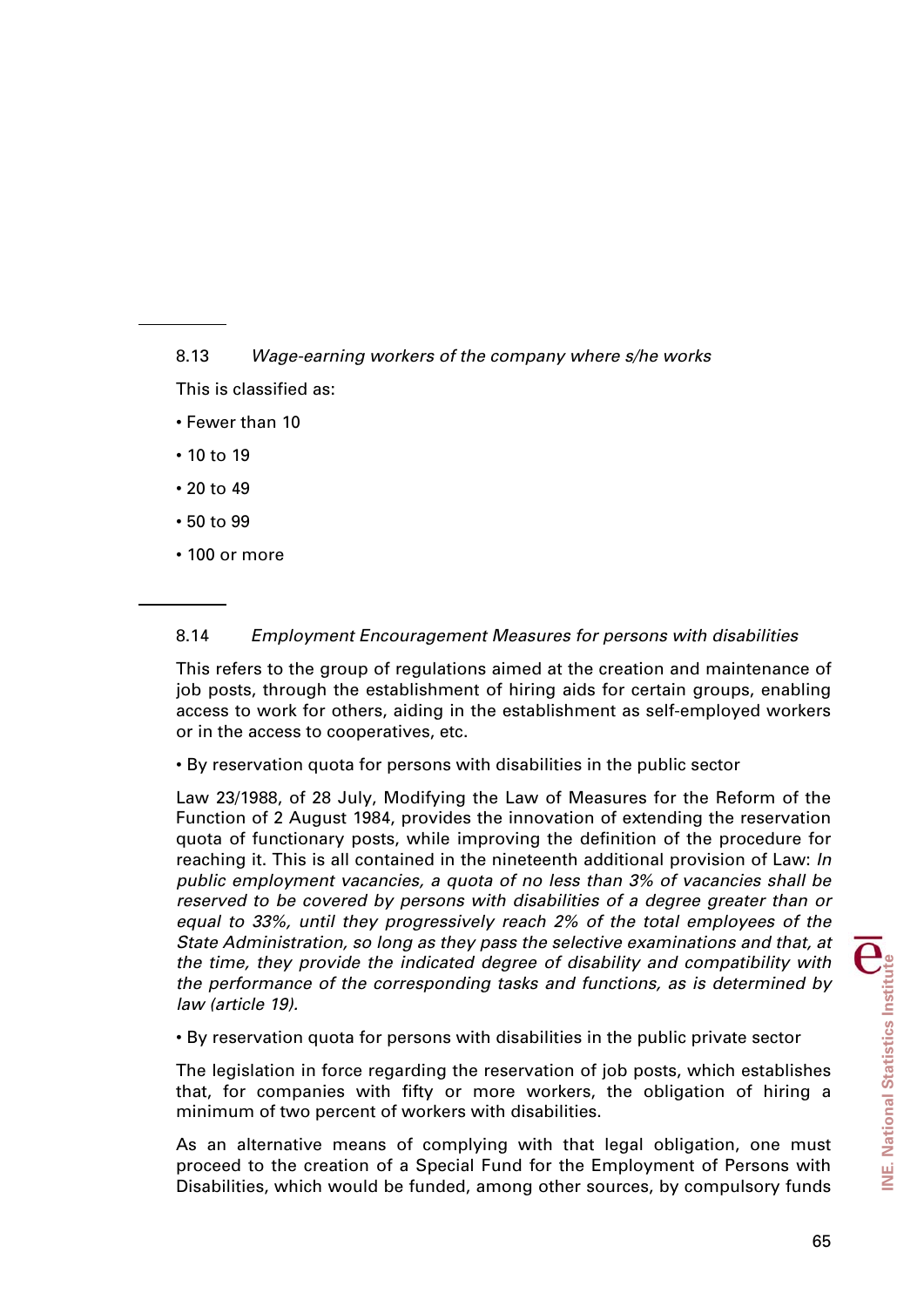8.13 *Wage-earning workers of the company where s/he works*

This is classified as:

- Fewer than 10
- 10 to 19
- 20 to 49
- 50 to 99
- 100 or more

8.14 *Employment Encouragement Measures for persons with disabilities*

This refers to the group of regulations aimed at the creation and maintenance of job posts, through the establishment of hiring aids for certain groups, enabling access to work for others, aiding in the establishment as self-employed workers or in the access to cooperatives, etc.

- By reservation quota for persons with disabilities in the public sector

Law 23/1988, of 28 July, Modifying the Law of Measures for the Reform of the Function of 2 August 1984, provides the innovation of extending the reservation quota of functionary posts, while improving the definition of the procedure for reaching it. This is all contained in the nineteenth additional provision of Law: *In public employment vacancies, a quota of no less than 3% of vacancies shall be reserved to be covered by persons with disabilities of a degree greater than or equal to 33%, until they progressively reach 2% of the total employees of the State Administration, so long as they pass the selective examinations and that, at the time, they provide the indicated degree of disability and compatibility with the performance of the corresponding tasks and functions, as is determined by law (article 19).*

- By reservation quota for persons with disabilities in the public private sector

The legislation in force regarding the reservation of job posts, which establishes that, for companies with fifty or more workers, the obligation of hiring a minimum of two percent of workers with disabilities.

As an alternative means of complying with that legal obligation, one must proceed to the creation of a Special Fund for the Employment of Persons with Disabilities, which would be funded, among other sources, by compulsory funds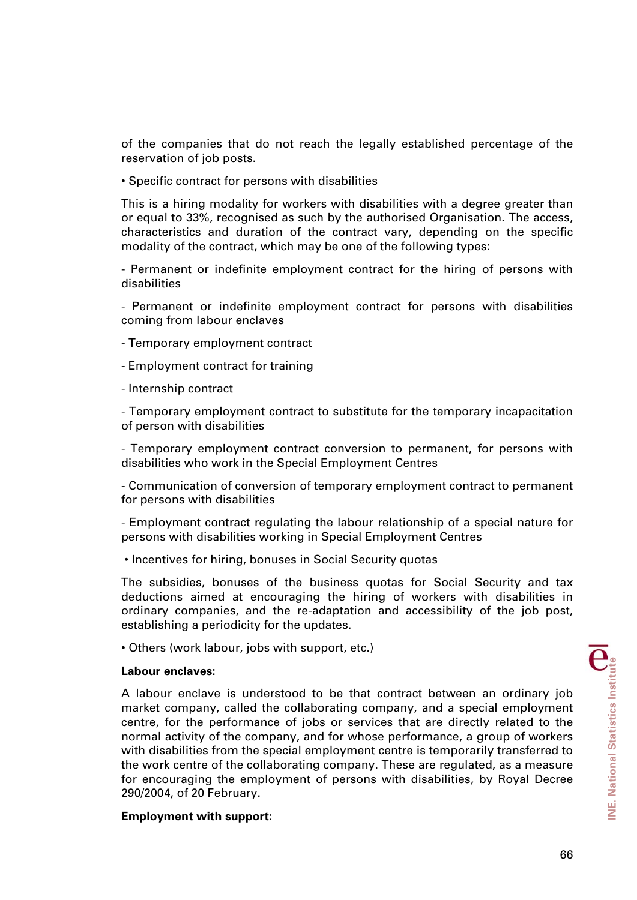of the companies that do not reach the legally established percentage of the reservation of job posts.

• Specific contract for persons with disabilities

This is a hiring modality for workers with disabilities with a degree greater than or equal to 33%, recognised as such by the authorised Organisation. The access, characteristics and duration of the contract vary, depending on the specific modality of the contract, which may be one of the following types:

- Permanent or indefinite employment contract for the hiring of persons with disabilities

- Permanent or indefinite employment contract for persons with disabilities coming from labour enclaves

- Temporary employment contract

- Employment contract for training

- Internship contract

- Temporary employment contract to substitute for the temporary incapacitation of person with disabilities

- Temporary employment contract conversion to permanent, for persons with disabilities who work in the Special Employment Centres

- Communication of conversion of temporary employment contract to permanent for persons with disabilities

- Employment contract regulating the labour relationship of a special nature for persons with disabilities working in Special Employment Centres

• Incentives for hiring, bonuses in Social Security quotas

The subsidies, bonuses of the business quotas for Social Security and tax deductions aimed at encouraging the hiring of workers with disabilities in ordinary companies, and the re-adaptation and accessibility of the job post, establishing a periodicity for the updates.

• Others (work labour, jobs with support, etc.)

**Labour enclaves:**

A labour enclave is understood to be that contract between an ordinary job market company, called the collaborating company, and a special employment centre, for the performance of jobs or services that are directly related to the normal activity of the company, and for whose performance, a group of workers with disabilities from the special employment centre is temporarily transferred to the work centre of the collaborating company. These are regulated, as a measure for encouraging the employment of persons with disabilities, by Royal Decree 290/2004, of 20 February.

**Employment with support:**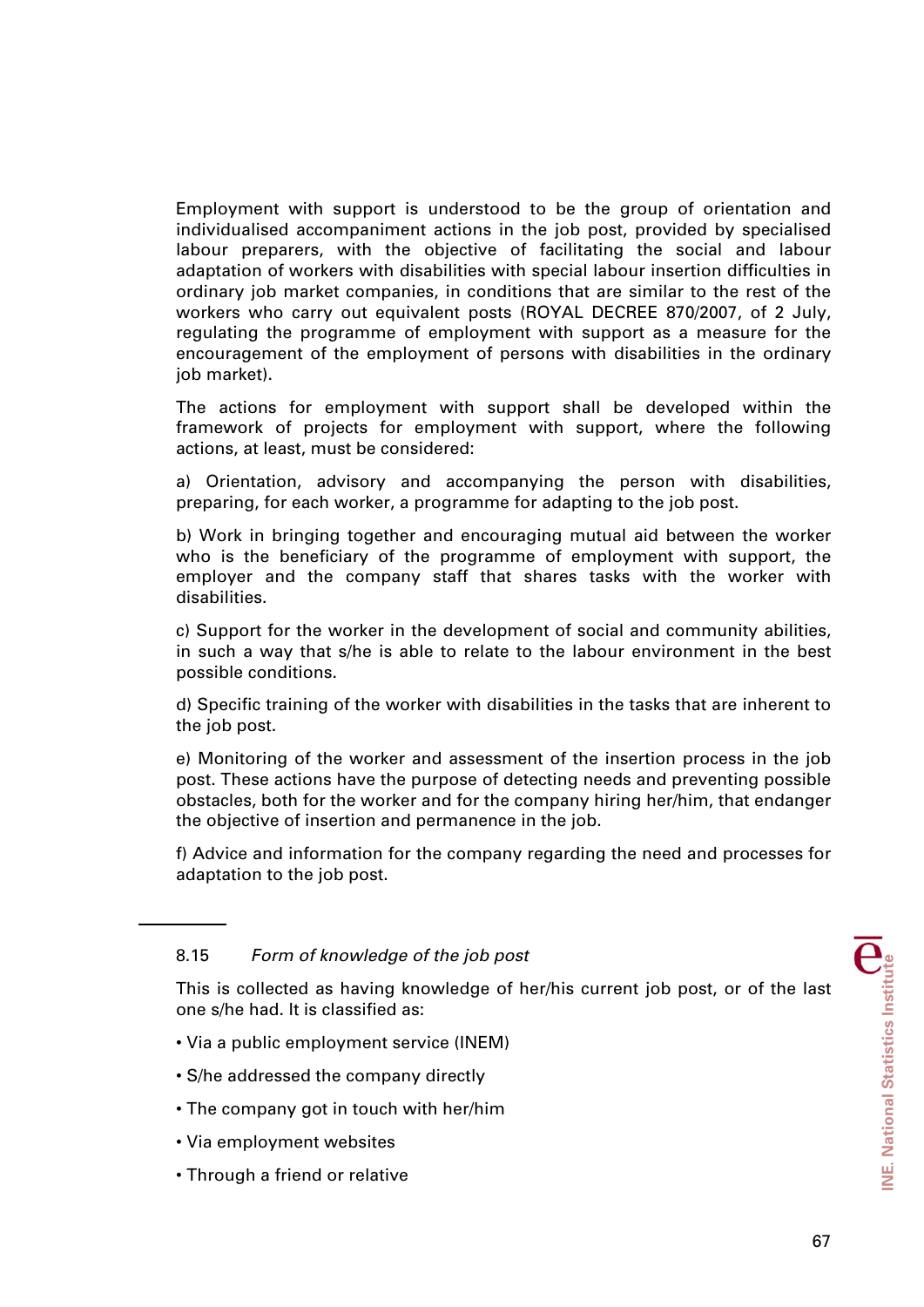Employment with support is understood to be the group of orientation and individualised accompaniment actions in the job post, provided by specialised labour preparers, with the objective of facilitating the social and labour adaptation of workers with disabilities with special labour insertion difficulties in ordinary job market companies, in conditions that are similar to the rest of the workers who carry out equivalent posts (ROYAL DECREE 870/2007, of 2 July, regulating the programme of employment with support as a measure for the encouragement of the employment of persons with disabilities in the ordinary job market).

The actions for employment with support shall be developed within the framework of projects for employment with support, where the following actions, at least, must be considered:

a) Orientation, advisory and accompanying the person with disabilities, preparing, for each worker, a programme for adapting to the job post.

b) Work in bringing together and encouraging mutual aid between the worker who is the beneficiary of the programme of employment with support, the employer and the company staff that shares tasks with the worker with disabilities.

c) Support for the worker in the development of social and community abilities, in such a way that s/he is able to relate to the labour environment in the best possible conditions.

d) Specific training of the worker with disabilities in the tasks that are inherent to the job post.

e) Monitoring of the worker and assessment of the insertion process in the job post. These actions have the purpose of detecting needs and preventing possible obstacles, both for the worker and for the company hiring her/him, that endanger the objective of insertion and permanence in the job.

f) Advice and information for the company regarding the need and processes for adaptation to the job post.

---

8.15 *Form of knowledge of the job post*

This is collected as having knowledge of her/his current job post, or of the last one s/he had. It is classified as:

- Via a public employment service (INEM)
- S/he addressed the company directly
- The company got in touch with her/him
- Via employment websites
- Through a friend or relative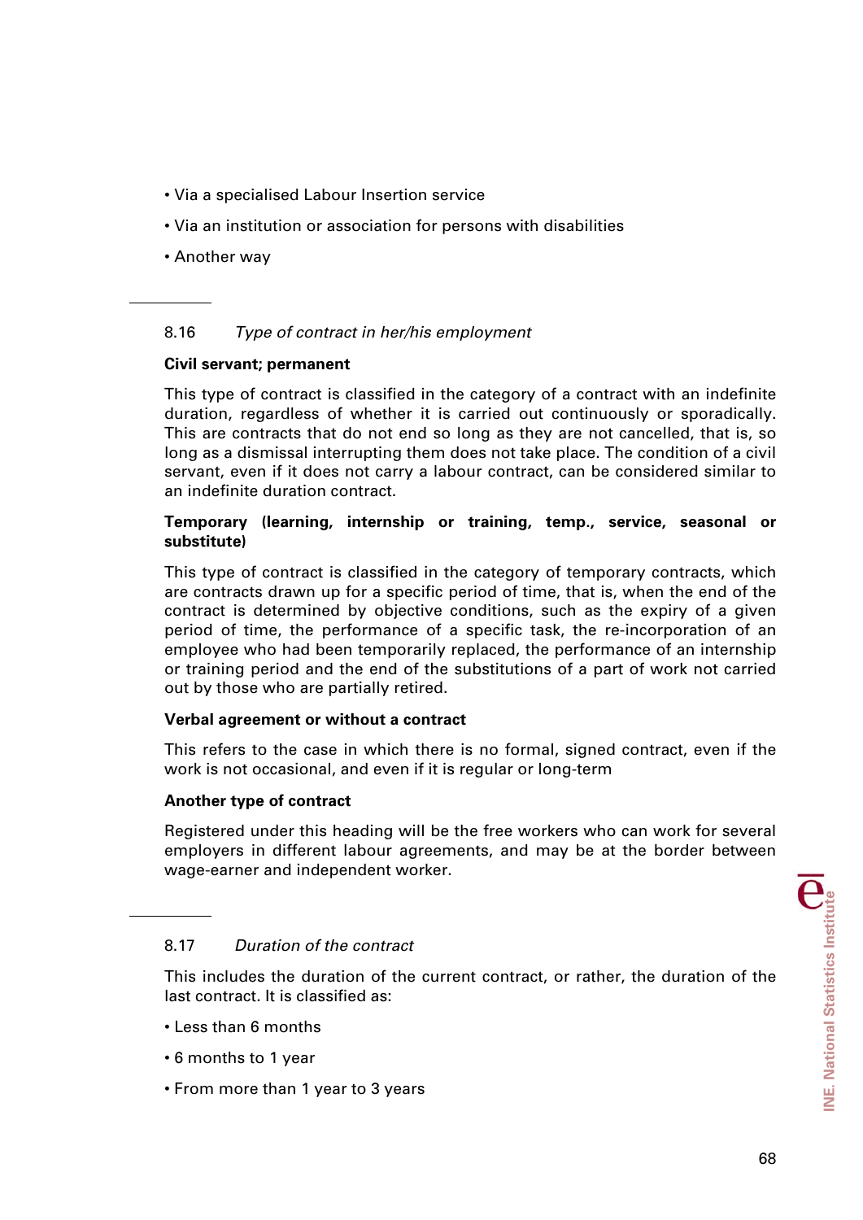- Via a specialised Labour Insertion service
- Via an institution or association for persons with disabilities
- Another way

---

### 8.16 *Type of contract in her/his employment*

**Civil servant; permanent**

This type of contract is classified in the category of a contract with an indefinite duration, regardless of whether it is carried out continuously or sporadically. This are contracts that do not end so long as they are not cancelled, that is, so long as a dismissal interrupting them does not take place. The condition of a civil servant, even if it does not carry a labour contract, can be considered similar to an indefinite duration contract.

**Temporary (learning, internship or training, temp., service, seasonal or substitute)**

This type of contract is classified in the category of temporary contracts, which are contracts drawn up for a specific period of time, that is, when the end of the contract is determined by objective conditions, such as the expiry of a given period of time, the performance of a specific task, the re-incorporation of an employee who had been temporarily replaced, the performance of an internship or training period and the end of the substitutions of a part of work not carried out by those who are partially retired.

**Verbal agreement or without a contract**

This refers to the case in which there is no formal, signed contract, even if the work is not occasional, and even if it is regular or long-term

**Another type of contract**

Registered under this heading will be the free workers who can work for several employers in different labour agreements, and may be at the border between wage-earner and independent worker.

---

### 8.17 *Duration of the contract*

This includes the duration of the current contract, or rather, the duration of the last contract. It is classified as:

- Less than 6 months
- 6 months to 1 year
- From more than 1 year to 3 years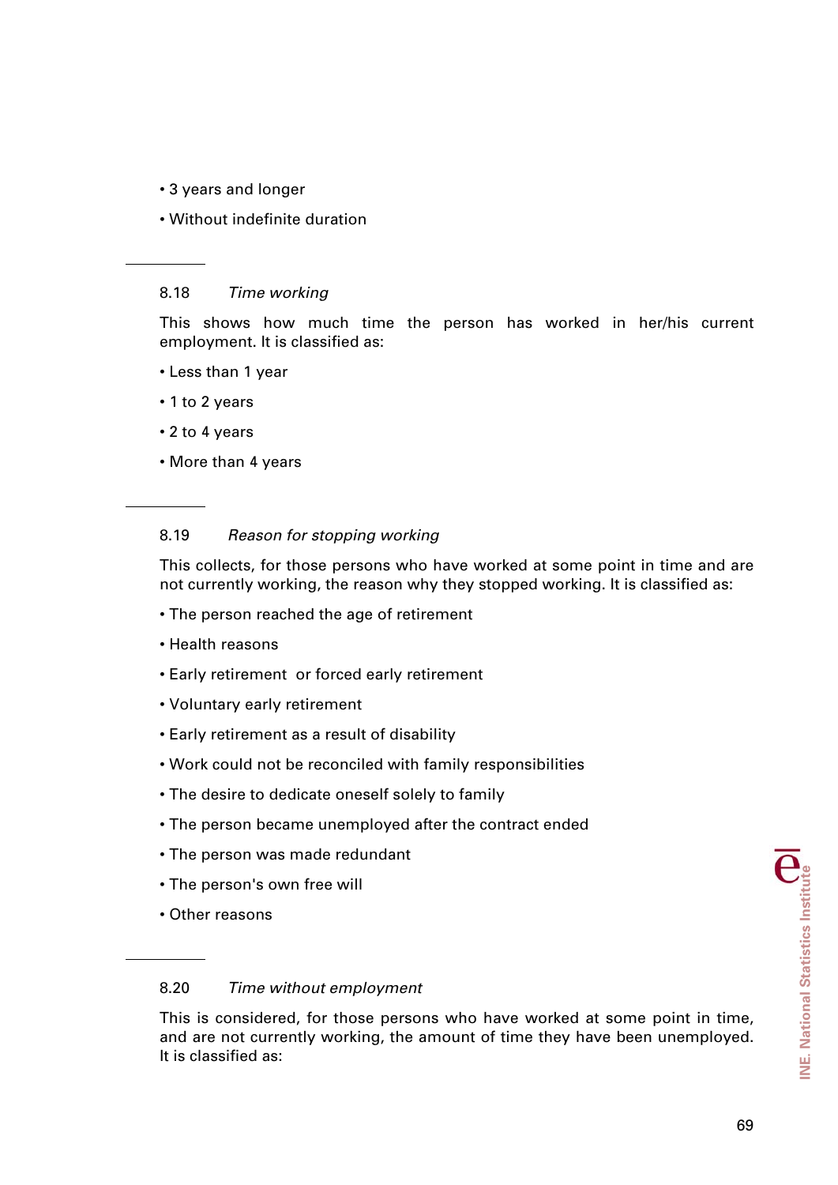- 3 years and longer
- Without indefinite duration

### 8.18 *Time working*

This shows how much time the person has worked in her/his current employment. It is classified as:

- Less than 1 year
- 1 to 2 years
- 2 to 4 years
- More than 4 years

### 8.19 *Reason for stopping working*

This collects, for those persons who have worked at some point in time and are not currently working, the reason why they stopped working. It is classified as:

- The person reached the age of retirement
- Health reasons
- Early retirement or forced early retirement
- Voluntary early retirement
- Early retirement as a result of disability
- Work could not be reconciled with family responsibilities
- The desire to dedicate oneself solely to family
- The person became unemployed after the contract ended
- The person was made redundant
- The person's own free will
- Other reasons

### 8.20 *Time without employment*

This is considered, for those persons who have worked at some point in time, and are not currently working, the amount of time they have been unemployed. It is classified as: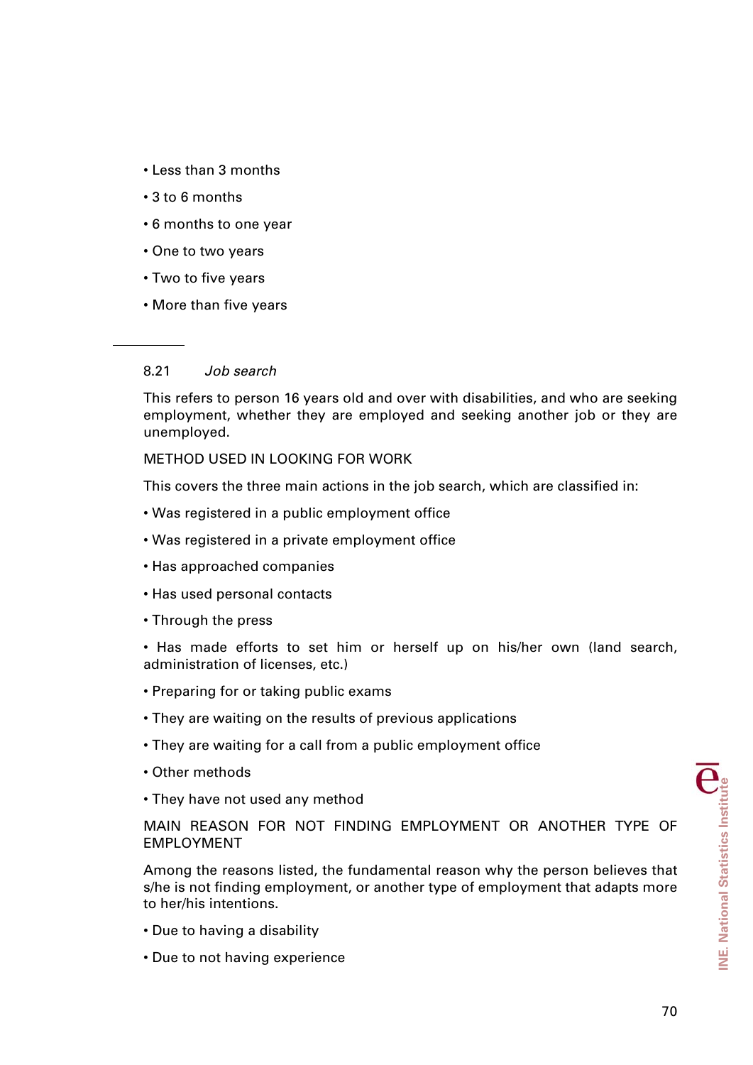- Less than 3 months
- 3 to 6 months
- 6 months to one year
- One to two years
- Two to five years
- More than five years

---

8.21 *Job search*

This refers to person 16 years old and over with disabilities, and who are seeking employment, whether they are employed and seeking another job or they are unemployed.

METHOD USED IN LOOKING FOR WORK

This covers the three main actions in the job search, which are classified in:

- Was registered in a public employment office
- Was registered in a private employment office
- Has approached companies
- Has used personal contacts
- Through the press
- Has made efforts to set him or herself up on his/her own (land search, administration of licenses, etc.)
- Preparing for or taking public exams
- They are waiting on the results of previous applications
- They are waiting for a call from a public employment office
- Other methods
- They have not used any method

MAIN REASON FOR NOT FINDING EMPLOYMENT OR ANOTHER TYPE OF EMPLOYMENT

Among the reasons listed, the fundamental reason why the person believes that s/he is not finding employment, or another type of employment that adapts more to her/his intentions.

- Due to having a disability
- Due to not having experience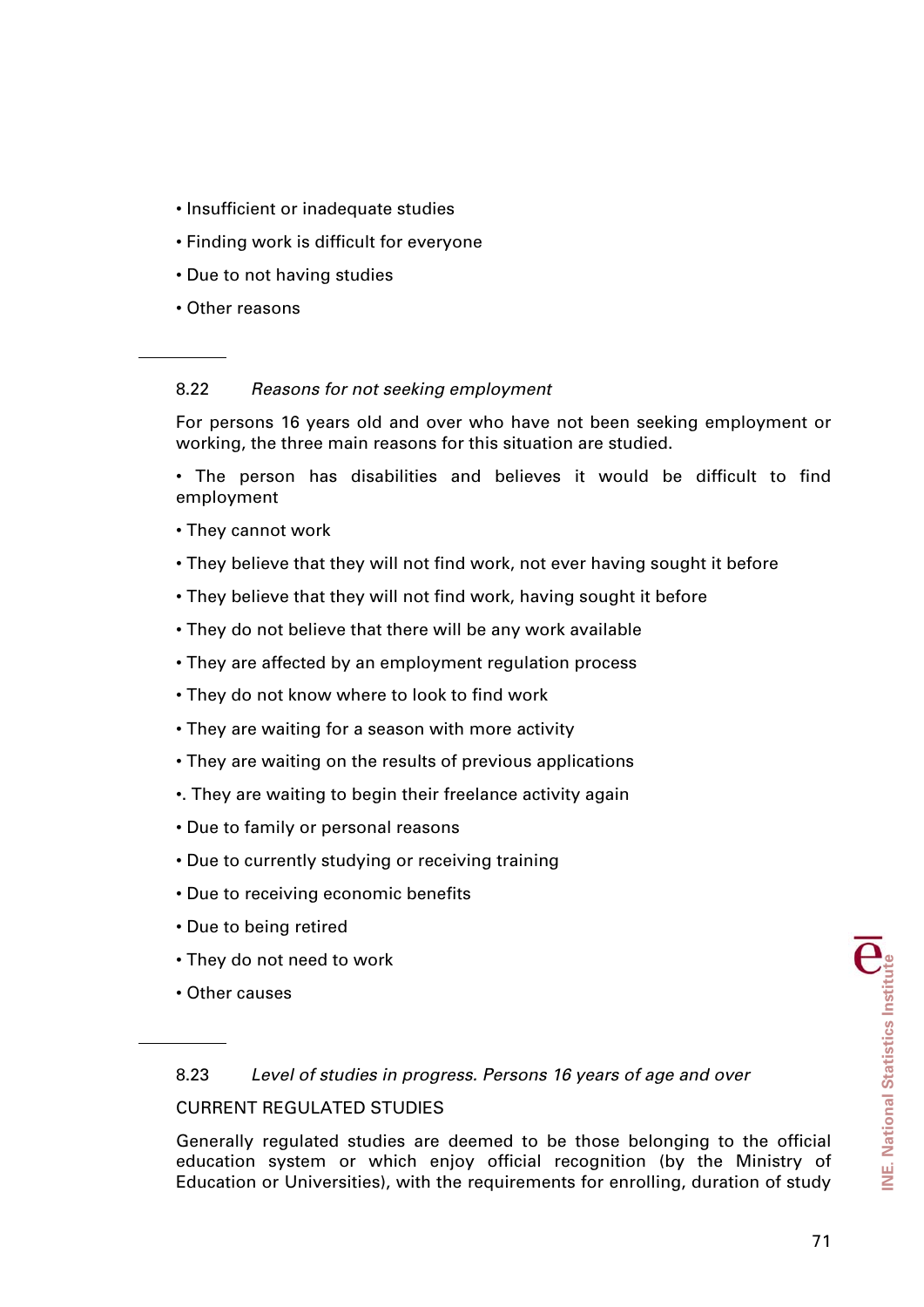- Insufficient or inadequate studies
- Finding work is difficult for everyone
- Due to not having studies
- Other reasons

---

### 8.22 *Reasons for not seeking employment*

For persons 16 years old and over who have not been seeking employment or working, the three main reasons for this situation are studied.

- The person has disabilities and believes it would be difficult to find employment
- They cannot work
- They believe that they will not find work, not ever having sought it before
- They believe that they will not find work, having sought it before
- They do not believe that there will be any work available
- They are affected by an employment regulation process
- They do not know where to look to find work
- They are waiting for a season with more activity
- They are waiting on the results of previous applications
- . They are waiting to begin their freelance activity again
- Due to family or personal reasons
- Due to currently studying or receiving training
- Due to receiving economic benefits
- Due to being retired
- They do not need to work
- Other causes

---

### 8.23 *Level of studies in progress. Persons 16 years of age and over*

CURRENT REGULATED STUDIES

Generally regulated studies are deemed to be those belonging to the official education system or which enjoy official recognition (by the Ministry of Education or Universities), with the requirements for enrolling, duration of study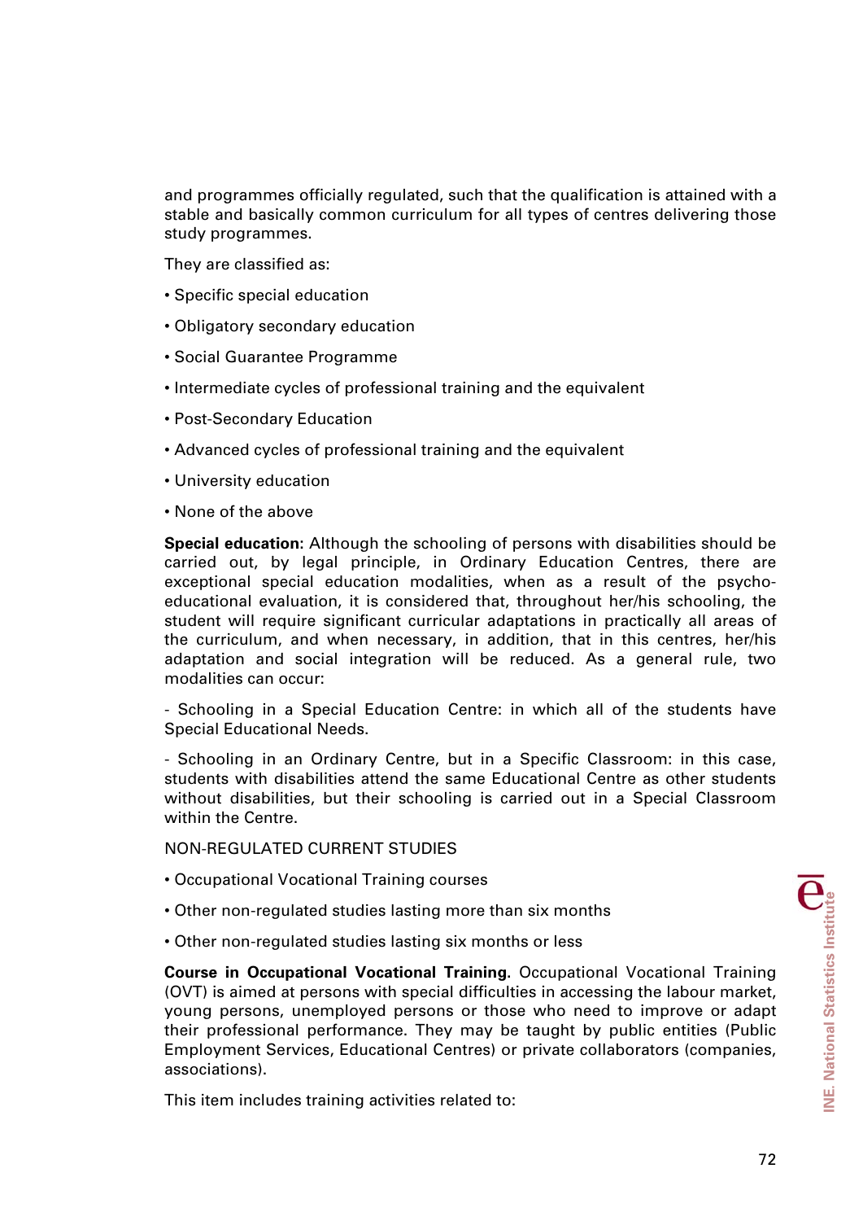and programmes officially regulated, such that the qualification is attained with a stable and basically common curriculum for all types of centres delivering those study programmes.

They are classified as:

- Specific special education
- Obligatory secondary education
- Social Guarantee Programme
- Intermediate cycles of professional training and the equivalent
- Post-Secondary Education
- Advanced cycles of professional training and the equivalent
- University education
- None of the above

**Special education**: Although the schooling of persons with disabilities should be carried out, by legal principle, in Ordinary Education Centres, there are exceptional special education modalities, when as a result of the psycho-educational evaluation, it is considered that, throughout her/his schooling, the student will require significant curricular adaptations in practically all areas of the curriculum, and when necessary, in addition, that in this centres, her/his adaptation and social integration will be reduced. As a general rule, two modalities can occur:

- Schooling in a Special Education Centre: in which all of the students have Special Educational Needs.

- Schooling in an Ordinary Centre, but in a Specific Classroom: in this case, students with disabilities attend the same Educational Centre as other students without disabilities, but their schooling is carried out in a Special Classroom within the Centre.

NON-REGULATED CURRENT STUDIES

- Occupational Vocational Training courses
- Other non-regulated studies lasting more than six months
- Other non-regulated studies lasting six months or less

**Course in Occupational Vocational Training**. Occupational Vocational Training (OVT) is aimed at persons with special difficulties in accessing the labour market, young persons, unemployed persons or those who need to improve or adapt their professional performance. They may be taught by public entities (Public Employment Services, Educational Centres) or private collaborators (companies, associations).

This item includes training activities related to: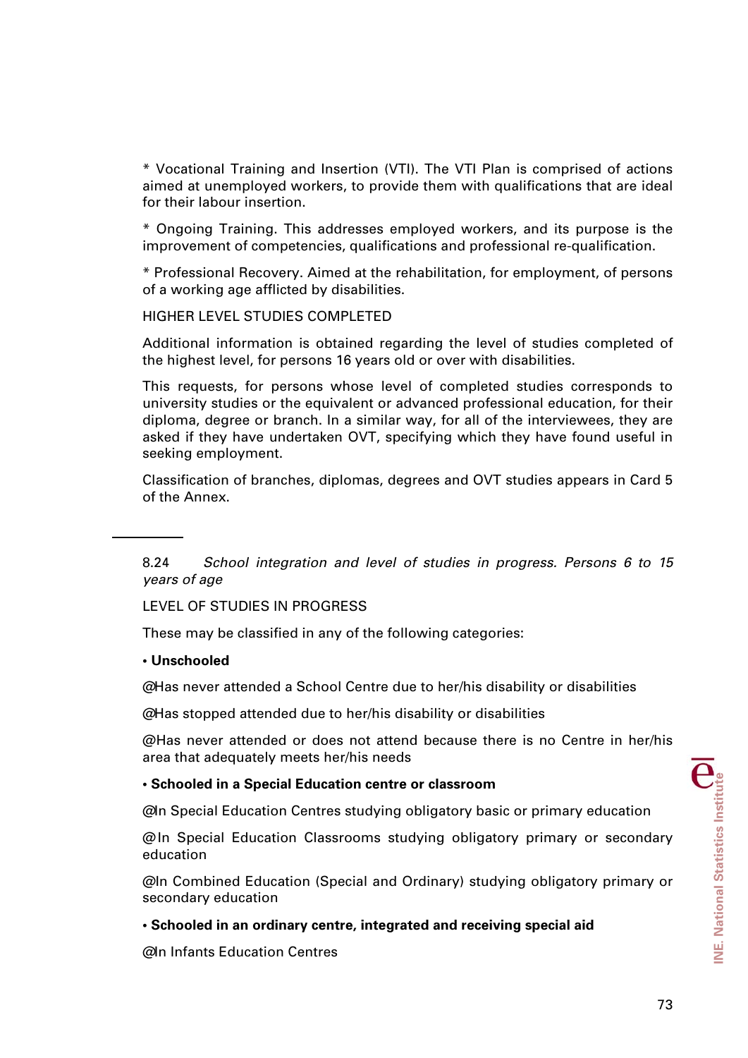* Vocational Training and Insertion (VTI). The VTI Plan is comprised of actions aimed at unemployed workers, to provide them with qualifications that are ideal for their labour insertion.

* Ongoing Training. This addresses employed workers, and its purpose is the improvement of competencies, qualifications and professional re-qualification.

* Professional Recovery. Aimed at the rehabilitation, for employment, of persons of a working age afflicted by disabilities.

HIGHER LEVEL STUDIES COMPLETED

Additional information is obtained regarding the level of studies completed of the highest level, for persons 16 years old or over with disabilities.

This requests, for persons whose level of completed studies corresponds to university studies or the equivalent or advanced professional education, for their diploma, degree or branch. In a similar way, for all of the interviewees, they are asked if they have undertaken OVT, specifying which they have found useful in seeking employment.

Classification of branches, diplomas, degrees and OVT studies appears in Card 5 of the Annex.

---

8.24 *School integration and level of studies in progress. Persons 6 to 15 years of age*

LEVEL OF STUDIES IN PROGRESS

These may be classified in any of the following categories:

• **Unschooled**

@Has never attended a School Centre due to her/his disability or disabilities

@Has stopped attended due to her/his disability or disabilities

@Has never attended or does not attend because there is no Centre in her/his area that adequately meets her/his needs

• **Schooled in a Special Education centre or classroom**

@In Special Education Centres studying obligatory basic or primary education

@In Special Education Classrooms studying obligatory primary or secondary education

@In Combined Education (Special and Ordinary) studying obligatory primary or secondary education

• **Schooled in an ordinary centre, integrated and receiving special aid**

@In Infants Education Centres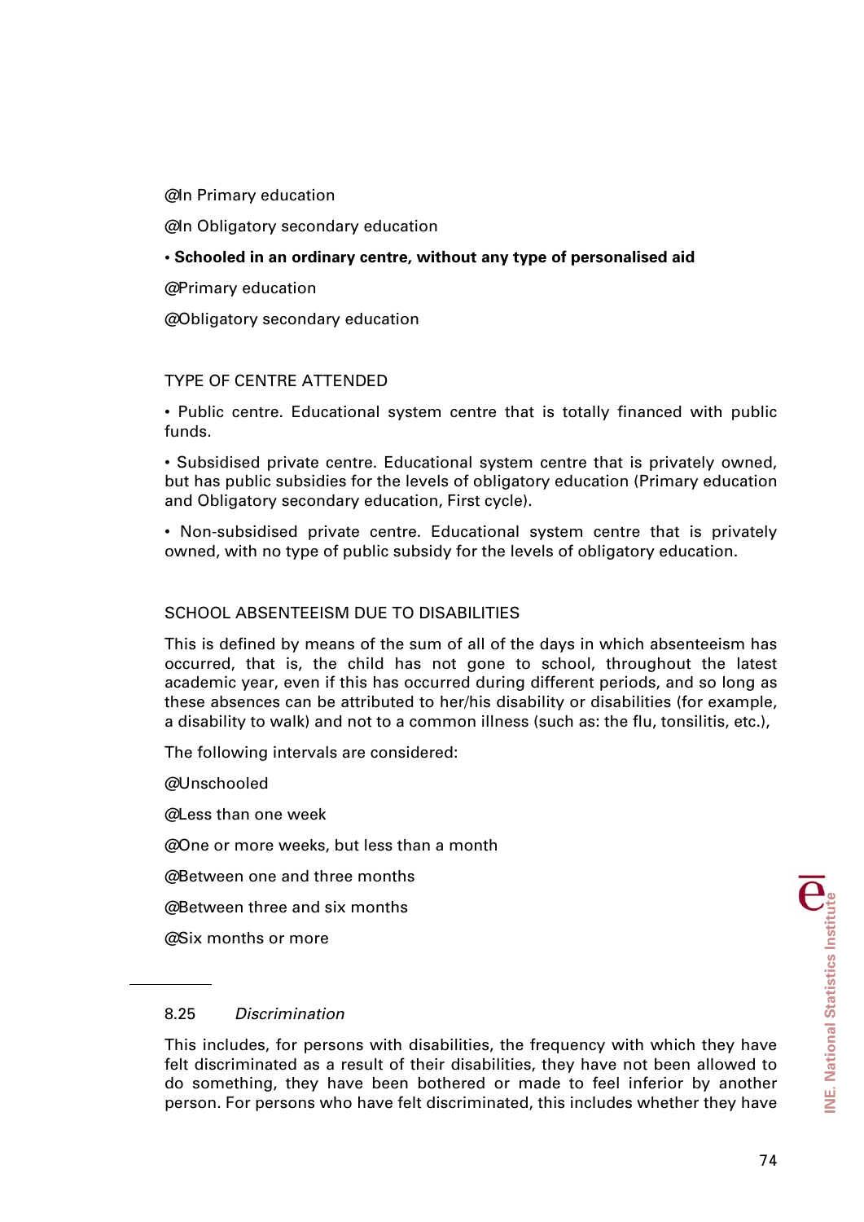@In Primary education

@In Obligatory secondary education

**• Schooled in an ordinary centre, without any type of personalised aid**

@Primary education

@Obligatory secondary education

TYPE OF CENTRE ATTENDED

• Public centre. Educational system centre that is totally financed with public funds.

• Subsidised private centre. Educational system centre that is privately owned, but has public subsidies for the levels of obligatory education (Primary education and Obligatory secondary education, First cycle).

• Non-subsidised private centre. Educational system centre that is privately owned, with no type of public subsidy for the levels of obligatory education.

SCHOOL ABSENTEEISM DUE TO DISABILITIES

This is defined by means of the sum of all of the days in which absenteeism has occurred, that is, the child has not gone to school, throughout the latest academic year, even if this has occurred during different periods, and so long as these absences can be attributed to her/his disability or disabilities (for example, a disability to walk) and not to a common illness (such as: the flu, tonsilitis, etc.),

The following intervals are considered:

@Unschooled

@Less than one week

@One or more weeks, but less than a month

@Between one and three months

@Between three and six months

@Six months or more

8.25 *Discrimination*

This includes, for persons with disabilities, the frequency with which they have felt discriminated as a result of their disabilities, they have not been allowed to do something, they have been bothered or made to feel inferior by another person. For persons who have felt discriminated, this includes whether they have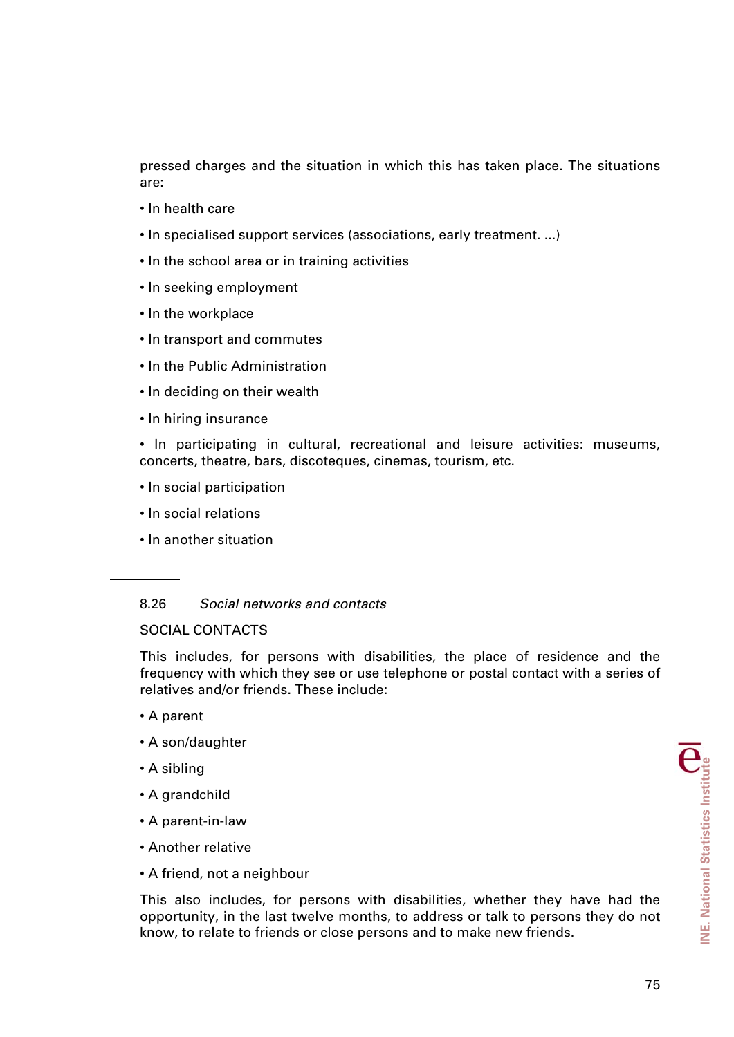pressed charges and the situation in which this has taken place. The situations are:

- In health care
- In specialised support services (associations, early treatment. ...)
- In the school area or in training activities
- In seeking employment
- In the workplace
- In transport and commutes
- In the Public Administration
- In deciding on their wealth
- In hiring insurance
- In participating in cultural, recreational and leisure activities: museums, concerts, theatre, bars, discoteques, cinemas, tourism, etc.
- In social participation
- In social relations
- In another situation

---

## 8.26 *Social networks and contacts*

SOCIAL CONTACTS

This includes, for persons with disabilities, the place of residence and the frequency with which they see or use telephone or postal contact with a series of relatives and/or friends. These include:

- A parent
- A son/daughter
- A sibling
- A grandchild
- A parent-in-law
- Another relative
- A friend, not a neighbour

This also includes, for persons with disabilities, whether they have had the opportunity, in the last twelve months, to address or talk to persons they do not know, to relate to friends or close persons and to make new friends.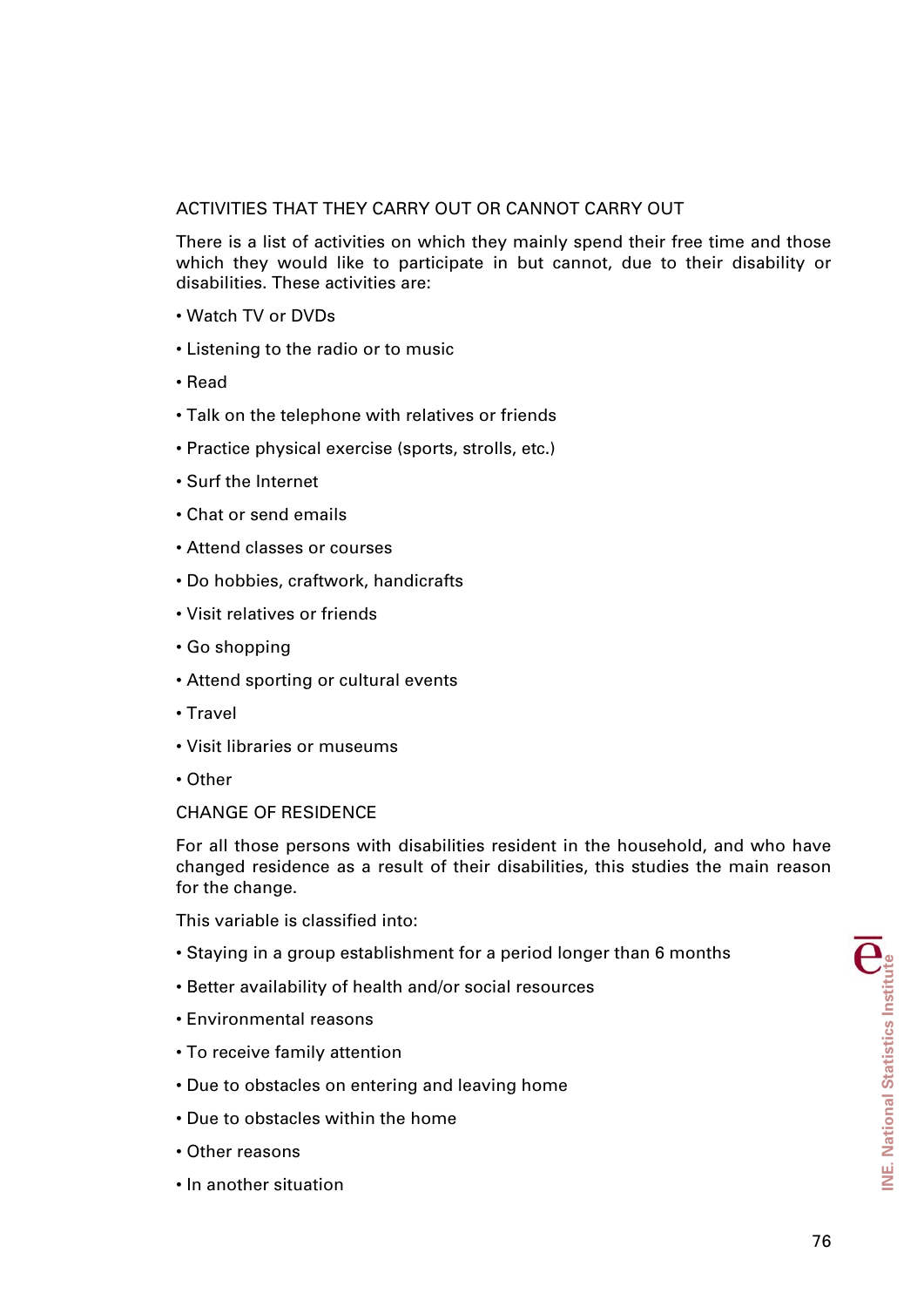## ACTIVITIES THAT THEY CARRY OUT OR CANNOT CARRY OUT

There is a list of activities on which they mainly spend their free time and those which they would like to participate in but cannot, due to their disability or disabilities. These activities are:

- Watch TV or DVDs
- Listening to the radio or to music
- Read
- Talk on the telephone with relatives or friends
- Practice physical exercise (sports, strolls, etc.)
- Surf the Internet
- Chat or send emails
- Attend classes or courses
- Do hobbies, craftwork, handicrafts
- Visit relatives or friends
- Go shopping
- Attend sporting or cultural events
- Travel
- Visit libraries or museums
- Other

## CHANGE OF RESIDENCE

For all those persons with disabilities resident in the household, and who have changed residence as a result of their disabilities, this studies the main reason for the change.

This variable is classified into:

- Staying in a group establishment for a period longer than 6 months
- Better availability of health and/or social resources
- Environmental reasons
- To receive family attention
- Due to obstacles on entering and leaving home
- Due to obstacles within the home
- Other reasons
- In another situation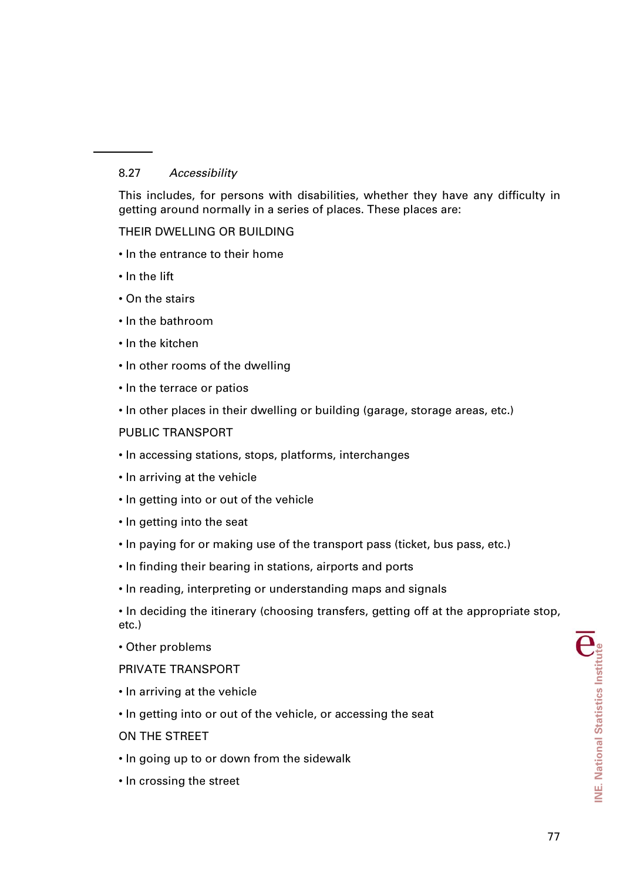### 8.27 *Accessibility*

This includes, for persons with disabilities, whether they have any difficulty in getting around normally in a series of places. These places are:

THEIR DWELLING OR BUILDING

- In the entrance to their home
- In the lift
- On the stairs
- In the bathroom
- In the kitchen
- In other rooms of the dwelling
- In the terrace or patios
- In other places in their dwelling or building (garage, storage areas, etc.)

PUBLIC TRANSPORT

- In accessing stations, stops, platforms, interchanges
- In arriving at the vehicle
- In getting into or out of the vehicle
- In getting into the seat
- In paying for or making use of the transport pass (ticket, bus pass, etc.)
- In finding their bearing in stations, airports and ports
- In reading, interpreting or understanding maps and signals
- In deciding the itinerary (choosing transfers, getting off at the appropriate stop, etc.)
- Other problems

PRIVATE TRANSPORT

- In arriving at the vehicle
- In getting into or out of the vehicle, or accessing the seat

ON THE STREET

- In going up to or down from the sidewalk
- In crossing the street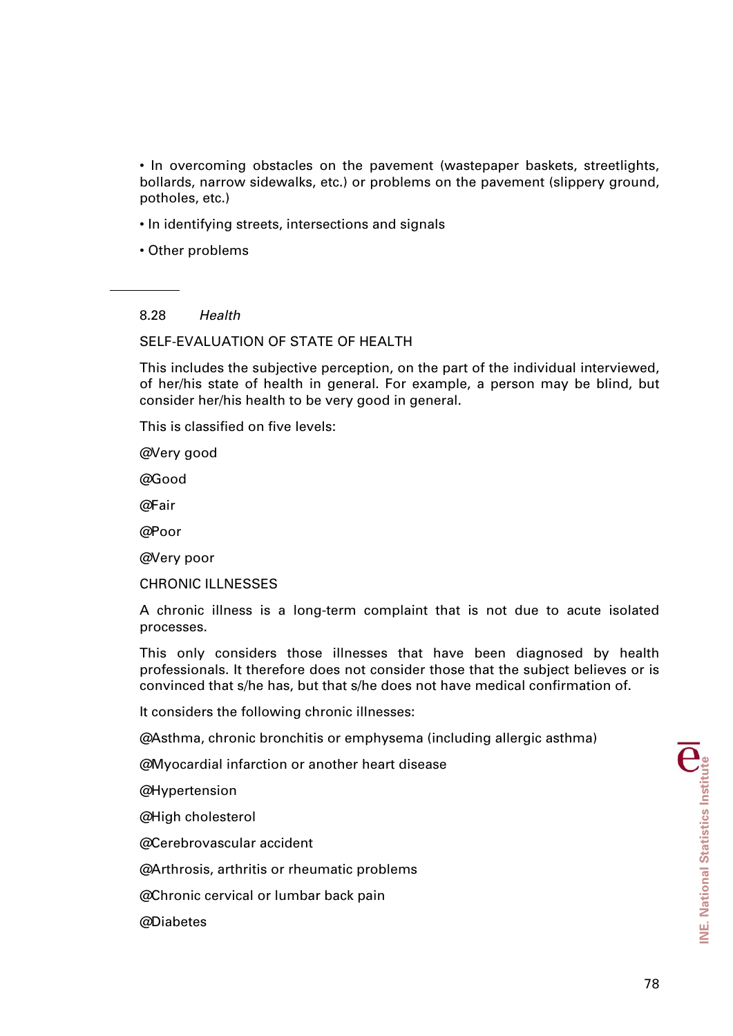• In overcoming obstacles on the pavement (wastepaper baskets, streetlights, bollards, narrow sidewalks, etc.) or problems on the pavement (slippery ground, potholes, etc.)

• In identifying streets, intersections and signals

• Other problems

---

8.28 *Health*

SELF-EVALUATION OF STATE OF HEALTH

This includes the subjective perception, on the part of the individual interviewed, of her/his state of health in general. For example, a person may be blind, but consider her/his health to be very good in general.

This is classified on five levels:

@Very good

@Good

@Fair

@Poor

@Very poor

CHRONIC ILLNESSES

A chronic illness is a long-term complaint that is not due to acute isolated processes.

This only considers those illnesses that have been diagnosed by health professionals. It therefore does not consider those that the subject believes or is convinced that s/he has, but that s/he does not have medical confirmation of.

It considers the following chronic illnesses:

@Asthma, chronic bronchitis or emphysema (including allergic asthma)

@Myocardial infarction or another heart disease

@Hypertension

@High cholesterol

@Cerebrovascular accident

@Arthrosis, arthritis or rheumatic problems

@Chronic cervical or lumbar back pain

@Diabetes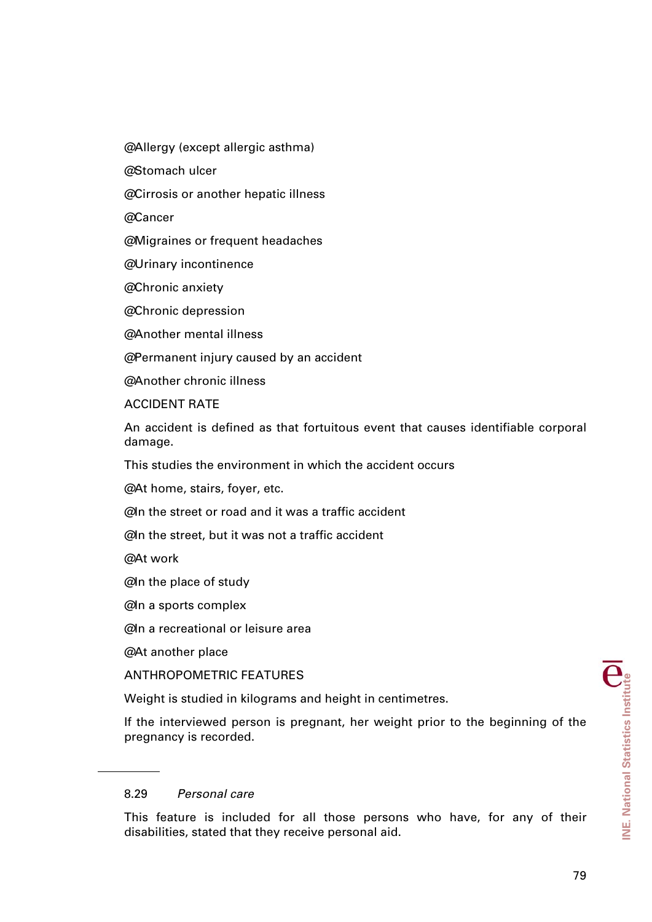@Allergy (except allergic asthma)

@Stomach ulcer

@Cirrosis or another hepatic illness

@Cancer

@Migraines or frequent headaches

@Urinary incontinence

@Chronic anxiety

@Chronic depression

@Another mental illness

@Permanent injury caused by an accident

@Another chronic illness

ACCIDENT RATE

An accident is defined as that fortuitous event that causes identifiable corporal damage.

This studies the environment in which the accident occurs

@At home, stairs, foyer, etc.

@In the street or road and it was a traffic accident

@In the street, but it was not a traffic accident

@At work

@In the place of study

@In a sports complex

@In a recreational or leisure area

@At another place

ANTHROPOMETRIC FEATURES

Weight is studied in kilograms and height in centimetres.

If the interviewed person is pregnant, her weight prior to the beginning of the pregnancy is recorded.

---

### 8.29 *Personal care*

This feature is included for all those persons who have, for any of their disabilities, stated that they receive personal aid.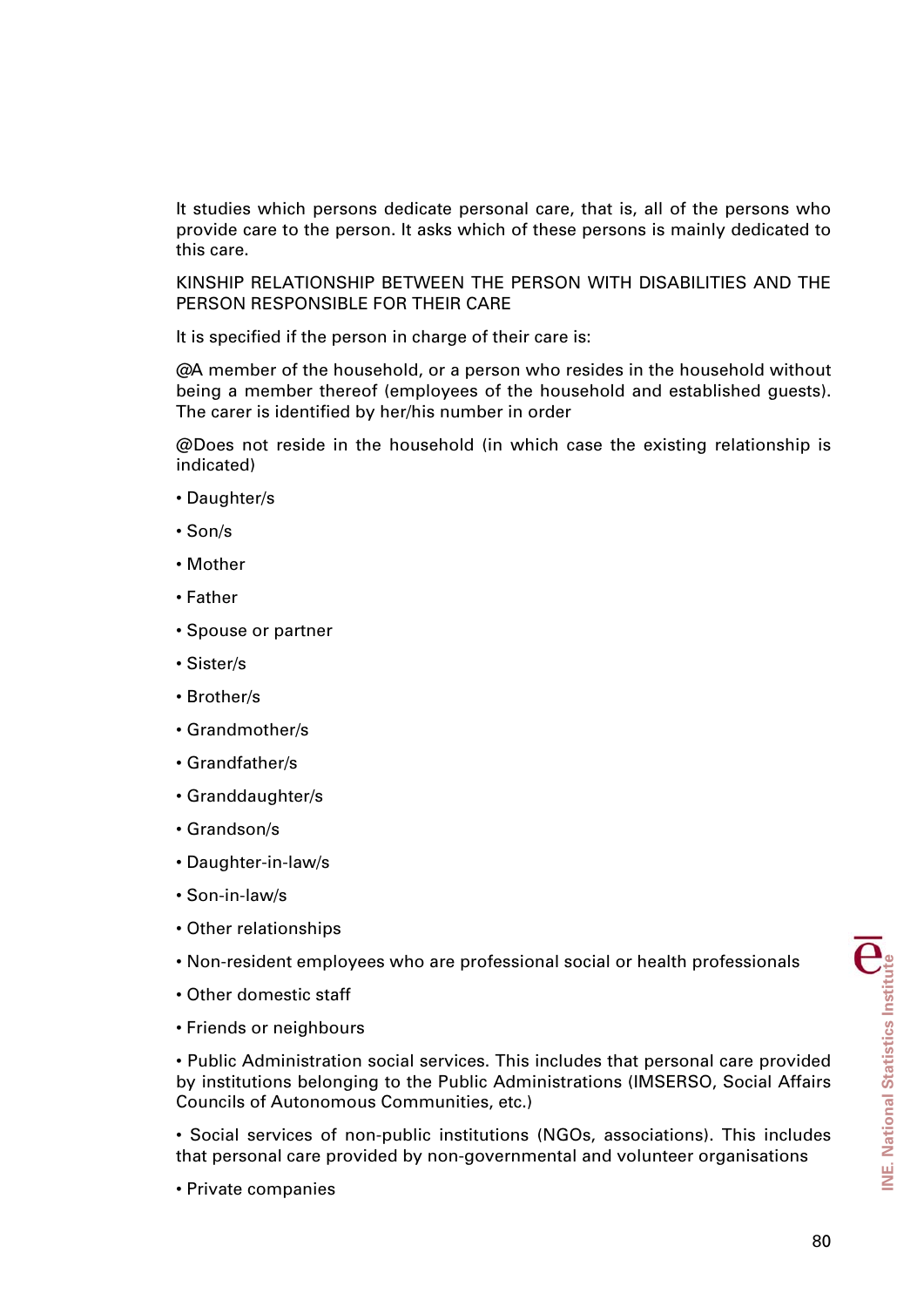It studies which persons dedicate personal care, that is, all of the persons who provide care to the person. It asks which of these persons is mainly dedicated to this care.

KINSHIP RELATIONSHIP BETWEEN THE PERSON WITH DISABILITIES AND THE PERSON RESPONSIBLE FOR THEIR CARE

It is specified if the person in charge of their care is:

@A member of the household, or a person who resides in the household without being a member thereof (employees of the household and established guests). The carer is identified by her/his number in order

@Does not reside in the household (in which case the existing relationship is indicated)

- Daughter/s
- Son/s
- Mother
- Father
- Spouse or partner
- Sister/s
- Brother/s
- Grandmother/s
- Grandfather/s
- Granddaughter/s
- Grandson/s
- Daughter-in-law/s
- Son-in-law/s
- Other relationships
- Non-resident employees who are professional social or health professionals
- Other domestic staff
- Friends or neighbours
- Public Administration social services. This includes that personal care provided by institutions belonging to the Public Administrations (IMSERSO, Social Affairs Councils of Autonomous Communities, etc.)
- Social services of non-public institutions (NGOs, associations). This includes that personal care provided by non-governmental and volunteer organisations
- Private companies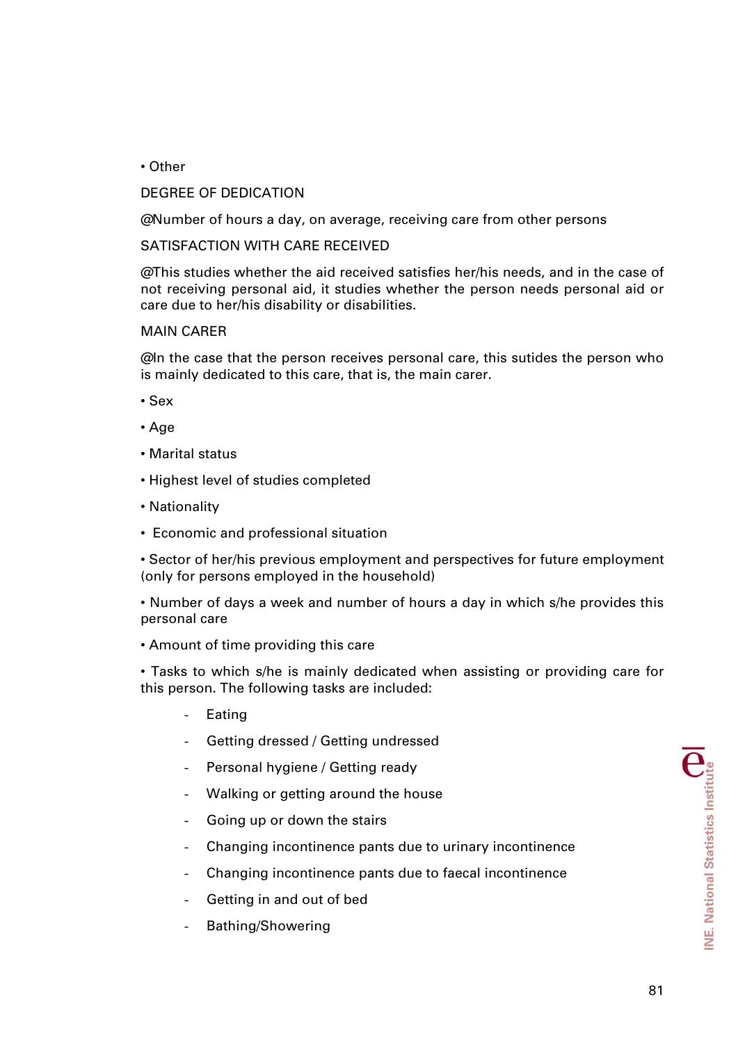• Other

DEGREE OF DEDICATION

@Number of hours a day, on average, receiving care from other persons

SATISFACTION WITH CARE RECEIVED

@This studies whether the aid received satisfies her/his needs, and in the case of not receiving personal aid, it studies whether the person needs personal aid or care due to her/his disability or disabilities.

MAIN CARER

@In the case that the person receives personal care, this sutides the person who is mainly dedicated to this care, that is, the main carer.

• Sex

• Age

• Marital status

• Highest level of studies completed

• Nationality

• Economic and professional situation

• Sector of her/his previous employment and perspectives for future employment (only for persons employed in the household)

• Number of days a week and number of hours a day in which s/he provides this personal care

• Amount of time providing this care

• Tasks to which s/he is mainly dedicated when assisting or providing care for this person. The following tasks are included:

- Eating
- Getting dressed / Getting undressed
- Personal hygiene / Getting ready
- Walking or getting around the house
- Going up or down the stairs
- Changing incontinence pants due to urinary incontinence
- Changing incontinence pants due to faecal incontinence
- Getting in and out of bed
- Bathing/Showering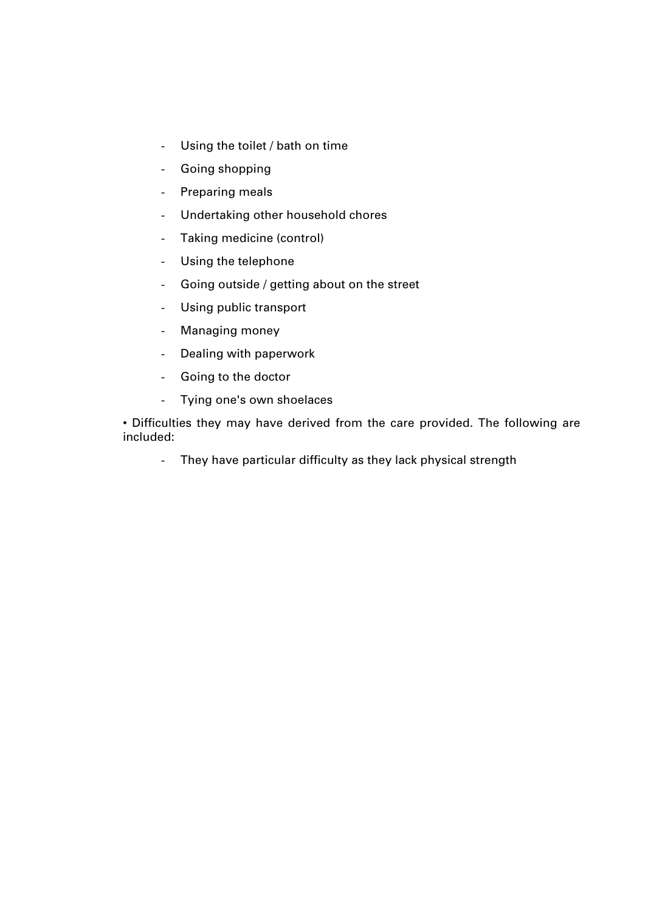- Using the toilet / bath on time
- Going shopping
- Preparing meals
- Undertaking other household chores
- Taking medicine (control)
- Using the telephone
- Going outside / getting about on the street
- Using public transport
- Managing money
- Dealing with paperwork
- Going to the doctor
- Tying one's own shoelaces

• Difficulties they may have derived from the care provided. The following are included:

- They have particular difficulty as they lack physical strength